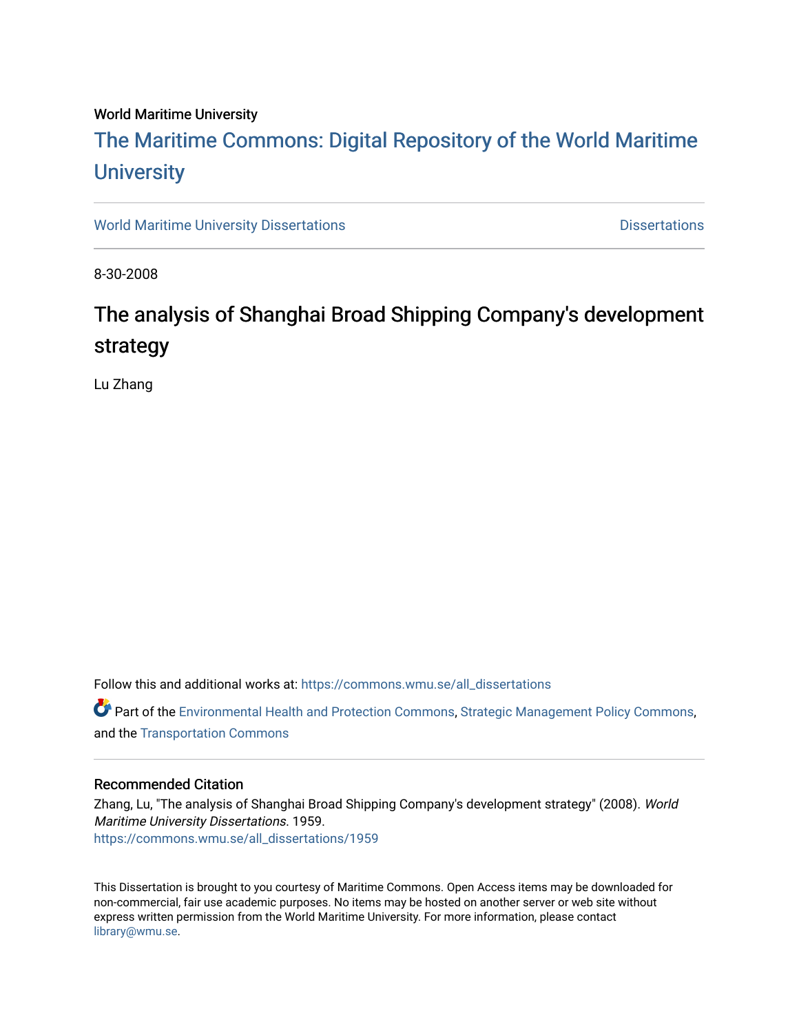World Maritime University

# The Maritime Commons: Digital Repository of the World Maritime University

World Maritime University Dissertations | Dissertations

8-30-2008

## The analysis of Shanghai Broad Shipping Company's development strategy

Lu Zhang

Follow this and additional works at: https://commons.wmu.se/all_dissertations

Part of the Environmental Health and Protection Commons, Strategic Management Policy Commons, and the Transportation Commons

### Recommended Citation

Zhang, Lu, "The analysis of Shanghai Broad Shipping Company's development strategy" (2008). *World Maritime University Dissertations*. 1959.
https://commons.wmu.se/all_dissertations/1959

This Dissertation is brought to you courtesy of Maritime Commons. Open Access items may be downloaded for non-commercial, fair use academic purposes. No items may be hosted on another server or web site without express written permission from the World Maritime University. For more information, please contact library@wmu.se.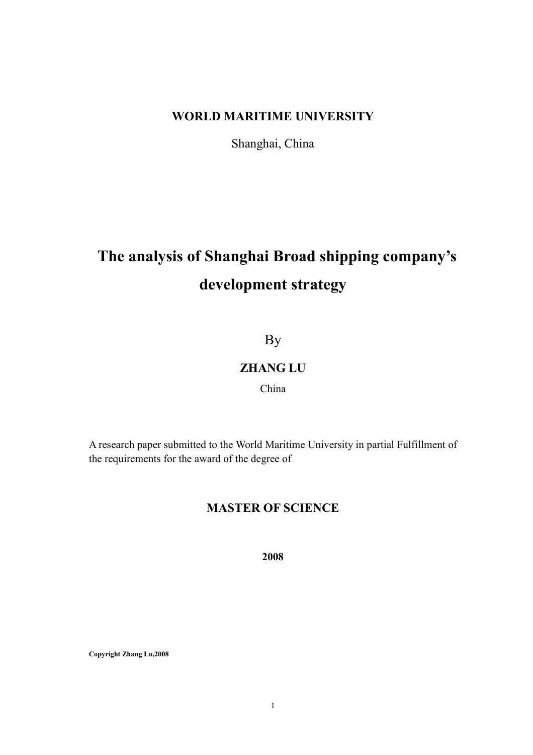**WORLD MARITIME UNIVERSITY**

Shanghai, China

# The analysis of Shanghai Broad shipping company's development strategy

By

**ZHANG LU**

China

A research paper submitted to the World Maritime University in partial Fulfillment of the requirements for the award of the degree of

**MASTER OF SCIENCE**

**2008**

**Copyright Zhang Lu,2008**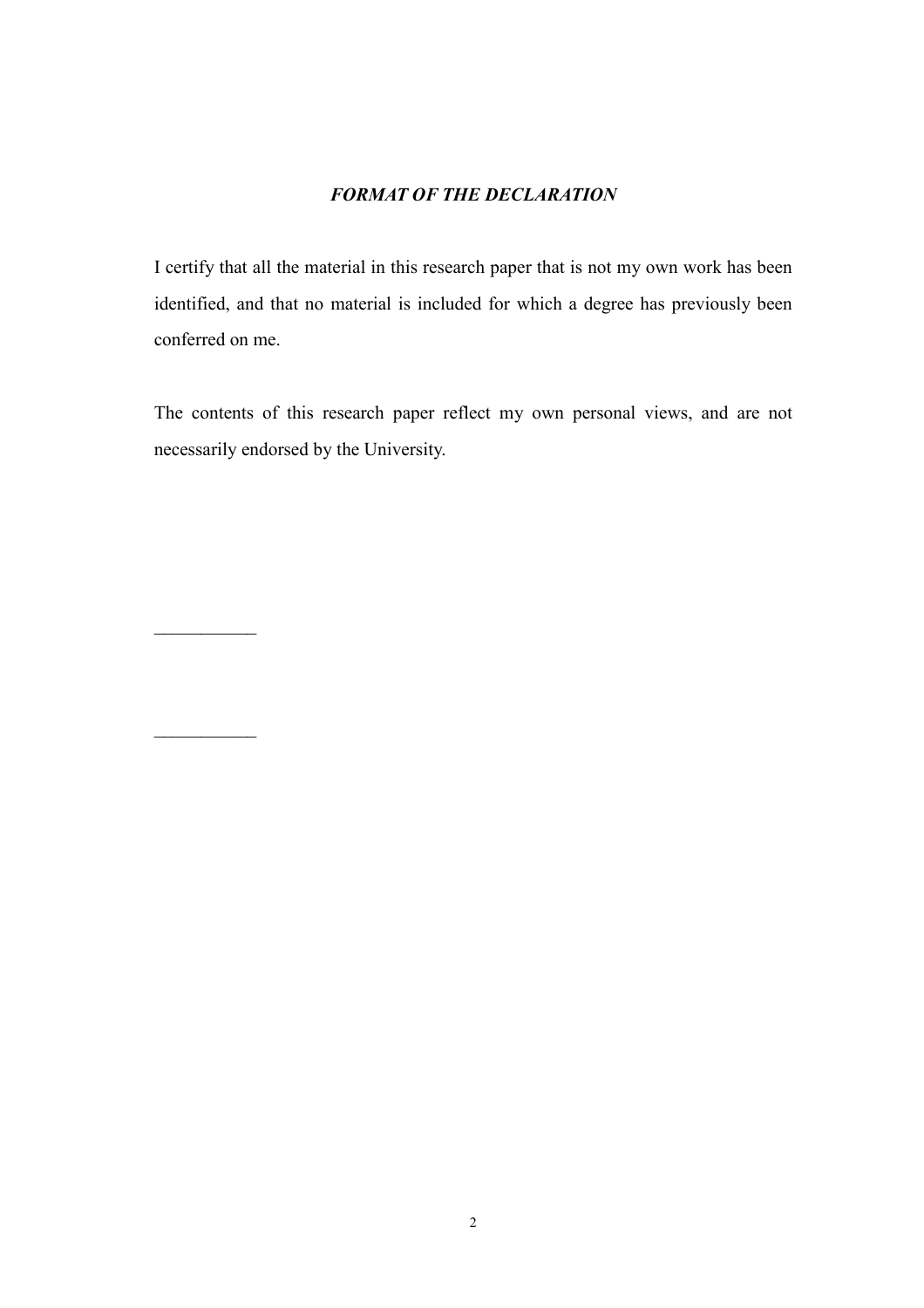### *FORMAT OF THE DECLARATION*

I certify that all the material in this research paper that is not my own work has been identified, and that no material is included for which a degree has previously been conferred on me.

The contents of this research paper reflect my own personal views, and are not necessarily endorsed by the University.

___________

___________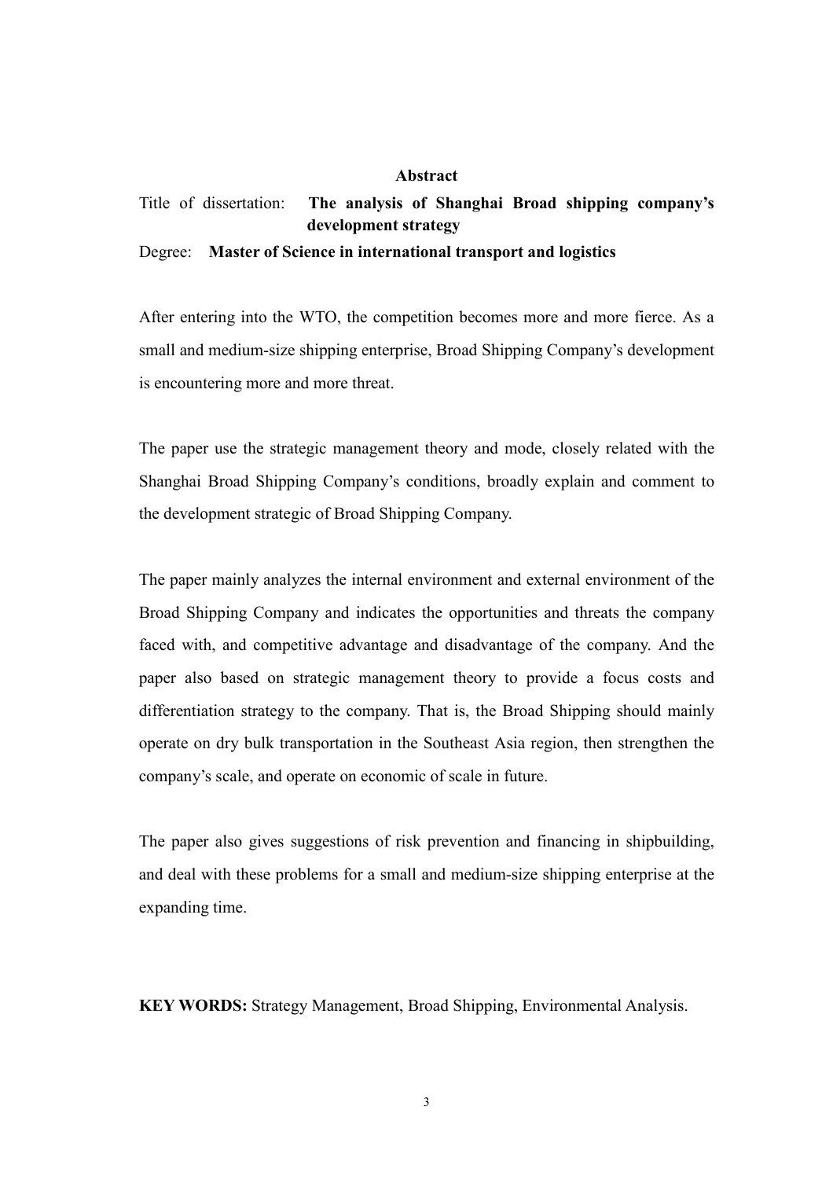## Abstract

Title of dissertation: **The analysis of Shanghai Broad shipping company's development strategy**

Degree: **Master of Science in international transport and logistics**

After entering into the WTO, the competition becomes more and more fierce. As a small and medium-size shipping enterprise, Broad Shipping Company's development is encountering more and more threat.

The paper use the strategic management theory and mode, closely related with the Shanghai Broad Shipping Company's conditions, broadly explain and comment to the development strategic of Broad Shipping Company.

The paper mainly analyzes the internal environment and external environment of the Broad Shipping Company and indicates the opportunities and threats the company faced with, and competitive advantage and disadvantage of the company. And the paper also based on strategic management theory to provide a focus costs and differentiation strategy to the company. That is, the Broad Shipping should mainly operate on dry bulk transportation in the Southeast Asia region, then strengthen the company's scale, and operate on economic of scale in future.

The paper also gives suggestions of risk prevention and financing in shipbuilding, and deal with these problems for a small and medium-size shipping enterprise at the expanding time.

**KEY WORDS:** Strategy Management, Broad Shipping, Environmental Analysis.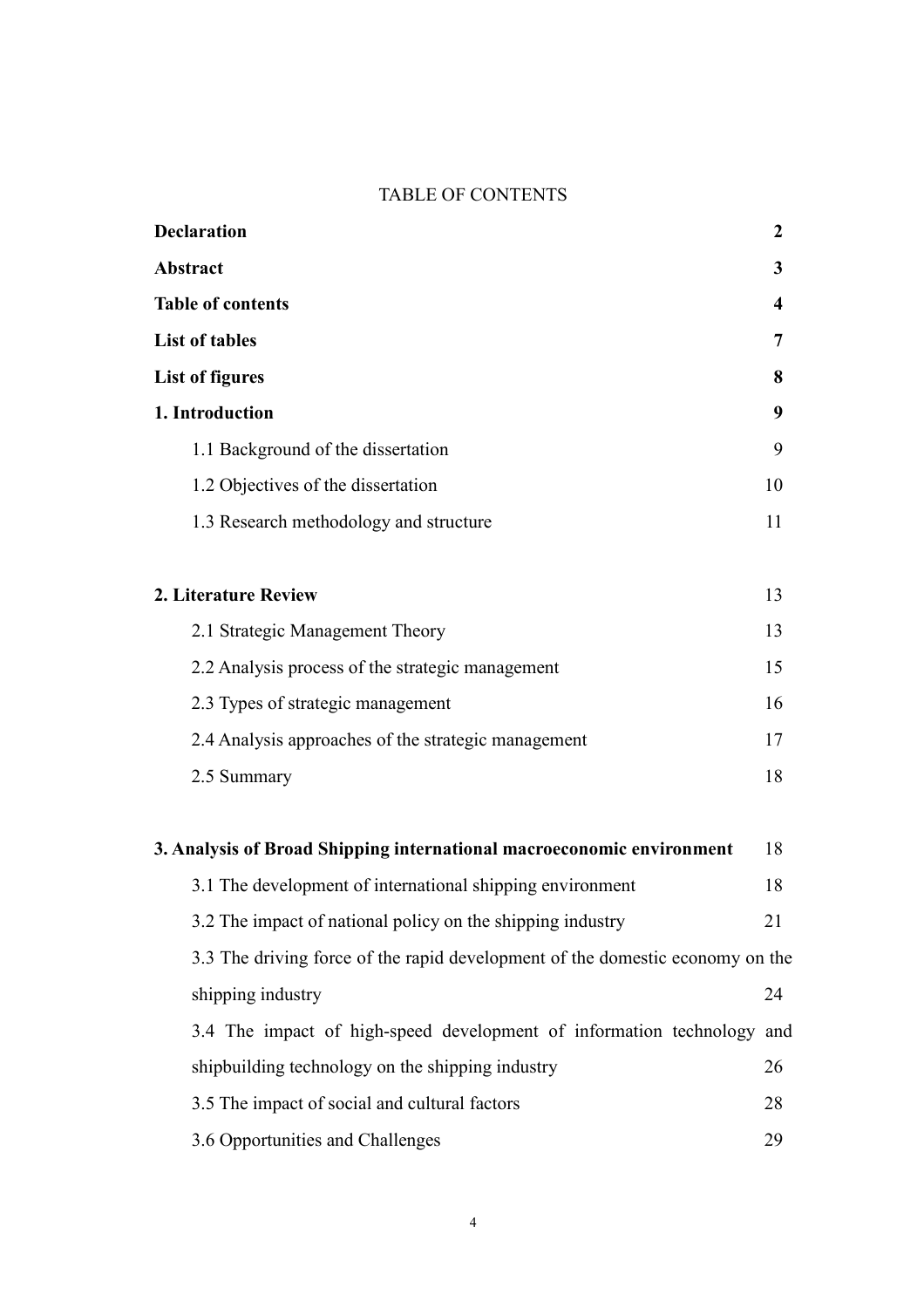TABLE OF CONTENTS

| | |
|---|---|
| **Declaration** | **2** |
| **Abstract** | **3** |
| **Table of contents** | **4** |
| **List of tables** | **7** |
| **List of figures** | **8** |
| **1. Introduction** | **9** |
| 1.1 Background of the dissertation | 9 |
| 1.2 Objectives of the dissertation | 10 |
| 1.3 Research methodology and structure | 11 |
| **2. Literature Review** | 13 |
| 2.1 Strategic Management Theory | 13 |
| 2.2 Analysis process of the strategic management | 15 |
| 2.3 Types of strategic management | 16 |
| 2.4 Analysis approaches of the strategic management | 17 |
| 2.5 Summary | 18 |
| **3. Analysis of Broad Shipping international macroeconomic environment** | 18 |
| 3.1 The development of international shipping environment | 18 |
| 3.2 The impact of national policy on the shipping industry | 21 |
| 3.3 The driving force of the rapid development of the domestic economy on the shipping industry | 24 |
| 3.4 The impact of high-speed development of information technology and shipbuilding technology on the shipping industry | 26 |
| 3.5 The impact of social and cultural factors | 28 |
| 3.6 Opportunities and Challenges | 29 |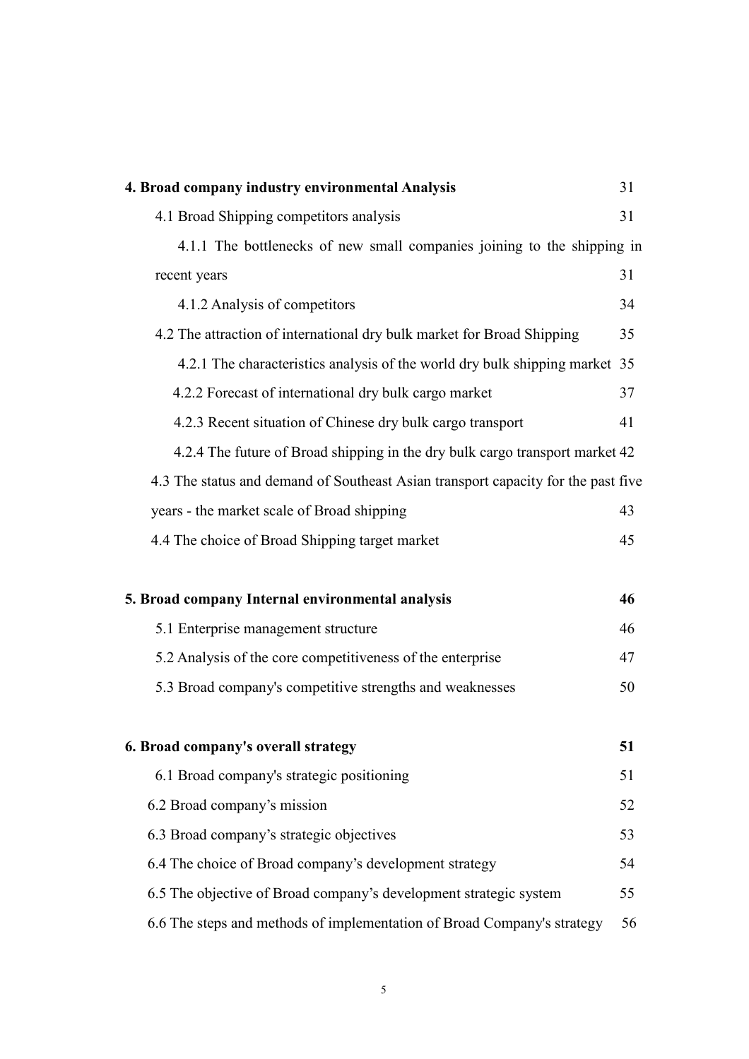**4. Broad company industry environmental Analysis** 31

4.1 Broad Shipping competitors analysis 31

4.1.1 The bottlenecks of new small companies joining to the shipping in recent years 31

4.1.2 Analysis of competitors 34

4.2 The attraction of international dry bulk market for Broad Shipping 35

4.2.1 The characteristics analysis of the world dry bulk shipping market 35

4.2.2 Forecast of international dry bulk cargo market 37

4.2.3 Recent situation of Chinese dry bulk cargo transport 41

4.2.4 The future of Broad shipping in the dry bulk cargo transport market 42

4.3 The status and demand of Southeast Asian transport capacity for the past five years - the market scale of Broad shipping 43

4.4 The choice of Broad Shipping target market 45

**5. Broad company Internal environmental analysis** **46**

5.1 Enterprise management structure 46

5.2 Analysis of the core competitiveness of the enterprise 47

5.3 Broad company's competitive strengths and weaknesses 50

**6. Broad company's overall strategy** **51**

6.1 Broad company's strategic positioning 51

6.2 Broad company's mission 52

6.3 Broad company's strategic objectives 53

6.4 The choice of Broad company's development strategy 54

6.5 The objective of Broad company's development strategic system 55

6.6 The steps and methods of implementation of Broad Company's strategy 56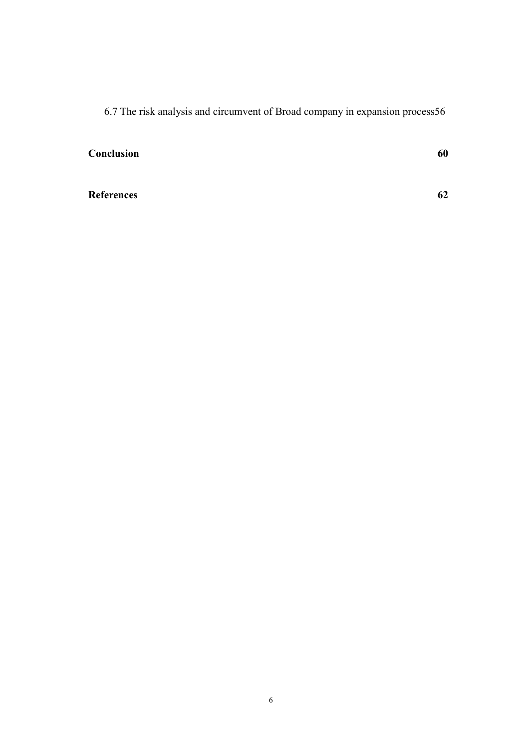6.7 The risk analysis and circumvent of Broad company in expansion process56

**Conclusion** **60**

**References** **62**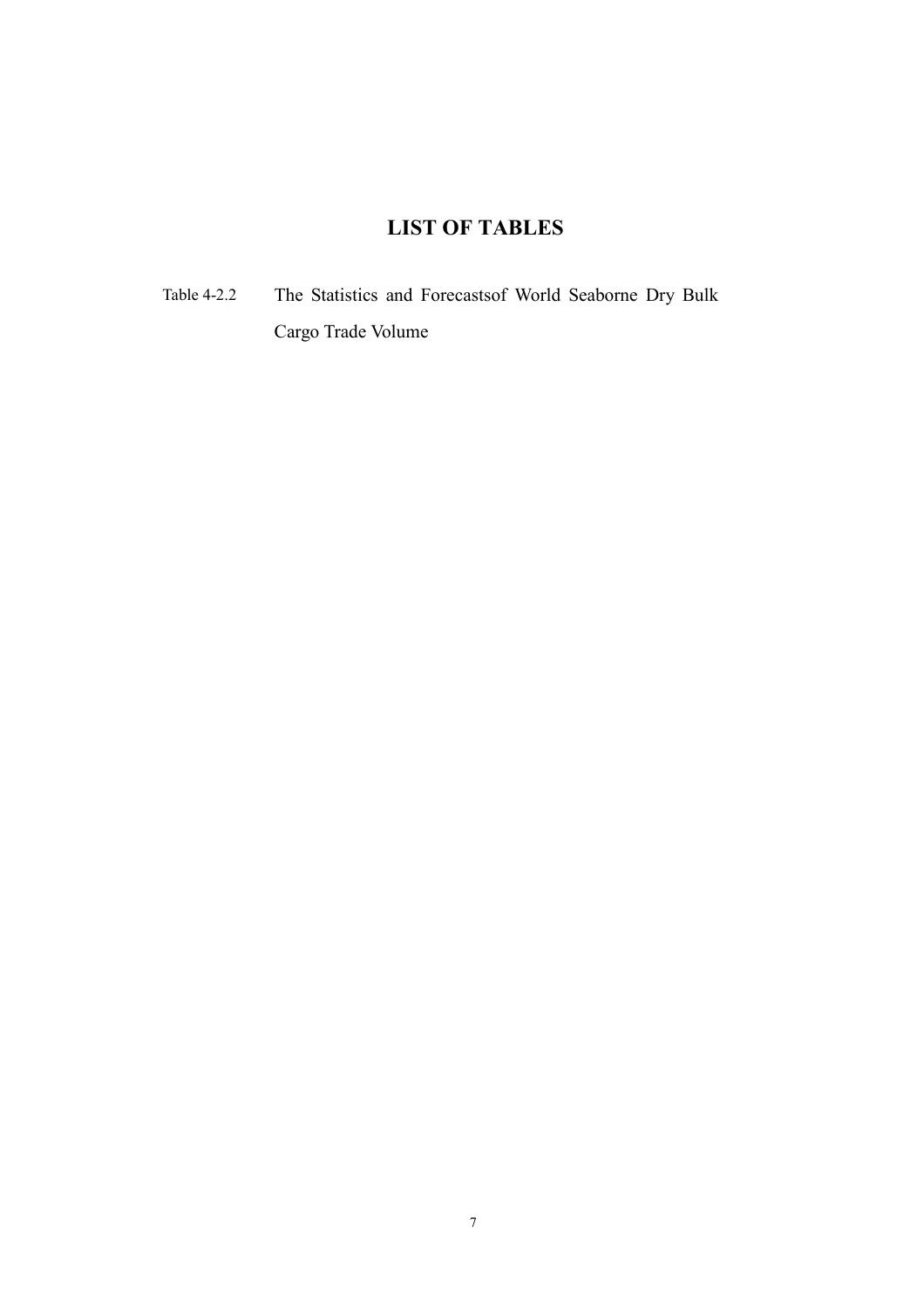# LIST OF TABLES

Table 4-2.2 The Statistics and Forecastsof World Seaborne Dry Bulk Cargo Trade Volume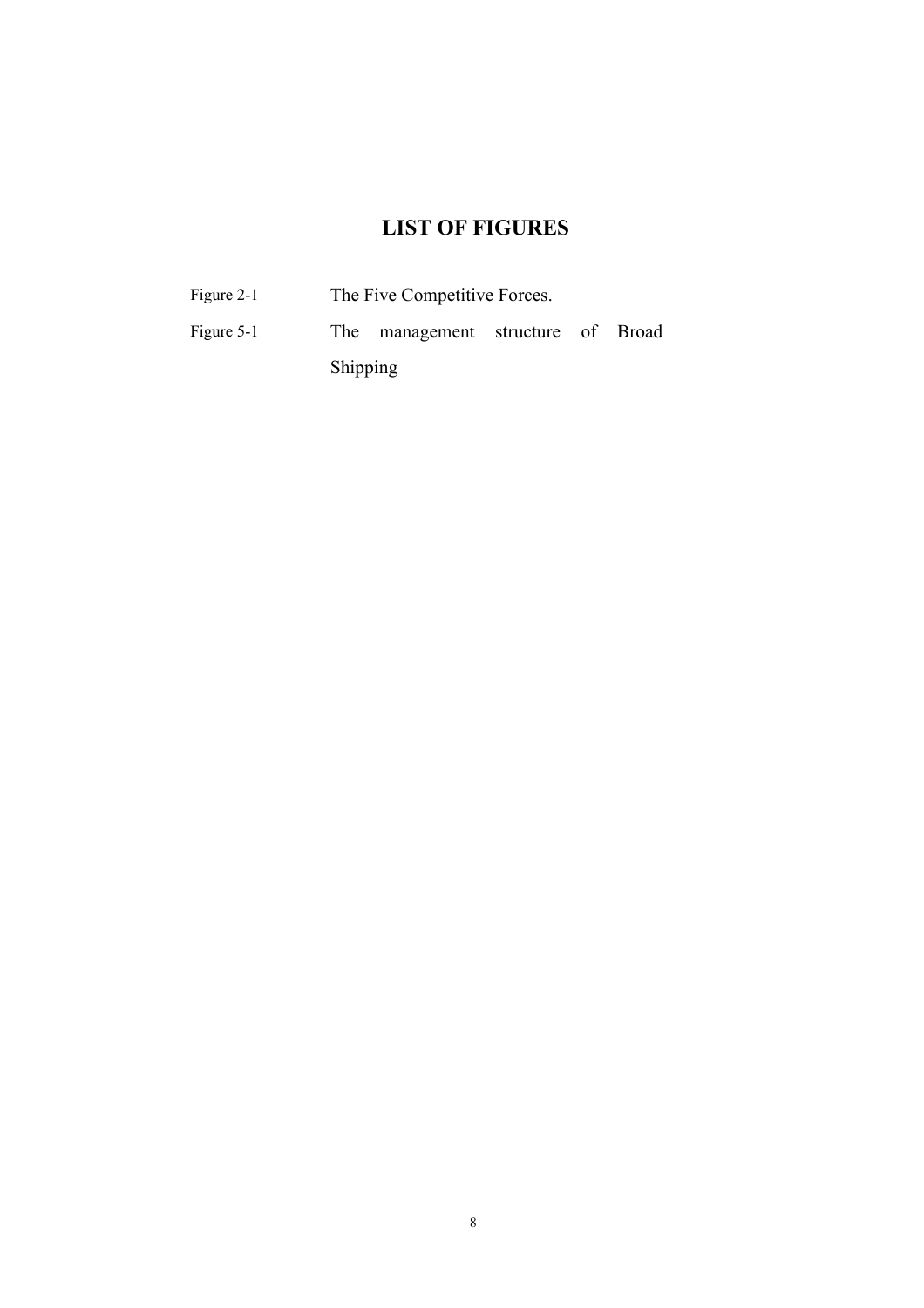# LIST OF FIGURES

| | |
|---|---|
| Figure 2-1 | The Five Competitive Forces. |
| Figure 5-1 | The management structure of Broad Shipping |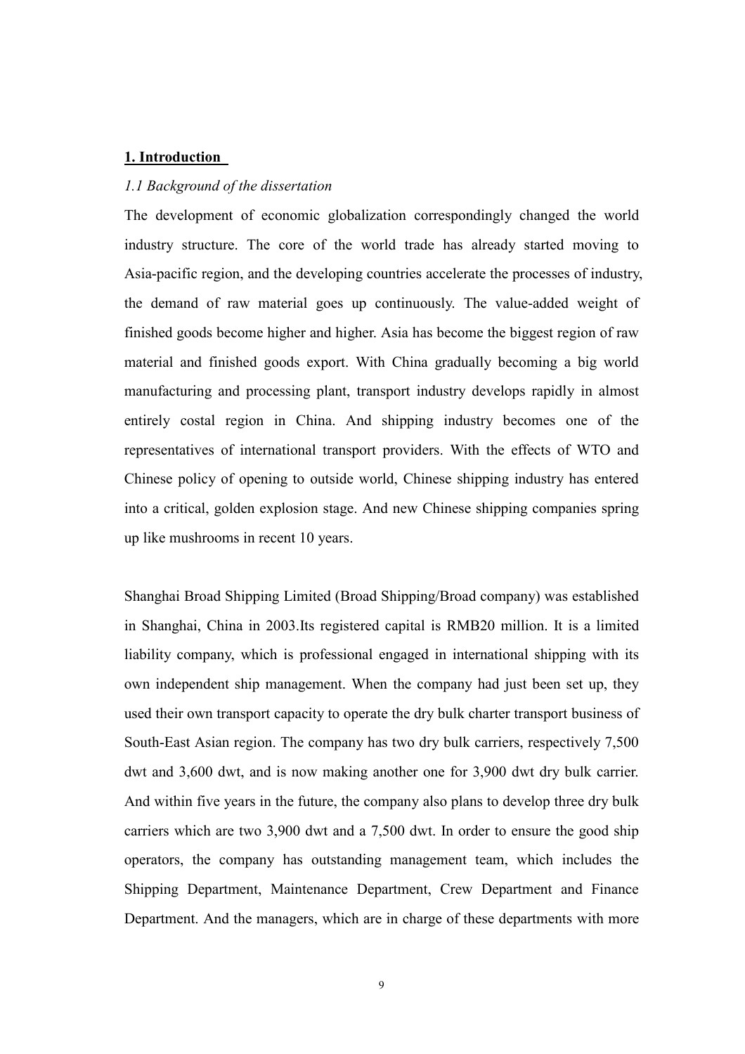## 1. Introduction

### *1.1 Background of the dissertation*

The development of economic globalization correspondingly changed the world industry structure. The core of the world trade has already started moving to Asia-pacific region, and the developing countries accelerate the processes of industry, the demand of raw material goes up continuously. The value-added weight of finished goods become higher and higher. Asia has become the biggest region of raw material and finished goods export. With China gradually becoming a big world manufacturing and processing plant, transport industry develops rapidly in almost entirely costal region in China. And shipping industry becomes one of the representatives of international transport providers. With the effects of WTO and Chinese policy of opening to outside world, Chinese shipping industry has entered into a critical, golden explosion stage. And new Chinese shipping companies spring up like mushrooms in recent 10 years.

Shanghai Broad Shipping Limited (Broad Shipping/Broad company) was established in Shanghai, China in 2003.Its registered capital is RMB20 million. It is a limited liability company, which is professional engaged in international shipping with its own independent ship management. When the company had just been set up, they used their own transport capacity to operate the dry bulk charter transport business of South-East Asian region. The company has two dry bulk carriers, respectively 7,500 dwt and 3,600 dwt, and is now making another one for 3,900 dwt dry bulk carrier. And within five years in the future, the company also plans to develop three dry bulk carriers which are two 3,900 dwt and a 7,500 dwt. In order to ensure the good ship operators, the company has outstanding management team, which includes the Shipping Department, Maintenance Department, Crew Department and Finance Department. And the managers, which are in charge of these departments with more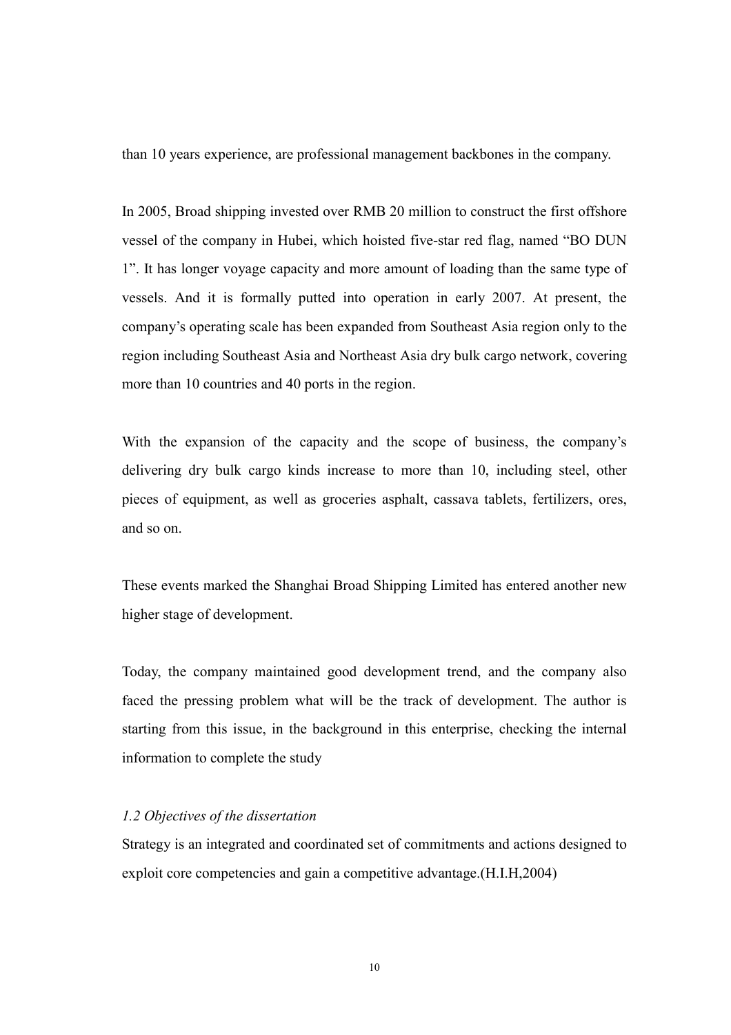than 10 years experience, are professional management backbones in the company.

In 2005, Broad shipping invested over RMB 20 million to construct the first offshore vessel of the company in Hubei, which hoisted five-star red flag, named "BO DUN 1". It has longer voyage capacity and more amount of loading than the same type of vessels. And it is formally putted into operation in early 2007. At present, the company's operating scale has been expanded from Southeast Asia region only to the region including Southeast Asia and Northeast Asia dry bulk cargo network, covering more than 10 countries and 40 ports in the region.

With the expansion of the capacity and the scope of business, the company's delivering dry bulk cargo kinds increase to more than 10, including steel, other pieces of equipment, as well as groceries asphalt, cassava tablets, fertilizers, ores, and so on.

These events marked the Shanghai Broad Shipping Limited has entered another new higher stage of development.

Today, the company maintained good development trend, and the company also faced the pressing problem what will be the track of development. The author is starting from this issue, in the background in this enterprise, checking the internal information to complete the study

### *1.2 Objectives of the dissertation*

Strategy is an integrated and coordinated set of commitments and actions designed to exploit core competencies and gain a competitive advantage.(H.I.H,2004)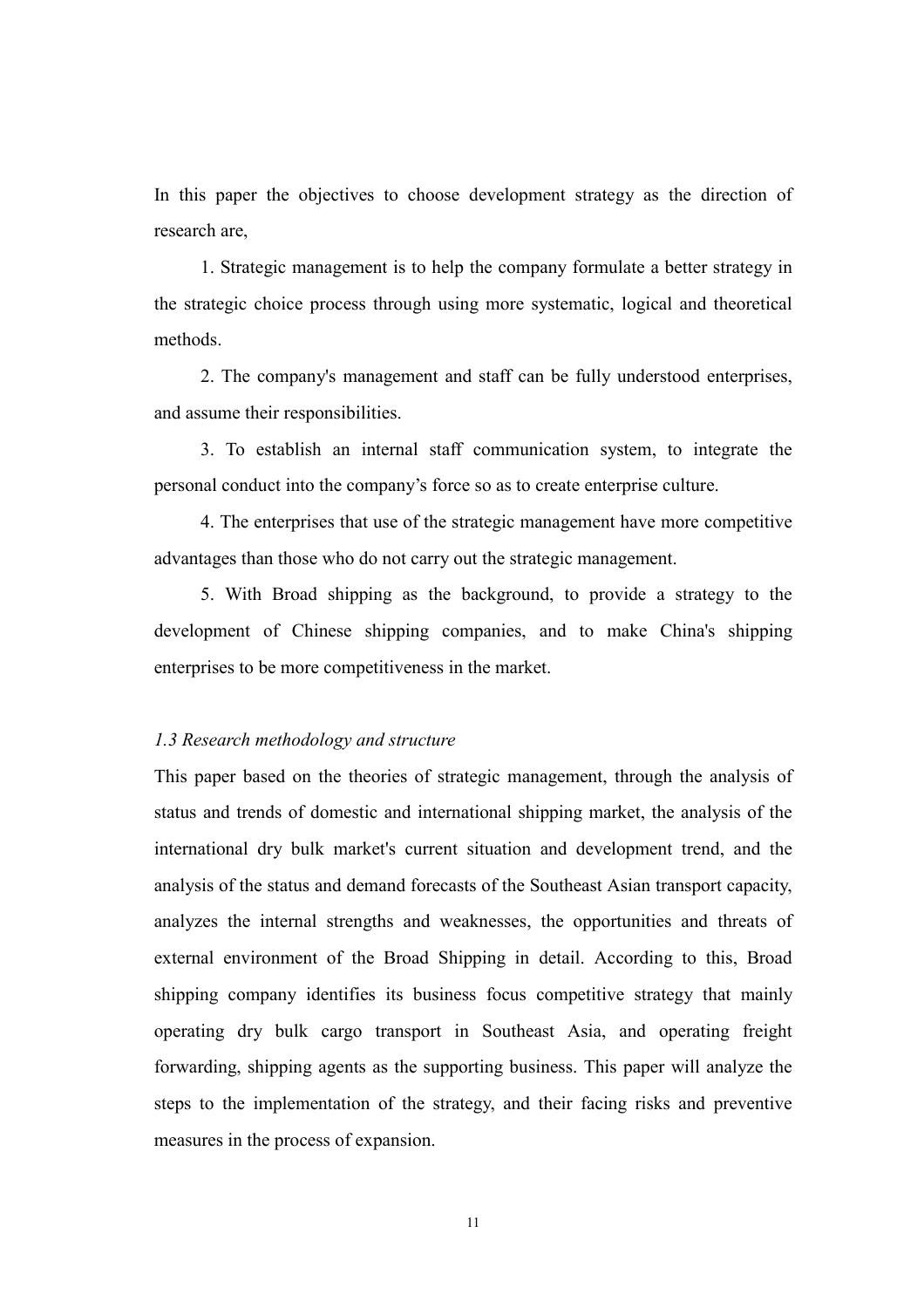In this paper the objectives to choose development strategy as the direction of research are,

1. Strategic management is to help the company formulate a better strategy in the strategic choice process through using more systematic, logical and theoretical methods.

2. The company's management and staff can be fully understood enterprises, and assume their responsibilities.

3. To establish an internal staff communication system, to integrate the personal conduct into the company's force so as to create enterprise culture.

4. The enterprises that use of the strategic management have more competitive advantages than those who do not carry out the strategic management.

5. With Broad shipping as the background, to provide a strategy to the development of Chinese shipping companies, and to make China's shipping enterprises to be more competitiveness in the market.

### *1.3 Research methodology and structure*

This paper based on the theories of strategic management, through the analysis of status and trends of domestic and international shipping market, the analysis of the international dry bulk market's current situation and development trend, and the analysis of the status and demand forecasts of the Southeast Asian transport capacity, analyzes the internal strengths and weaknesses, the opportunities and threats of external environment of the Broad Shipping in detail. According to this, Broad shipping company identifies its business focus competitive strategy that mainly operating dry bulk cargo transport in Southeast Asia, and operating freight forwarding, shipping agents as the supporting business. This paper will analyze the steps to the implementation of the strategy, and their facing risks and preventive measures in the process of expansion.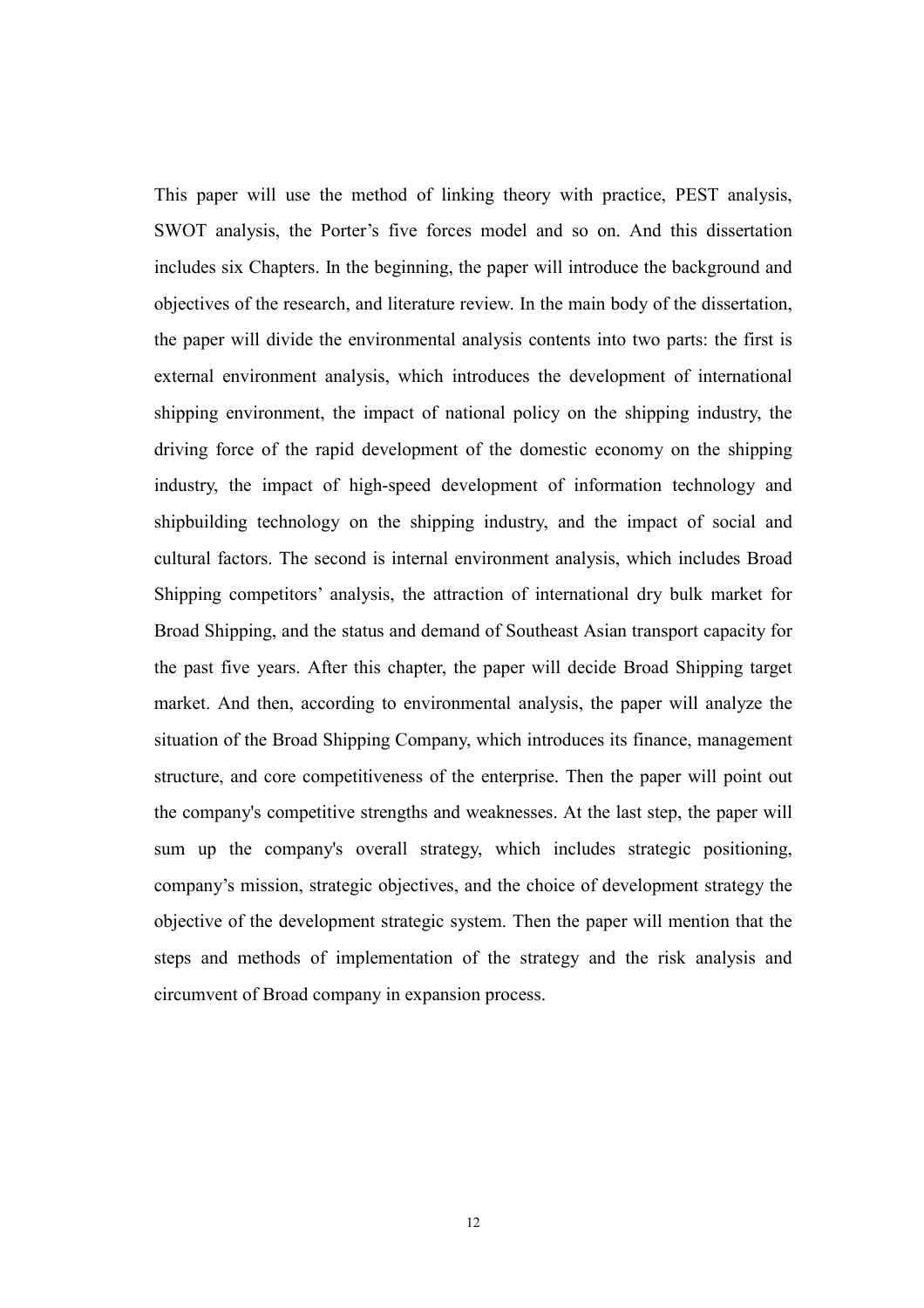This paper will use the method of linking theory with practice, PEST analysis, SWOT analysis, the Porter's five forces model and so on. And this dissertation includes six Chapters. In the beginning, the paper will introduce the background and objectives of the research, and literature review. In the main body of the dissertation, the paper will divide the environmental analysis contents into two parts: the first is external environment analysis, which introduces the development of international shipping environment, the impact of national policy on the shipping industry, the driving force of the rapid development of the domestic economy on the shipping industry, the impact of high-speed development of information technology and shipbuilding technology on the shipping industry, and the impact of social and cultural factors. The second is internal environment analysis, which includes Broad Shipping competitors' analysis, the attraction of international dry bulk market for Broad Shipping, and the status and demand of Southeast Asian transport capacity for the past five years. After this chapter, the paper will decide Broad Shipping target market. And then, according to environmental analysis, the paper will analyze the situation of the Broad Shipping Company, which introduces its finance, management structure, and core competitiveness of the enterprise. Then the paper will point out the company's competitive strengths and weaknesses. At the last step, the paper will sum up the company's overall strategy, which includes strategic positioning, company's mission, strategic objectives, and the choice of development strategy the objective of the development strategic system. Then the paper will mention that the steps and methods of implementation of the strategy and the risk analysis and circumvent of Broad company in expansion process.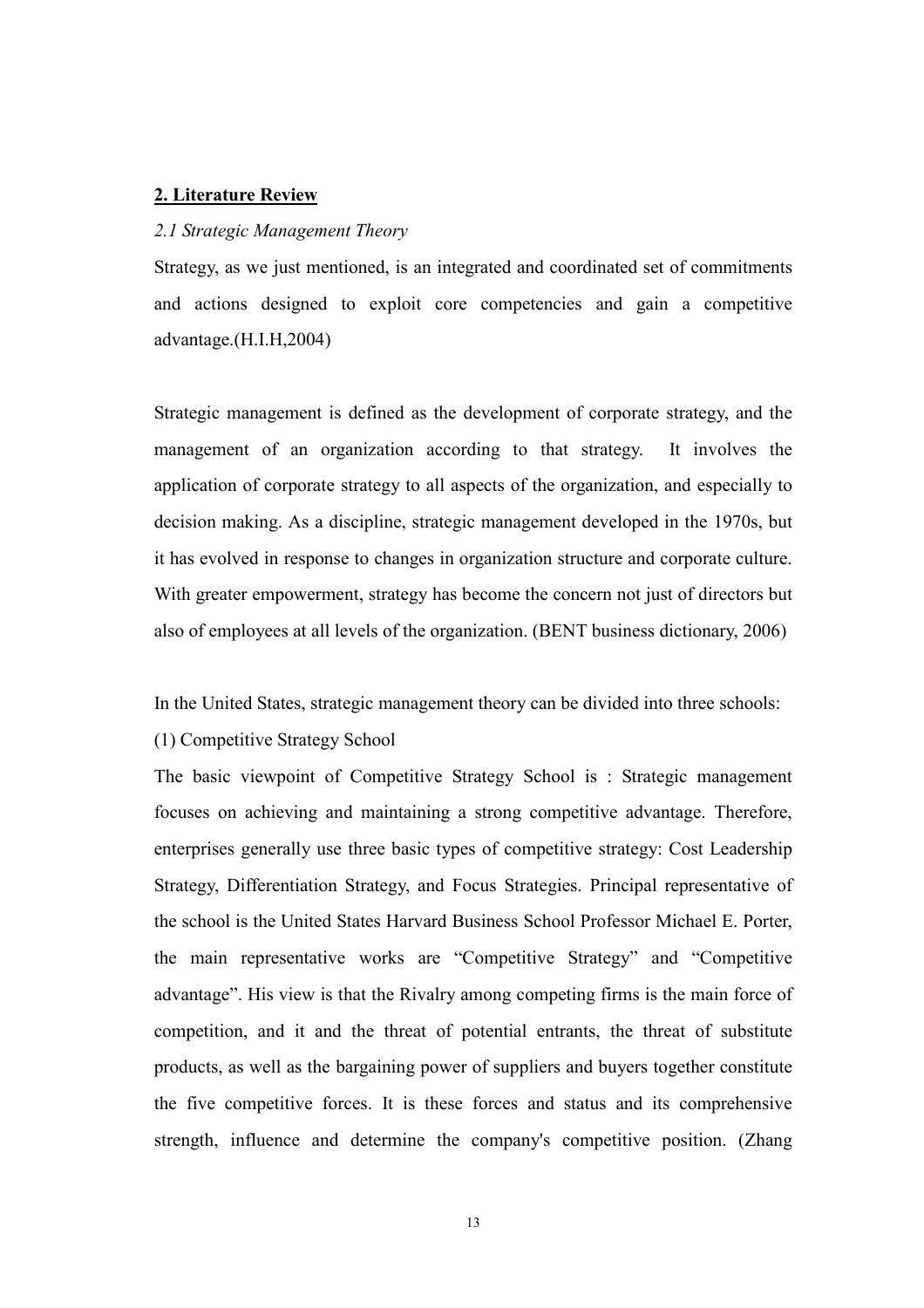## 2. Literature Review

### *2.1 Strategic Management Theory*

Strategy, as we just mentioned, is an integrated and coordinated set of commitments and actions designed to exploit core competencies and gain a competitive advantage.(H.I.H,2004)

Strategic management is defined as the development of corporate strategy, and the management of an organization according to that strategy. It involves the application of corporate strategy to all aspects of the organization, and especially to decision making. As a discipline, strategic management developed in the 1970s, but it has evolved in response to changes in organization structure and corporate culture. With greater empowerment, strategy has become the concern not just of directors but also of employees at all levels of the organization. (BENT business dictionary, 2006)

In the United States, strategic management theory can be divided into three schools:

(1) Competitive Strategy School

The basic viewpoint of Competitive Strategy School is : Strategic management focuses on achieving and maintaining a strong competitive advantage. Therefore, enterprises generally use three basic types of competitive strategy: Cost Leadership Strategy, Differentiation Strategy, and Focus Strategies. Principal representative of the school is the United States Harvard Business School Professor Michael E. Porter, the main representative works are "Competitive Strategy" and "Competitive advantage". His view is that the Rivalry among competing firms is the main force of competition, and it and the threat of potential entrants, the threat of substitute products, as well as the bargaining power of suppliers and buyers together constitute the five competitive forces. It is these forces and status and its comprehensive strength, influence and determine the company's competitive position. (Zhang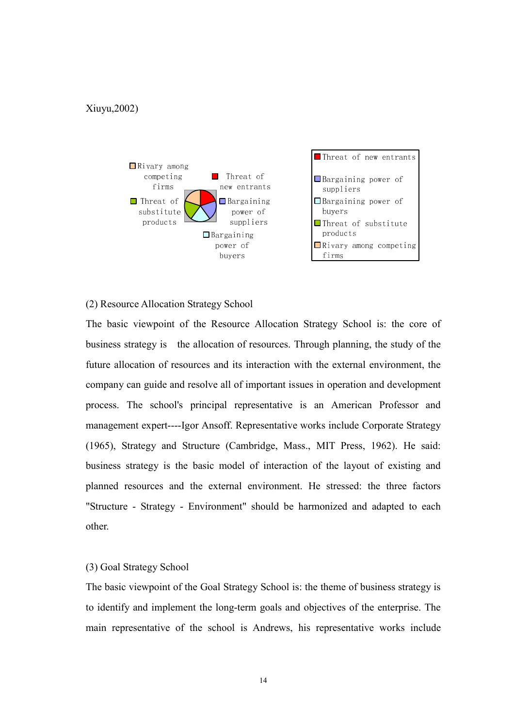Xiuyu,2002)

(2) Resource Allocation Strategy School

The basic viewpoint of the Resource Allocation Strategy School is: the core of business strategy is the allocation of resources. Through planning, the study of the future allocation of resources and its interaction with the external environment, the company can guide and resolve all of important issues in operation and development process. The school's principal representative is an American Professor and management expert----Igor Ansoff. Representative works include Corporate Strategy (1965), Strategy and Structure (Cambridge, Mass., MIT Press, 1962). He said: business strategy is the basic model of interaction of the layout of existing and planned resources and the external environment. He stressed: the three factors "Structure - Strategy - Environment" should be harmonized and adapted to each other.

(3) Goal Strategy School

The basic viewpoint of the Goal Strategy School is: the theme of business strategy is to identify and implement the long-term goals and objectives of the enterprise. The main representative of the school is Andrews, his representative works include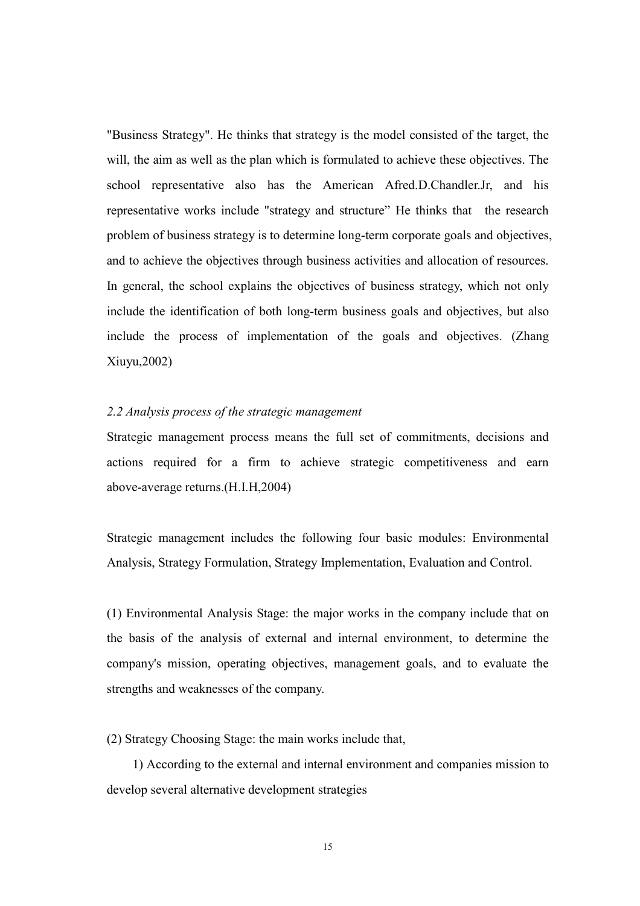"Business Strategy". He thinks that strategy is the model consisted of the target, the will, the aim as well as the plan which is formulated to achieve these objectives. The school representative also has the American Afred.D.Chandler.Jr, and his representative works include "strategy and structure" He thinks that the research problem of business strategy is to determine long-term corporate goals and objectives, and to achieve the objectives through business activities and allocation of resources. In general, the school explains the objectives of business strategy, which not only include the identification of both long-term business goals and objectives, but also include the process of implementation of the goals and objectives. (Zhang Xiuyu,2002)

*2.2 Analysis process of the strategic management*

Strategic management process means the full set of commitments, decisions and actions required for a firm to achieve strategic competitiveness and earn above-average returns.(H.I.H,2004)

Strategic management includes the following four basic modules: Environmental Analysis, Strategy Formulation, Strategy Implementation, Evaluation and Control.

(1) Environmental Analysis Stage: the major works in the company include that on the basis of the analysis of external and internal environment, to determine the company's mission, operating objectives, management goals, and to evaluate the strengths and weaknesses of the company.

(2) Strategy Choosing Stage: the main works include that,

1) According to the external and internal environment and companies mission to develop several alternative development strategies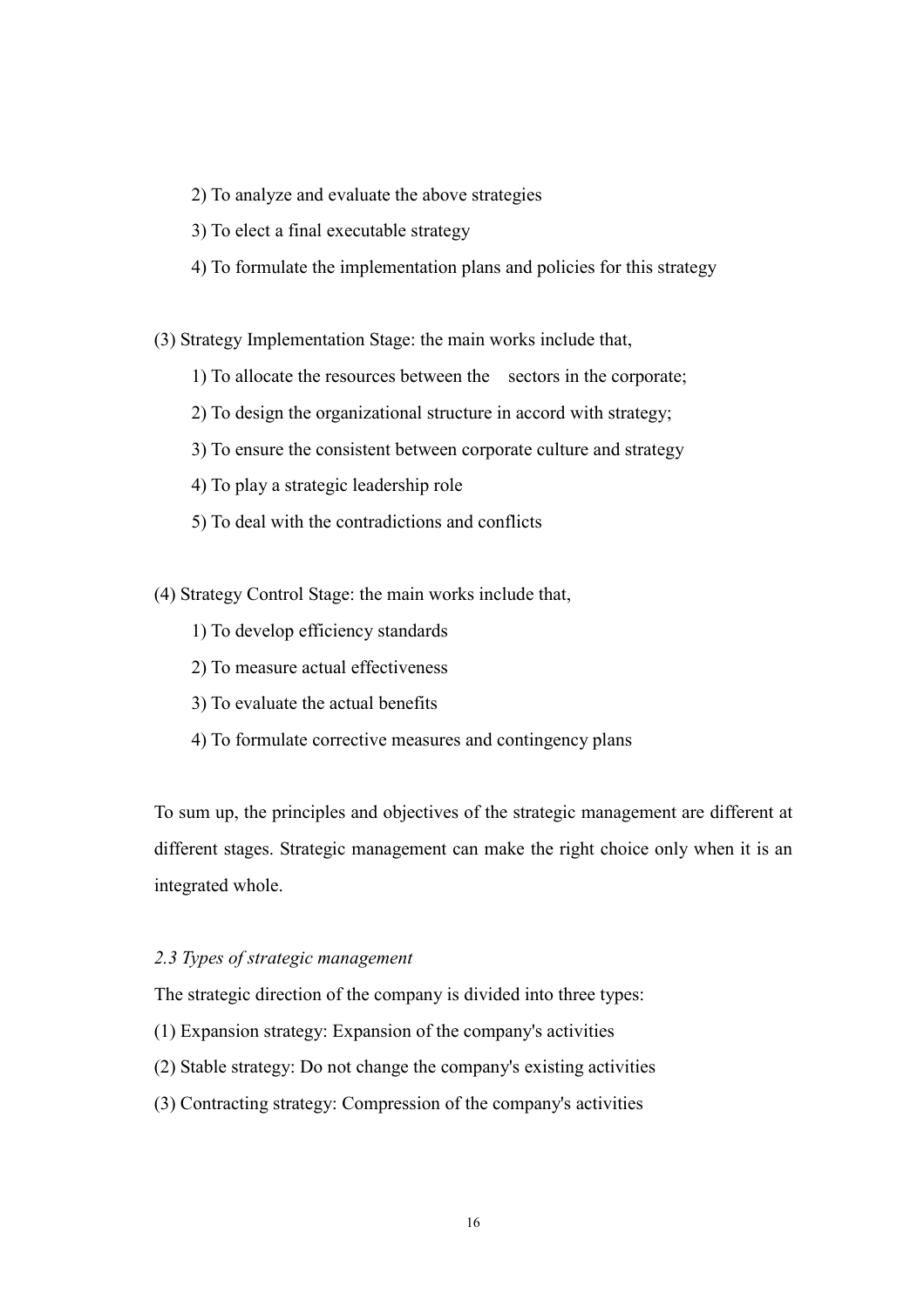2) To analyze and evaluate the above strategies

3) To elect a final executable strategy

4) To formulate the implementation plans and policies for this strategy

(3) Strategy Implementation Stage: the main works include that,

1) To allocate the resources between the  sectors in the corporate;

2) To design the organizational structure in accord with strategy;

3) To ensure the consistent between corporate culture and strategy

4) To play a strategic leadership role

5) To deal with the contradictions and conflicts

(4) Strategy Control Stage: the main works include that,

1) To develop efficiency standards

2) To measure actual effectiveness

3) To evaluate the actual benefits

4) To formulate corrective measures and contingency plans

To sum up, the principles and objectives of the strategic management are different at different stages. Strategic management can make the right choice only when it is an integrated whole.

### *2.3 Types of strategic management*

The strategic direction of the company is divided into three types:

(1) Expansion strategy: Expansion of the company's activities

(2) Stable strategy: Do not change the company's existing activities

(3) Contracting strategy: Compression of the company's activities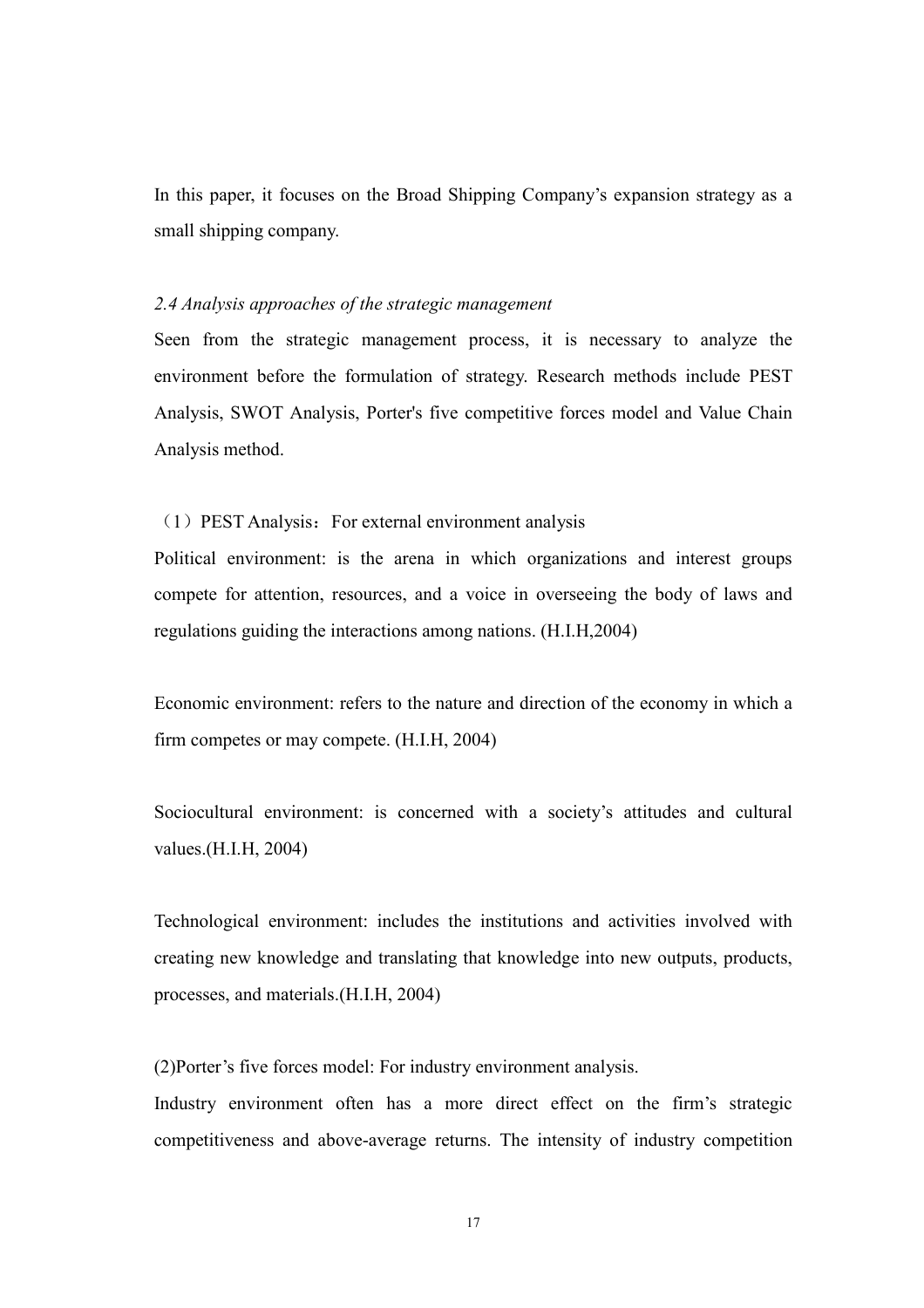In this paper, it focuses on the Broad Shipping Company's expansion strategy as a small shipping company.

### *2.4 Analysis approaches of the strategic management*

Seen from the strategic management process, it is necessary to analyze the environment before the formulation of strategy. Research methods include PEST Analysis, SWOT Analysis, Porter's five competitive forces model and Value Chain Analysis method.

（1）PEST Analysis：For external environment analysis

Political environment: is the arena in which organizations and interest groups compete for attention, resources, and a voice in overseeing the body of laws and regulations guiding the interactions among nations. (H.I.H,2004)

Economic environment: refers to the nature and direction of the economy in which a firm competes or may compete. (H.I.H, 2004)

Sociocultural environment: is concerned with a society's attitudes and cultural values.(H.I.H, 2004)

Technological environment: includes the institutions and activities involved with creating new knowledge and translating that knowledge into new outputs, products, processes, and materials.(H.I.H, 2004)

(2)Porter's five forces model: For industry environment analysis.

Industry environment often has a more direct effect on the firm's strategic competitiveness and above-average returns. The intensity of industry competition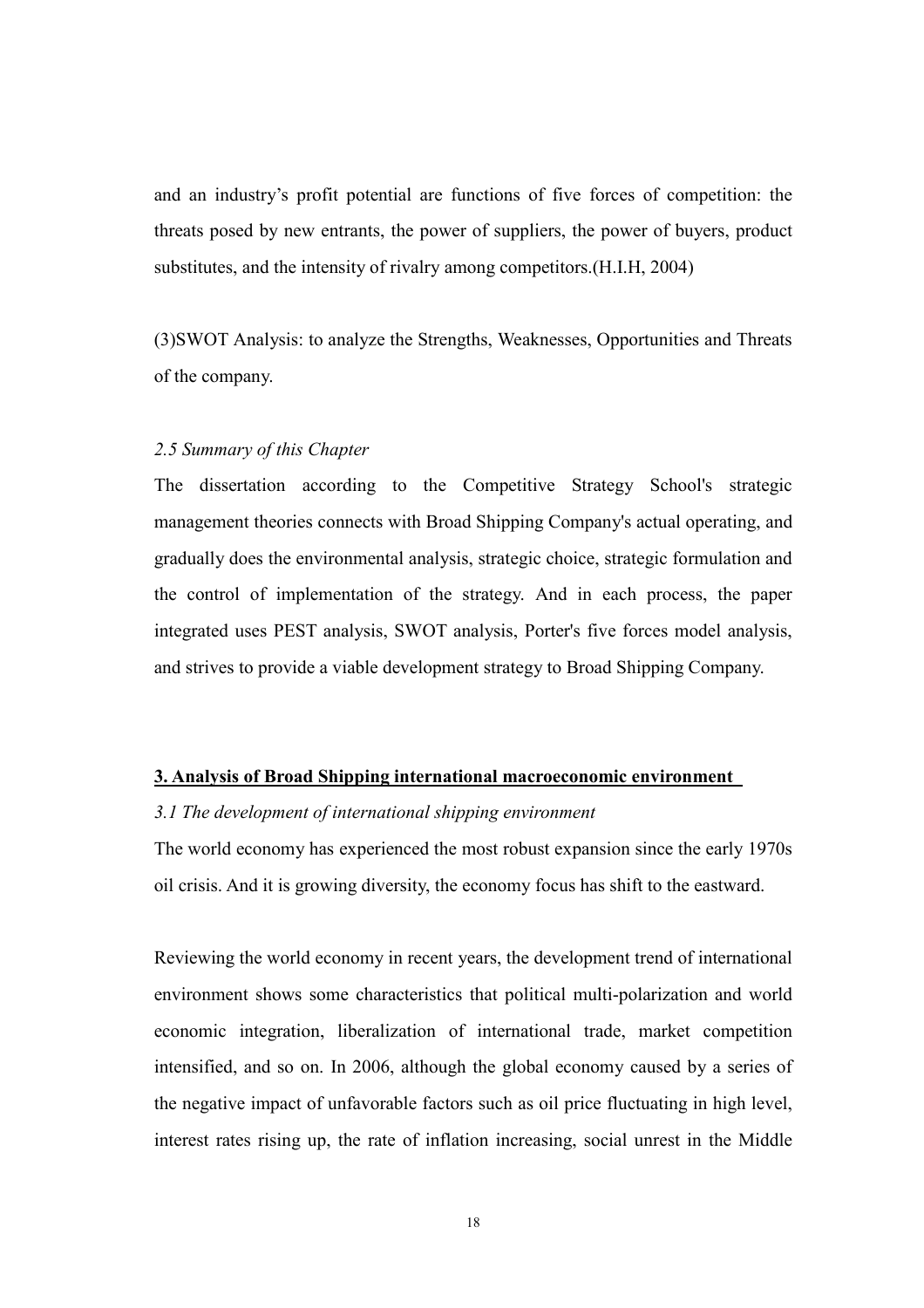and an industry's profit potential are functions of five forces of competition: the threats posed by new entrants, the power of suppliers, the power of buyers, product substitutes, and the intensity of rivalry among competitors.(H.I.H, 2004)

(3)SWOT Analysis: to analyze the Strengths, Weaknesses, Opportunities and Threats of the company.

*2.5 Summary of this Chapter*

The dissertation according to the Competitive Strategy School's strategic management theories connects with Broad Shipping Company's actual operating, and gradually does the environmental analysis, strategic choice, strategic formulation and the control of implementation of the strategy. And in each process, the paper integrated uses PEST analysis, SWOT analysis, Porter's five forces model analysis, and strives to provide a viable development strategy to Broad Shipping Company.

## 3. Analysis of Broad Shipping international macroeconomic environment

*3.1 The development of international shipping environment*

The world economy has experienced the most robust expansion since the early 1970s oil crisis. And it is growing diversity, the economy focus has shift to the eastward.

Reviewing the world economy in recent years, the development trend of international environment shows some characteristics that political multi-polarization and world economic integration, liberalization of international trade, market competition intensified, and so on. In 2006, although the global economy caused by a series of the negative impact of unfavorable factors such as oil price fluctuating in high level, interest rates rising up, the rate of inflation increasing, social unrest in the Middle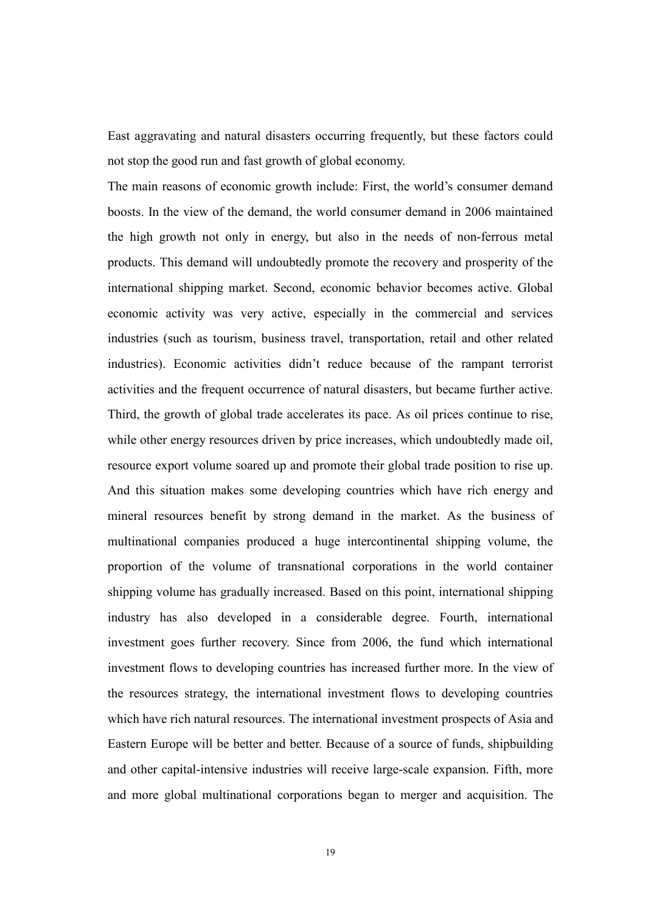East aggravating and natural disasters occurring frequently, but these factors could not stop the good run and fast growth of global economy.

The main reasons of economic growth include: First, the world's consumer demand boosts. In the view of the demand, the world consumer demand in 2006 maintained the high growth not only in energy, but also in the needs of non-ferrous metal products. This demand will undoubtedly promote the recovery and prosperity of the international shipping market. Second, economic behavior becomes active. Global economic activity was very active, especially in the commercial and services industries (such as tourism, business travel, transportation, retail and other related industries). Economic activities didn't reduce because of the rampant terrorist activities and the frequent occurrence of natural disasters, but became further active. Third, the growth of global trade accelerates its pace. As oil prices continue to rise, while other energy resources driven by price increases, which undoubtedly made oil, resource export volume soared up and promote their global trade position to rise up. And this situation makes some developing countries which have rich energy and mineral resources benefit by strong demand in the market. As the business of multinational companies produced a huge intercontinental shipping volume, the proportion of the volume of transnational corporations in the world container shipping volume has gradually increased. Based on this point, international shipping industry has also developed in a considerable degree. Fourth, international investment goes further recovery. Since from 2006, the fund which international investment flows to developing countries has increased further more. In the view of the resources strategy, the international investment flows to developing countries which have rich natural resources. The international investment prospects of Asia and Eastern Europe will be better and better. Because of a source of funds, shipbuilding and other capital-intensive industries will receive large-scale expansion. Fifth, more and more global multinational corporations began to merger and acquisition. The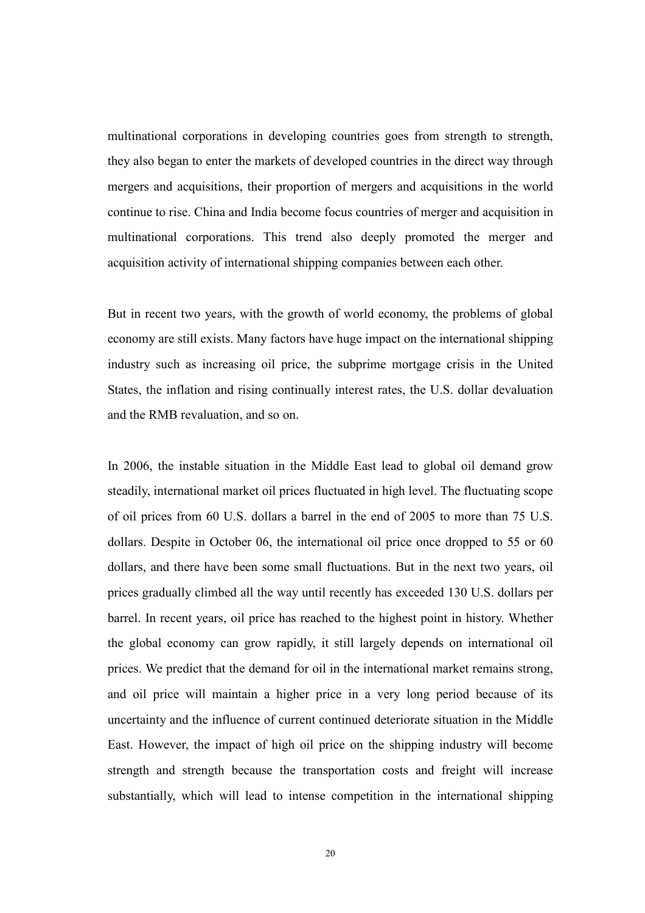multinational corporations in developing countries goes from strength to strength, they also began to enter the markets of developed countries in the direct way through mergers and acquisitions, their proportion of mergers and acquisitions in the world continue to rise. China and India become focus countries of merger and acquisition in multinational corporations. This trend also deeply promoted the merger and acquisition activity of international shipping companies between each other.

But in recent two years, with the growth of world economy, the problems of global economy are still exists. Many factors have huge impact on the international shipping industry such as increasing oil price, the subprime mortgage crisis in the United States, the inflation and rising continually interest rates, the U.S. dollar devaluation and the RMB revaluation, and so on.

In 2006, the instable situation in the Middle East lead to global oil demand grow steadily, international market oil prices fluctuated in high level. The fluctuating scope of oil prices from 60 U.S. dollars a barrel in the end of 2005 to more than 75 U.S. dollars. Despite in October 06, the international oil price once dropped to 55 or 60 dollars, and there have been some small fluctuations. But in the next two years, oil prices gradually climbed all the way until recently has exceeded 130 U.S. dollars per barrel. In recent years, oil price has reached to the highest point in history. Whether the global economy can grow rapidly, it still largely depends on international oil prices. We predict that the demand for oil in the international market remains strong, and oil price will maintain a higher price in a very long period because of its uncertainty and the influence of current continued deteriorate situation in the Middle East. However, the impact of high oil price on the shipping industry will become strength and strength because the transportation costs and freight will increase substantially, which will lead to intense competition in the international shipping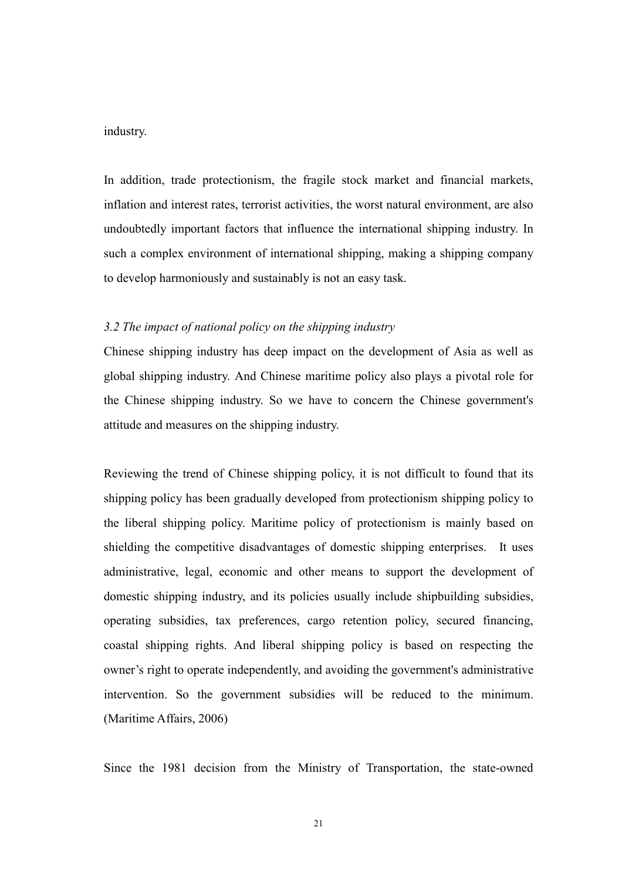industry.

In addition, trade protectionism, the fragile stock market and financial markets, inflation and interest rates, terrorist activities, the worst natural environment, are also undoubtedly important factors that influence the international shipping industry. In such a complex environment of international shipping, making a shipping company to develop harmoniously and sustainably is not an easy task.

### *3.2 The impact of national policy on the shipping industry*

Chinese shipping industry has deep impact on the development of Asia as well as global shipping industry. And Chinese maritime policy also plays a pivotal role for the Chinese shipping industry. So we have to concern the Chinese government's attitude and measures on the shipping industry.

Reviewing the trend of Chinese shipping policy, it is not difficult to found that its shipping policy has been gradually developed from protectionism shipping policy to the liberal shipping policy. Maritime policy of protectionism is mainly based on shielding the competitive disadvantages of domestic shipping enterprises. It uses administrative, legal, economic and other means to support the development of domestic shipping industry, and its policies usually include shipbuilding subsidies, operating subsidies, tax preferences, cargo retention policy, secured financing, coastal shipping rights. And liberal shipping policy is based on respecting the owner's right to operate independently, and avoiding the government's administrative intervention. So the government subsidies will be reduced to the minimum. (Maritime Affairs, 2006)

Since the 1981 decision from the Ministry of Transportation, the state-owned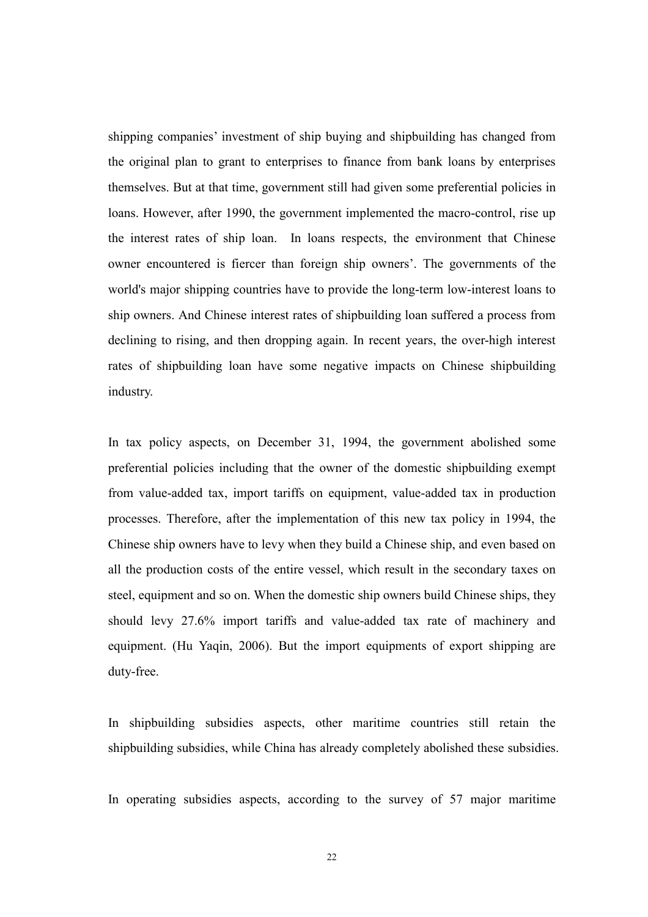shipping companies' investment of ship buying and shipbuilding has changed from the original plan to grant to enterprises to finance from bank loans by enterprises themselves. But at that time, government still had given some preferential policies in loans. However, after 1990, the government implemented the macro-control, rise up the interest rates of ship loan. In loans respects, the environment that Chinese owner encountered is fiercer than foreign ship owners'. The governments of the world's major shipping countries have to provide the long-term low-interest loans to ship owners. And Chinese interest rates of shipbuilding loan suffered a process from declining to rising, and then dropping again. In recent years, the over-high interest rates of shipbuilding loan have some negative impacts on Chinese shipbuilding industry.

In tax policy aspects, on December 31, 1994, the government abolished some preferential policies including that the owner of the domestic shipbuilding exempt from value-added tax, import tariffs on equipment, value-added tax in production processes. Therefore, after the implementation of this new tax policy in 1994, the Chinese ship owners have to levy when they build a Chinese ship, and even based on all the production costs of the entire vessel, which result in the secondary taxes on steel, equipment and so on. When the domestic ship owners build Chinese ships, they should levy 27.6% import tariffs and value-added tax rate of machinery and equipment. (Hu Yaqin, 2006). But the import equipments of export shipping are duty-free.

In shipbuilding subsidies aspects, other maritime countries still retain the shipbuilding subsidies, while China has already completely abolished these subsidies.

In operating subsidies aspects, according to the survey of 57 major maritime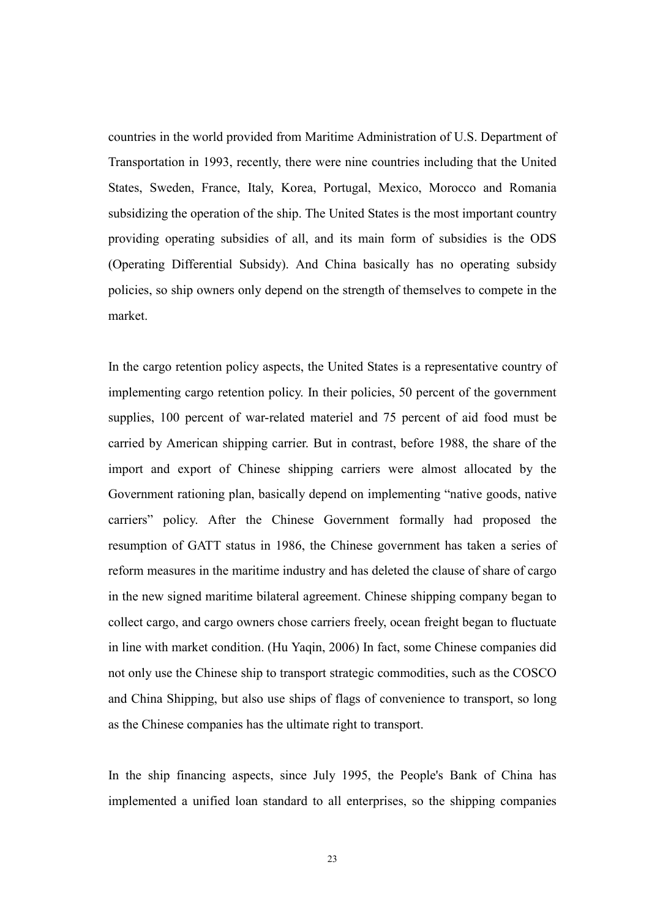countries in the world provided from Maritime Administration of U.S. Department of Transportation in 1993, recently, there were nine countries including that the United States, Sweden, France, Italy, Korea, Portugal, Mexico, Morocco and Romania subsidizing the operation of the ship. The United States is the most important country providing operating subsidies of all, and its main form of subsidies is the ODS (Operating Differential Subsidy). And China basically has no operating subsidy policies, so ship owners only depend on the strength of themselves to compete in the market.

In the cargo retention policy aspects, the United States is a representative country of implementing cargo retention policy. In their policies, 50 percent of the government supplies, 100 percent of war-related materiel and 75 percent of aid food must be carried by American shipping carrier. But in contrast, before 1988, the share of the import and export of Chinese shipping carriers were almost allocated by the Government rationing plan, basically depend on implementing "native goods, native carriers" policy. After the Chinese Government formally had proposed the resumption of GATT status in 1986, the Chinese government has taken a series of reform measures in the maritime industry and has deleted the clause of share of cargo in the new signed maritime bilateral agreement. Chinese shipping company began to collect cargo, and cargo owners chose carriers freely, ocean freight began to fluctuate in line with market condition. (Hu Yaqin, 2006) In fact, some Chinese companies did not only use the Chinese ship to transport strategic commodities, such as the COSCO and China Shipping, but also use ships of flags of convenience to transport, so long as the Chinese companies has the ultimate right to transport.

In the ship financing aspects, since July 1995, the People's Bank of China has implemented a unified loan standard to all enterprises, so the shipping companies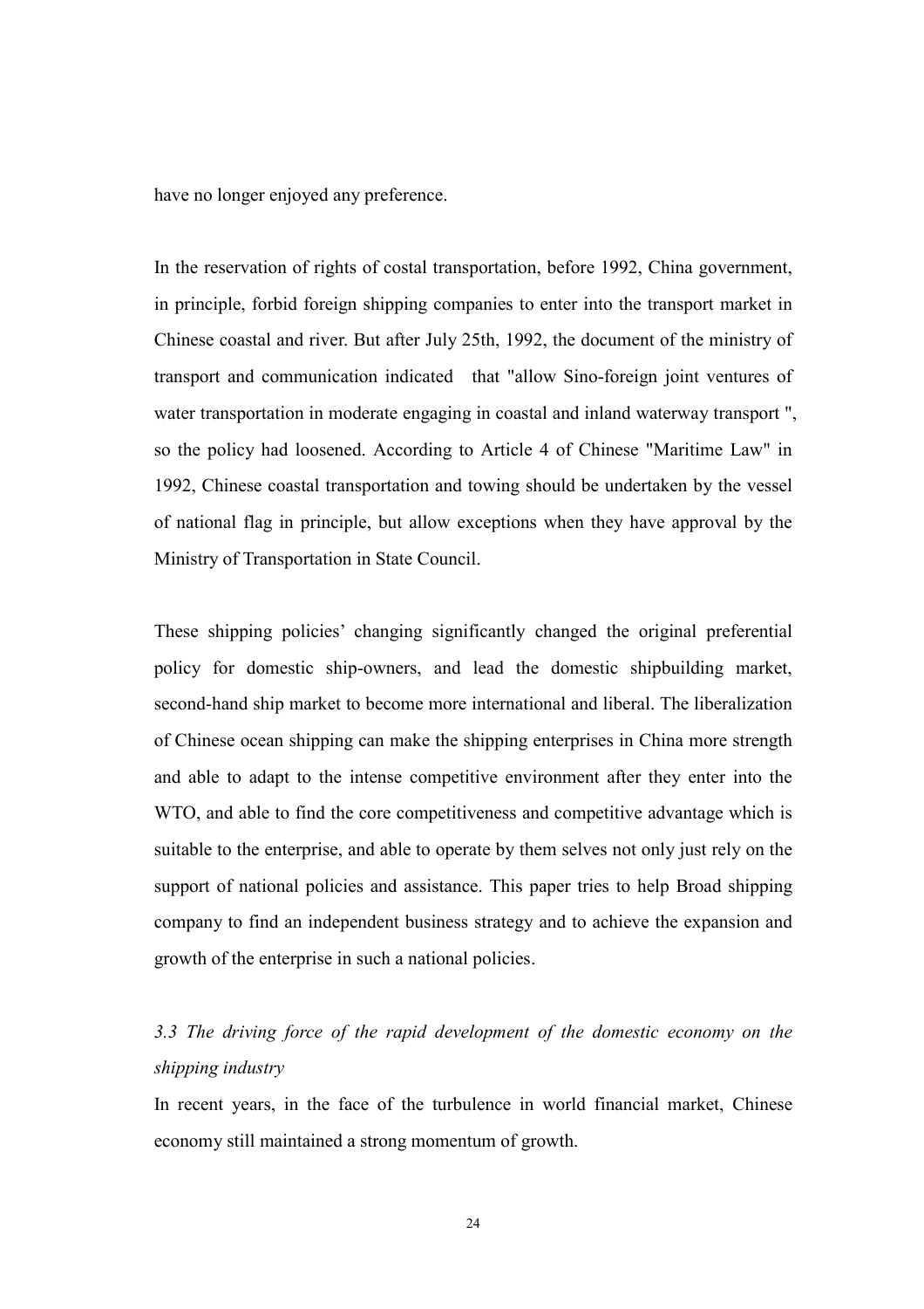have no longer enjoyed any preference.

In the reservation of rights of costal transportation, before 1992, China government, in principle, forbid foreign shipping companies to enter into the transport market in Chinese coastal and river. But after July 25th, 1992, the document of the ministry of transport and communication indicated that "allow Sino-foreign joint ventures of water transportation in moderate engaging in coastal and inland waterway transport ", so the policy had loosened. According to Article 4 of Chinese "Maritime Law" in 1992, Chinese coastal transportation and towing should be undertaken by the vessel of national flag in principle, but allow exceptions when they have approval by the Ministry of Transportation in State Council.

These shipping policies' changing significantly changed the original preferential policy for domestic ship-owners, and lead the domestic shipbuilding market, second-hand ship market to become more international and liberal. The liberalization of Chinese ocean shipping can make the shipping enterprises in China more strength and able to adapt to the intense competitive environment after they enter into the WTO, and able to find the core competitiveness and competitive advantage which is suitable to the enterprise, and able to operate by them selves not only just rely on the support of national policies and assistance. This paper tries to help Broad shipping company to find an independent business strategy and to achieve the expansion and growth of the enterprise in such a national policies.

### *3.3 The driving force of the rapid development of the domestic economy on the shipping industry*

In recent years, in the face of the turbulence in world financial market, Chinese economy still maintained a strong momentum of growth.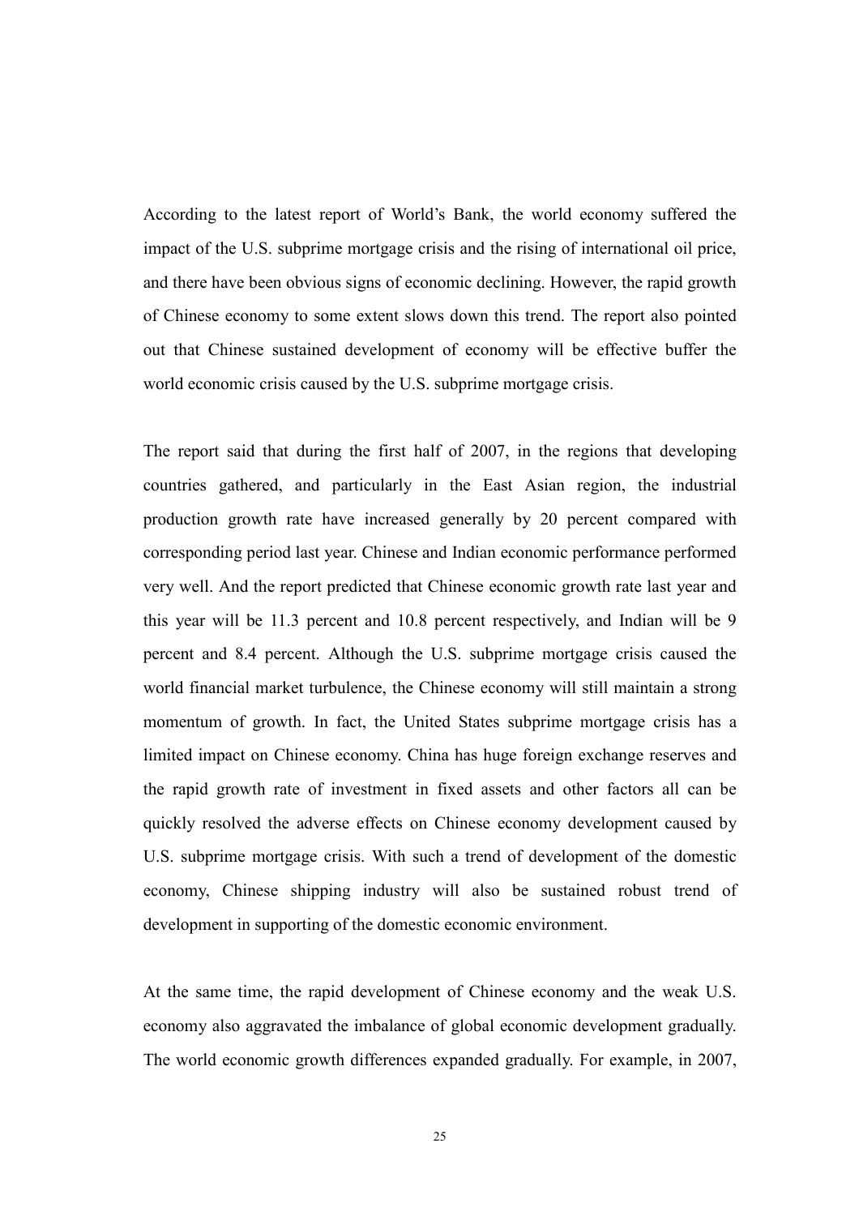According to the latest report of World's Bank, the world economy suffered the impact of the U.S. subprime mortgage crisis and the rising of international oil price, and there have been obvious signs of economic declining. However, the rapid growth of Chinese economy to some extent slows down this trend. The report also pointed out that Chinese sustained development of economy will be effective buffer the world economic crisis caused by the U.S. subprime mortgage crisis.

The report said that during the first half of 2007, in the regions that developing countries gathered, and particularly in the East Asian region, the industrial production growth rate have increased generally by 20 percent compared with corresponding period last year. Chinese and Indian economic performance performed very well. And the report predicted that Chinese economic growth rate last year and this year will be 11.3 percent and 10.8 percent respectively, and Indian will be 9 percent and 8.4 percent. Although the U.S. subprime mortgage crisis caused the world financial market turbulence, the Chinese economy will still maintain a strong momentum of growth. In fact, the United States subprime mortgage crisis has a limited impact on Chinese economy. China has huge foreign exchange reserves and the rapid growth rate of investment in fixed assets and other factors all can be quickly resolved the adverse effects on Chinese economy development caused by U.S. subprime mortgage crisis. With such a trend of development of the domestic economy, Chinese shipping industry will also be sustained robust trend of development in supporting of the domestic economic environment.

At the same time, the rapid development of Chinese economy and the weak U.S. economy also aggravated the imbalance of global economic development gradually. The world economic growth differences expanded gradually. For example, in 2007,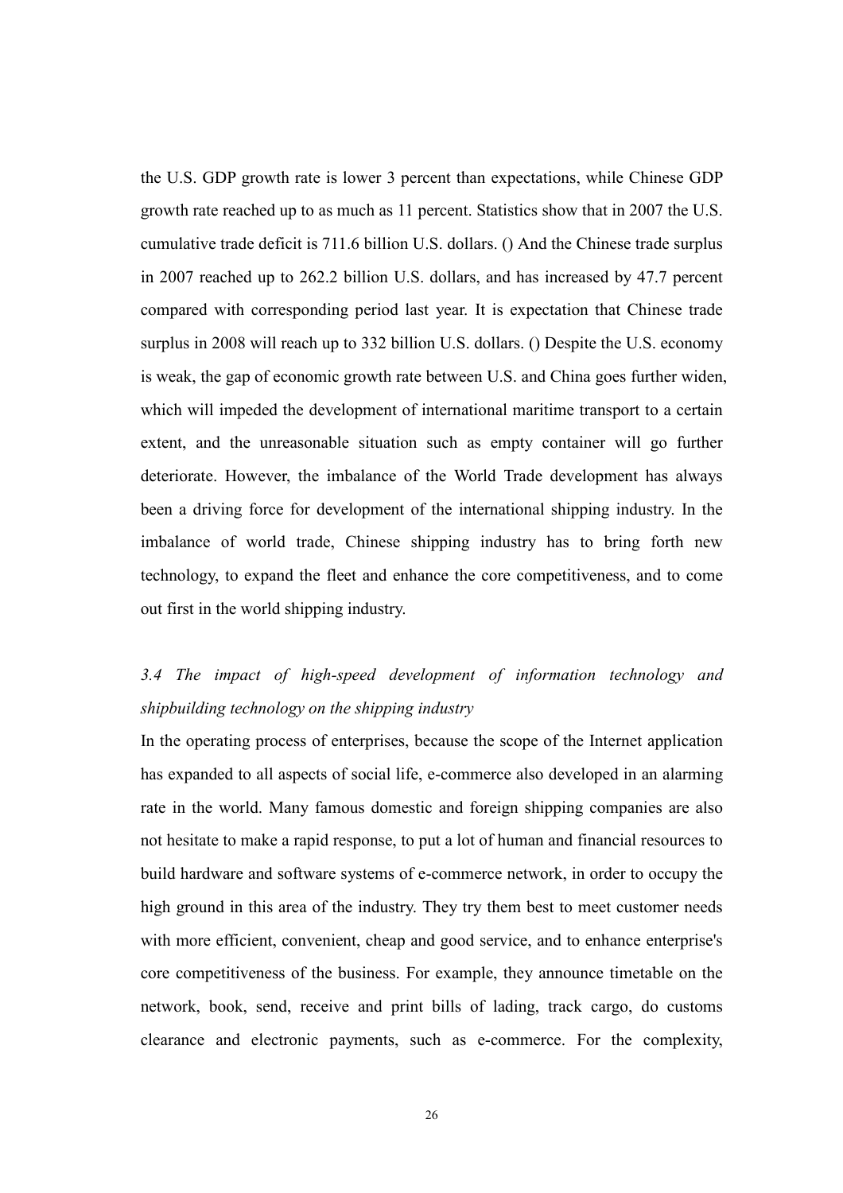the U.S. GDP growth rate is lower 3 percent than expectations, while Chinese GDP growth rate reached up to as much as 11 percent. Statistics show that in 2007 the U.S. cumulative trade deficit is 711.6 billion U.S. dollars. () And the Chinese trade surplus in 2007 reached up to 262.2 billion U.S. dollars, and has increased by 47.7 percent compared with corresponding period last year. It is expectation that Chinese trade surplus in 2008 will reach up to 332 billion U.S. dollars. () Despite the U.S. economy is weak, the gap of economic growth rate between U.S. and China goes further widen, which will impeded the development of international maritime transport to a certain extent, and the unreasonable situation such as empty container will go further deteriorate. However, the imbalance of the World Trade development has always been a driving force for development of the international shipping industry. In the imbalance of world trade, Chinese shipping industry has to bring forth new technology, to expand the fleet and enhance the core competitiveness, and to come out first in the world shipping industry.

### *3.4 The impact of high-speed development of information technology and shipbuilding technology on the shipping industry*

In the operating process of enterprises, because the scope of the Internet application has expanded to all aspects of social life, e-commerce also developed in an alarming rate in the world. Many famous domestic and foreign shipping companies are also not hesitate to make a rapid response, to put a lot of human and financial resources to build hardware and software systems of e-commerce network, in order to occupy the high ground in this area of the industry. They try them best to meet customer needs with more efficient, convenient, cheap and good service, and to enhance enterprise's core competitiveness of the business. For example, they announce timetable on the network, book, send, receive and print bills of lading, track cargo, do customs clearance and electronic payments, such as e-commerce. For the complexity,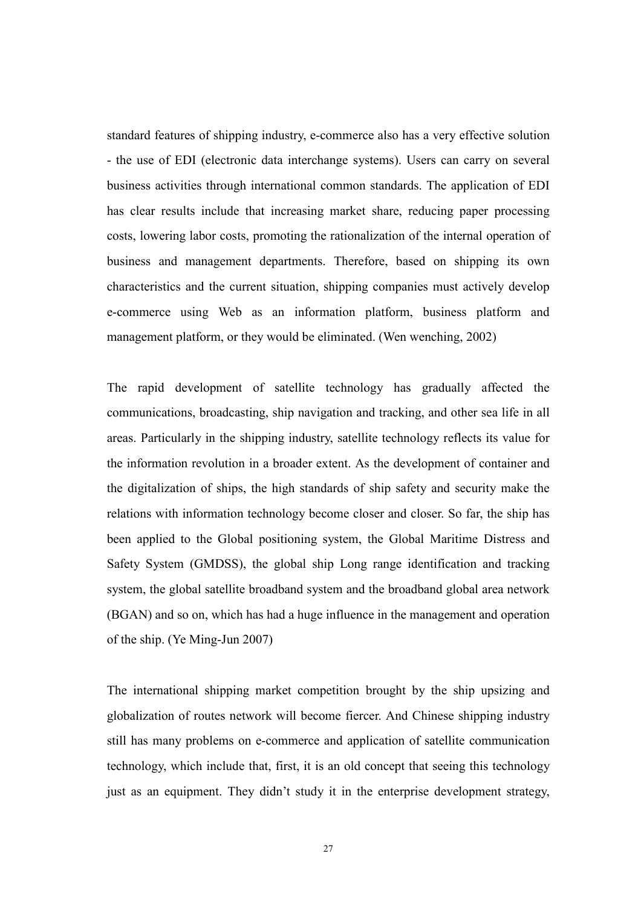standard features of shipping industry, e-commerce also has a very effective solution - the use of EDI (electronic data interchange systems). Users can carry on several business activities through international common standards. The application of EDI has clear results include that increasing market share, reducing paper processing costs, lowering labor costs, promoting the rationalization of the internal operation of business and management departments. Therefore, based on shipping its own characteristics and the current situation, shipping companies must actively develop e-commerce using Web as an information platform, business platform and management platform, or they would be eliminated. (Wen wenching, 2002)

The rapid development of satellite technology has gradually affected the communications, broadcasting, ship navigation and tracking, and other sea life in all areas. Particularly in the shipping industry, satellite technology reflects its value for the information revolution in a broader extent. As the development of container and the digitalization of ships, the high standards of ship safety and security make the relations with information technology become closer and closer. So far, the ship has been applied to the Global positioning system, the Global Maritime Distress and Safety System (GMDSS), the global ship Long range identification and tracking system, the global satellite broadband system and the broadband global area network (BGAN) and so on, which has had a huge influence in the management and operation of the ship. (Ye Ming-Jun 2007)

The international shipping market competition brought by the ship upsizing and globalization of routes network will become fiercer. And Chinese shipping industry still has many problems on e-commerce and application of satellite communication technology, which include that, first, it is an old concept that seeing this technology just as an equipment. They didn't study it in the enterprise development strategy,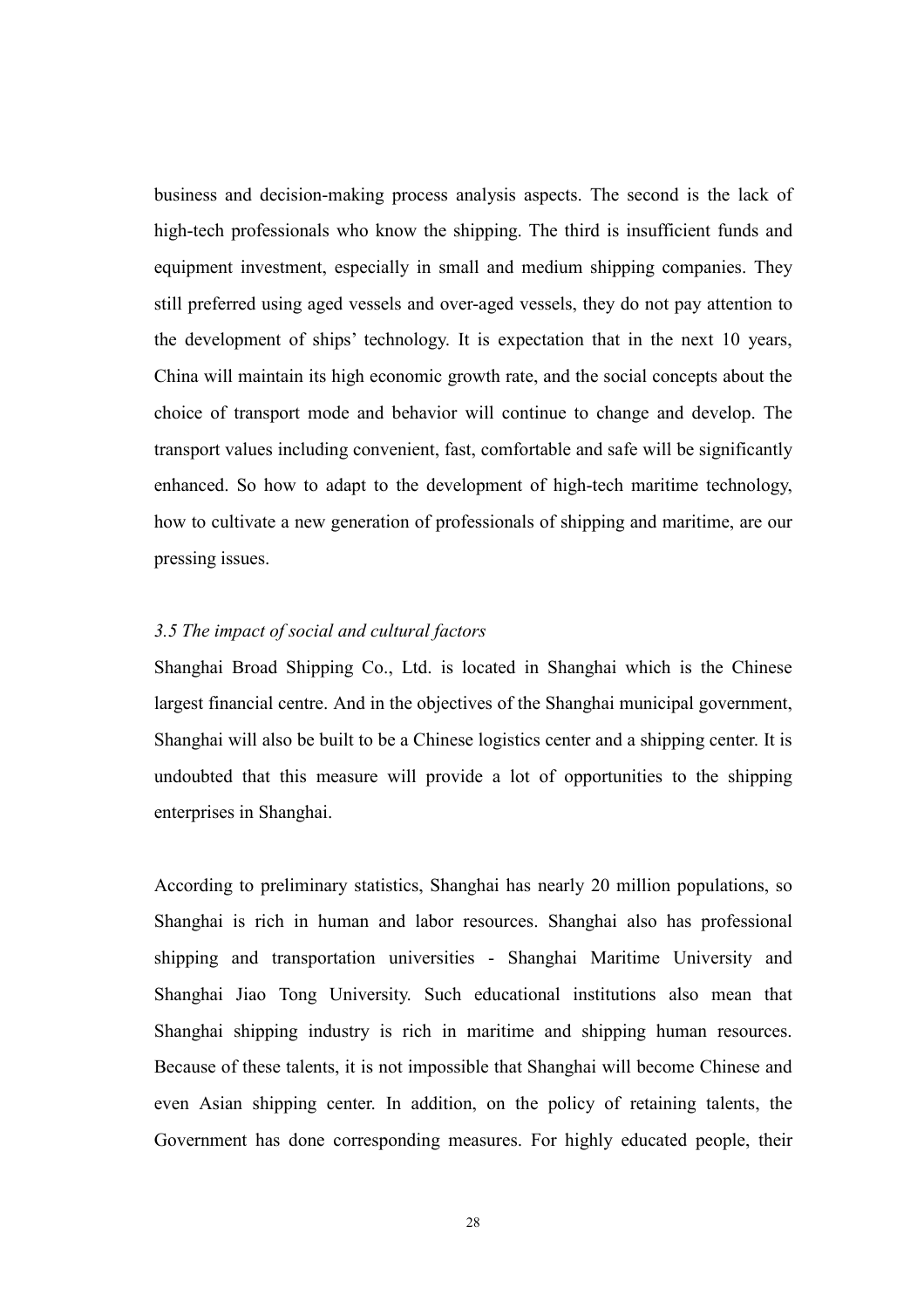business and decision-making process analysis aspects. The second is the lack of high-tech professionals who know the shipping. The third is insufficient funds and equipment investment, especially in small and medium shipping companies. They still preferred using aged vessels and over-aged vessels, they do not pay attention to the development of ships' technology. It is expectation that in the next 10 years, China will maintain its high economic growth rate, and the social concepts about the choice of transport mode and behavior will continue to change and develop. The transport values including convenient, fast, comfortable and safe will be significantly enhanced. So how to adapt to the development of high-tech maritime technology, how to cultivate a new generation of professionals of shipping and maritime, are our pressing issues.

### *3.5 The impact of social and cultural factors*

Shanghai Broad Shipping Co., Ltd. is located in Shanghai which is the Chinese largest financial centre. And in the objectives of the Shanghai municipal government, Shanghai will also be built to be a Chinese logistics center and a shipping center. It is undoubted that this measure will provide a lot of opportunities to the shipping enterprises in Shanghai.

According to preliminary statistics, Shanghai has nearly 20 million populations, so Shanghai is rich in human and labor resources. Shanghai also has professional shipping and transportation universities - Shanghai Maritime University and Shanghai Jiao Tong University. Such educational institutions also mean that Shanghai shipping industry is rich in maritime and shipping human resources. Because of these talents, it is not impossible that Shanghai will become Chinese and even Asian shipping center. In addition, on the policy of retaining talents, the Government has done corresponding measures. For highly educated people, their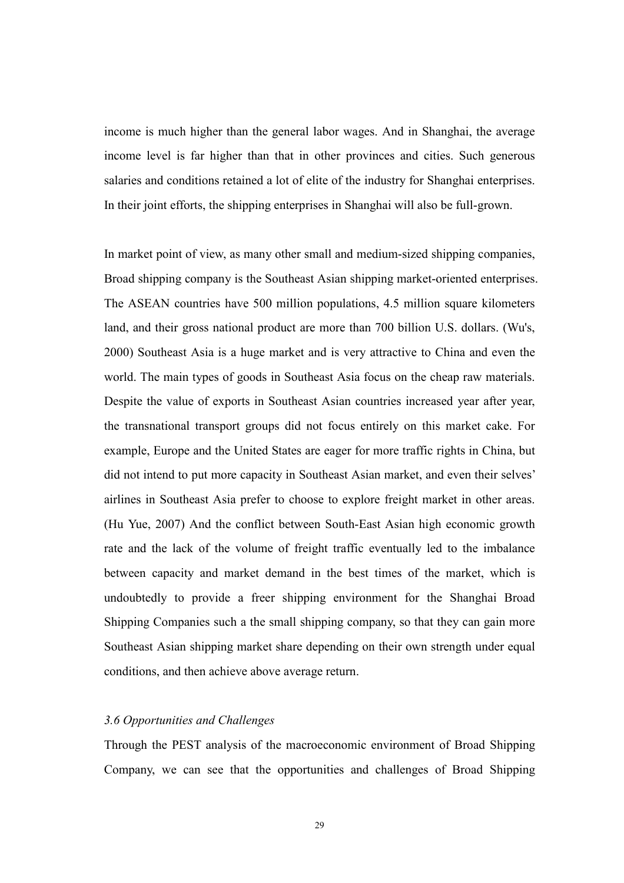income is much higher than the general labor wages. And in Shanghai, the average income level is far higher than that in other provinces and cities. Such generous salaries and conditions retained a lot of elite of the industry for Shanghai enterprises. In their joint efforts, the shipping enterprises in Shanghai will also be full-grown.

In market point of view, as many other small and medium-sized shipping companies, Broad shipping company is the Southeast Asian shipping market-oriented enterprises. The ASEAN countries have 500 million populations, 4.5 million square kilometers land, and their gross national product are more than 700 billion U.S. dollars. (Wu's, 2000) Southeast Asia is a huge market and is very attractive to China and even the world. The main types of goods in Southeast Asia focus on the cheap raw materials. Despite the value of exports in Southeast Asian countries increased year after year, the transnational transport groups did not focus entirely on this market cake. For example, Europe and the United States are eager for more traffic rights in China, but did not intend to put more capacity in Southeast Asian market, and even their selves' airlines in Southeast Asia prefer to choose to explore freight market in other areas. (Hu Yue, 2007) And the conflict between South-East Asian high economic growth rate and the lack of the volume of freight traffic eventually led to the imbalance between capacity and market demand in the best times of the market, which is undoubtedly to provide a freer shipping environment for the Shanghai Broad Shipping Companies such a the small shipping company, so that they can gain more Southeast Asian shipping market share depending on their own strength under equal conditions, and then achieve above average return.

### *3.6 Opportunities and Challenges*

Through the PEST analysis of the macroeconomic environment of Broad Shipping Company, we can see that the opportunities and challenges of Broad Shipping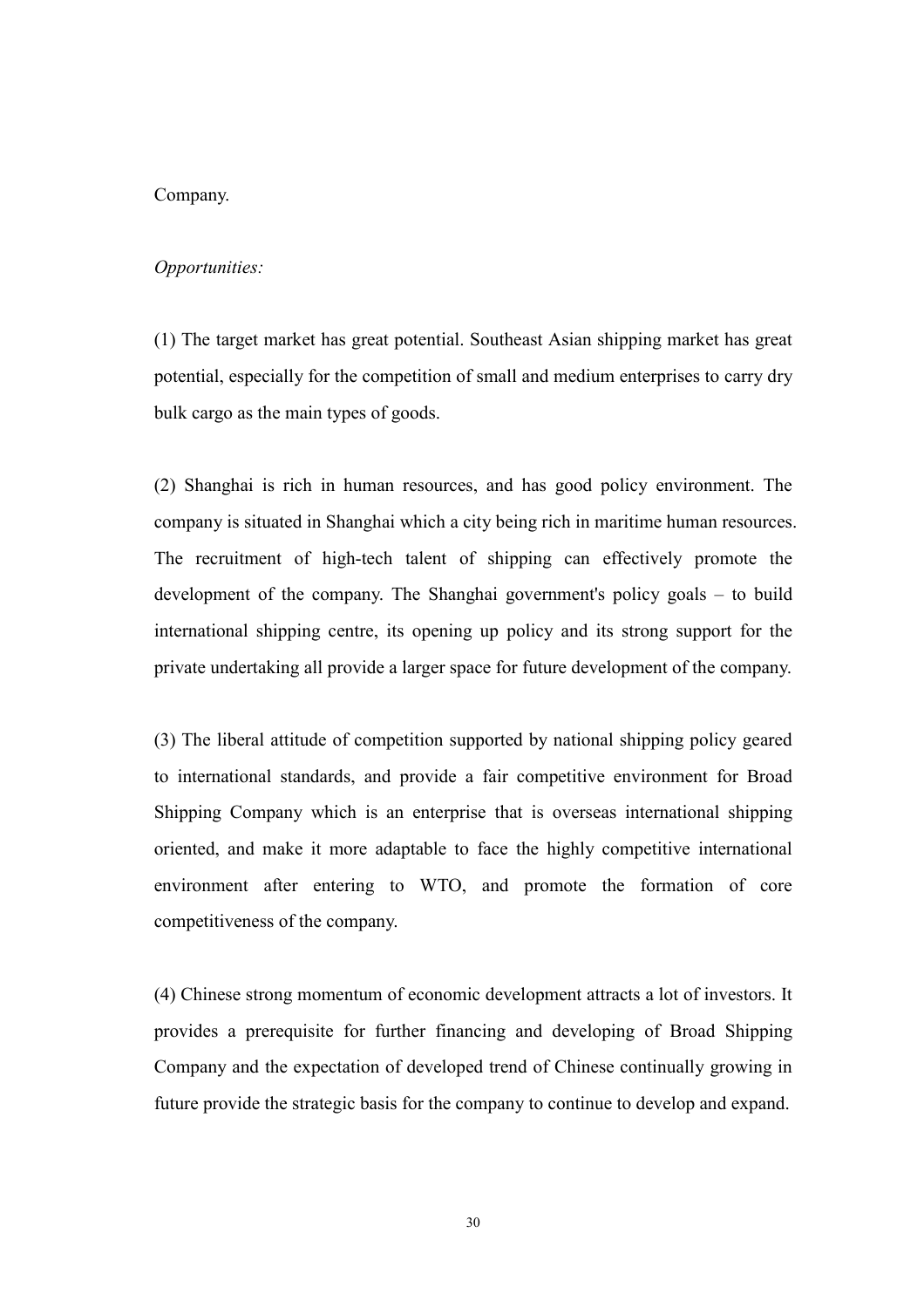Company.

*Opportunities:*

(1) The target market has great potential. Southeast Asian shipping market has great potential, especially for the competition of small and medium enterprises to carry dry bulk cargo as the main types of goods.

(2) Shanghai is rich in human resources, and has good policy environment. The company is situated in Shanghai which a city being rich in maritime human resources. The recruitment of high-tech talent of shipping can effectively promote the development of the company. The Shanghai government's policy goals – to build international shipping centre, its opening up policy and its strong support for the private undertaking all provide a larger space for future development of the company.

(3) The liberal attitude of competition supported by national shipping policy geared to international standards, and provide a fair competitive environment for Broad Shipping Company which is an enterprise that is overseas international shipping oriented, and make it more adaptable to face the highly competitive international environment after entering to WTO, and promote the formation of core competitiveness of the company.

(4) Chinese strong momentum of economic development attracts a lot of investors. It provides a prerequisite for further financing and developing of Broad Shipping Company and the expectation of developed trend of Chinese continually growing in future provide the strategic basis for the company to continue to develop and expand.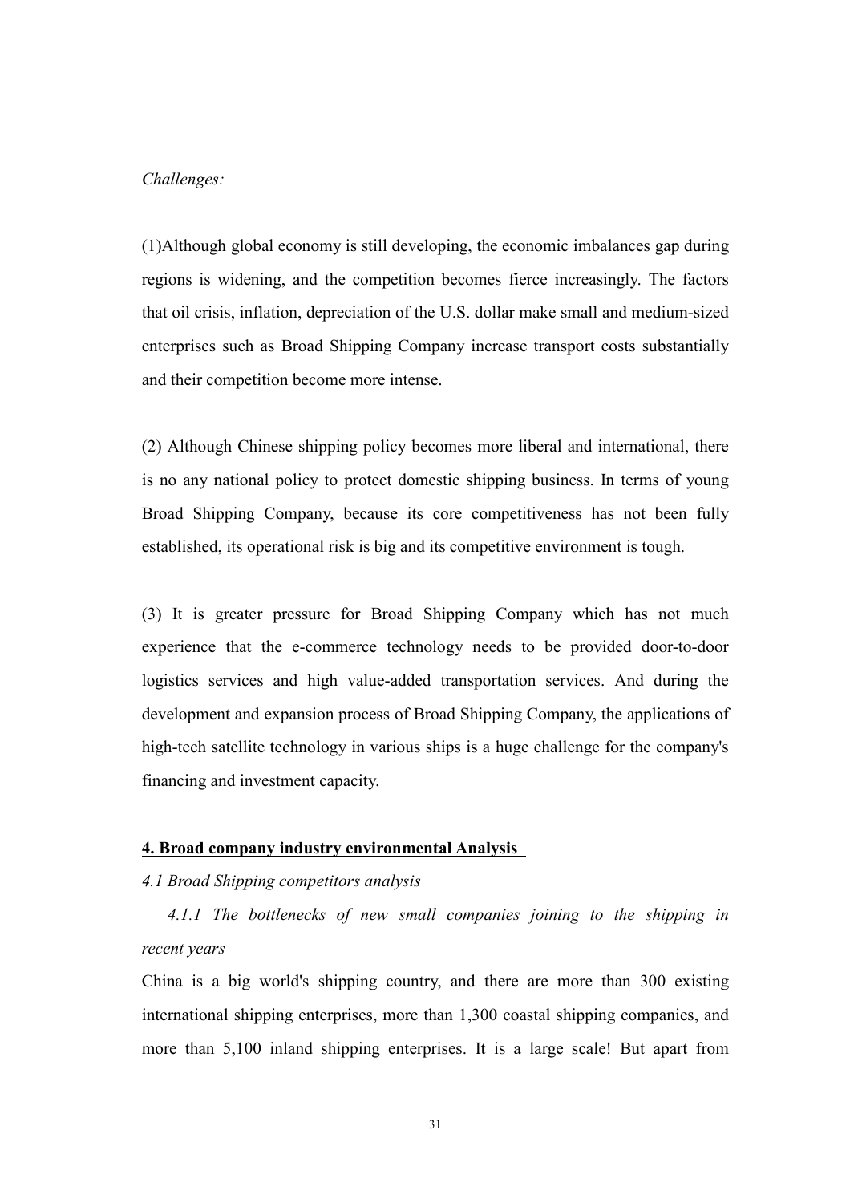*Challenges:*

(1)Although global economy is still developing, the economic imbalances gap during regions is widening, and the competition becomes fierce increasingly. The factors that oil crisis, inflation, depreciation of the U.S. dollar make small and medium-sized enterprises such as Broad Shipping Company increase transport costs substantially and their competition become more intense.

(2) Although Chinese shipping policy becomes more liberal and international, there is no any national policy to protect domestic shipping business. In terms of young Broad Shipping Company, because its core competitiveness has not been fully established, its operational risk is big and its competitive environment is tough.

(3) It is greater pressure for Broad Shipping Company which has not much experience that the e-commerce technology needs to be provided door-to-door logistics services and high value-added transportation services. And during the development and expansion process of Broad Shipping Company, the applications of high-tech satellite technology in various ships is a huge challenge for the company's financing and investment capacity.

## 4. Broad company industry environmental Analysis

### *4.1 Broad Shipping competitors analysis*

#### *4.1.1 The bottlenecks of new small companies joining to the shipping in recent years*

China is a big world's shipping country, and there are more than 300 existing international shipping enterprises, more than 1,300 coastal shipping companies, and more than 5,100 inland shipping enterprises. It is a large scale! But apart from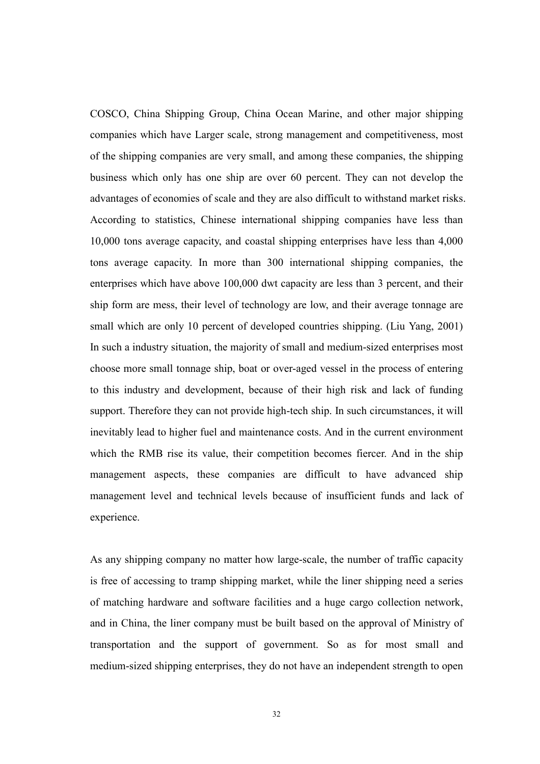COSCO, China Shipping Group, China Ocean Marine, and other major shipping companies which have Larger scale, strong management and competitiveness, most of the shipping companies are very small, and among these companies, the shipping business which only has one ship are over 60 percent. They can not develop the advantages of economies of scale and they are also difficult to withstand market risks. According to statistics, Chinese international shipping companies have less than 10,000 tons average capacity, and coastal shipping enterprises have less than 4,000 tons average capacity. In more than 300 international shipping companies, the enterprises which have above 100,000 dwt capacity are less than 3 percent, and their ship form are mess, their level of technology are low, and their average tonnage are small which are only 10 percent of developed countries shipping. (Liu Yang, 2001) In such a industry situation, the majority of small and medium-sized enterprises most choose more small tonnage ship, boat or over-aged vessel in the process of entering to this industry and development, because of their high risk and lack of funding support. Therefore they can not provide high-tech ship. In such circumstances, it will inevitably lead to higher fuel and maintenance costs. And in the current environment which the RMB rise its value, their competition becomes fiercer. And in the ship management aspects, these companies are difficult to have advanced ship management level and technical levels because of insufficient funds and lack of experience.

As any shipping company no matter how large-scale, the number of traffic capacity is free of accessing to tramp shipping market, while the liner shipping need a series of matching hardware and software facilities and a huge cargo collection network, and in China, the liner company must be built based on the approval of Ministry of transportation and the support of government. So as for most small and medium-sized shipping enterprises, they do not have an independent strength to open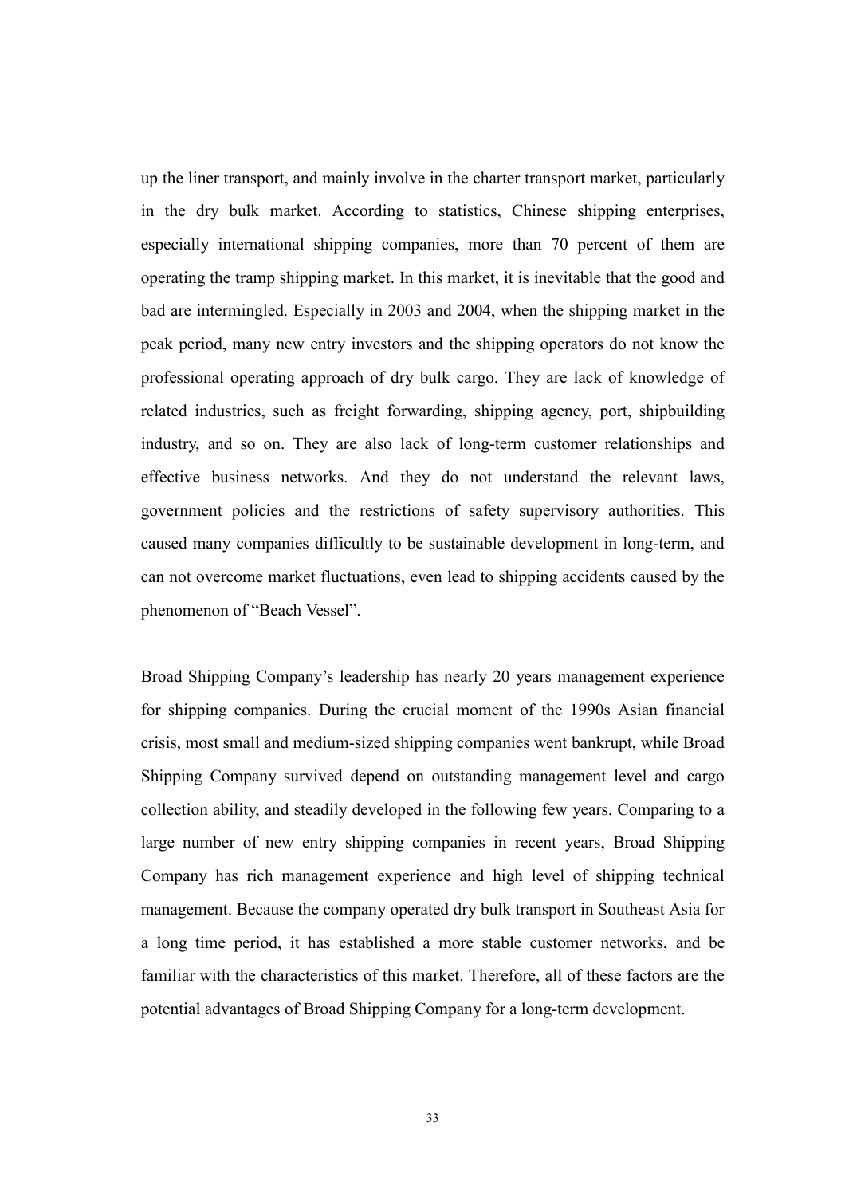up the liner transport, and mainly involve in the charter transport market, particularly in the dry bulk market. According to statistics, Chinese shipping enterprises, especially international shipping companies, more than 70 percent of them are operating the tramp shipping market. In this market, it is inevitable that the good and bad are intermingled. Especially in 2003 and 2004, when the shipping market in the peak period, many new entry investors and the shipping operators do not know the professional operating approach of dry bulk cargo. They are lack of knowledge of related industries, such as freight forwarding, shipping agency, port, shipbuilding industry, and so on. They are also lack of long-term customer relationships and effective business networks. And they do not understand the relevant laws, government policies and the restrictions of safety supervisory authorities. This caused many companies difficultly to be sustainable development in long-term, and can not overcome market fluctuations, even lead to shipping accidents caused by the phenomenon of "Beach Vessel".

Broad Shipping Company's leadership has nearly 20 years management experience for shipping companies. During the crucial moment of the 1990s Asian financial crisis, most small and medium-sized shipping companies went bankrupt, while Broad Shipping Company survived depend on outstanding management level and cargo collection ability, and steadily developed in the following few years. Comparing to a large number of new entry shipping companies in recent years, Broad Shipping Company has rich management experience and high level of shipping technical management. Because the company operated dry bulk transport in Southeast Asia for a long time period, it has established a more stable customer networks, and be familiar with the characteristics of this market. Therefore, all of these factors are the potential advantages of Broad Shipping Company for a long-term development.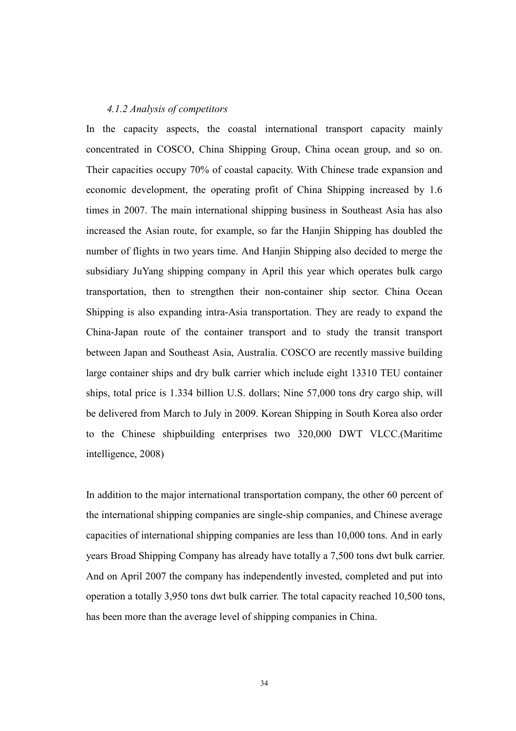#### *4.1.2 Analysis of competitors*

In the capacity aspects, the coastal international transport capacity mainly concentrated in COSCO, China Shipping Group, China ocean group, and so on. Their capacities occupy 70% of coastal capacity. With Chinese trade expansion and economic development, the operating profit of China Shipping increased by 1.6 times in 2007. The main international shipping business in Southeast Asia has also increased the Asian route, for example, so far the Hanjin Shipping has doubled the number of flights in two years time. And Hanjin Shipping also decided to merge the subsidiary JuYang shipping company in April this year which operates bulk cargo transportation, then to strengthen their non-container ship sector. China Ocean Shipping is also expanding intra-Asia transportation. They are ready to expand the China-Japan route of the container transport and to study the transit transport between Japan and Southeast Asia, Australia. COSCO are recently massive building large container ships and dry bulk carrier which include eight 13310 TEU container ships, total price is 1.334 billion U.S. dollars; Nine 57,000 tons dry cargo ship, will be delivered from March to July in 2009. Korean Shipping in South Korea also order to the Chinese shipbuilding enterprises two 320,000 DWT VLCC.(Maritime intelligence, 2008)

In addition to the major international transportation company, the other 60 percent of the international shipping companies are single-ship companies, and Chinese average capacities of international shipping companies are less than 10,000 tons. And in early years Broad Shipping Company has already have totally a 7,500 tons dwt bulk carrier. And on April 2007 the company has independently invested, completed and put into operation a totally 3,950 tons dwt bulk carrier. The total capacity reached 10,500 tons, has been more than the average level of shipping companies in China.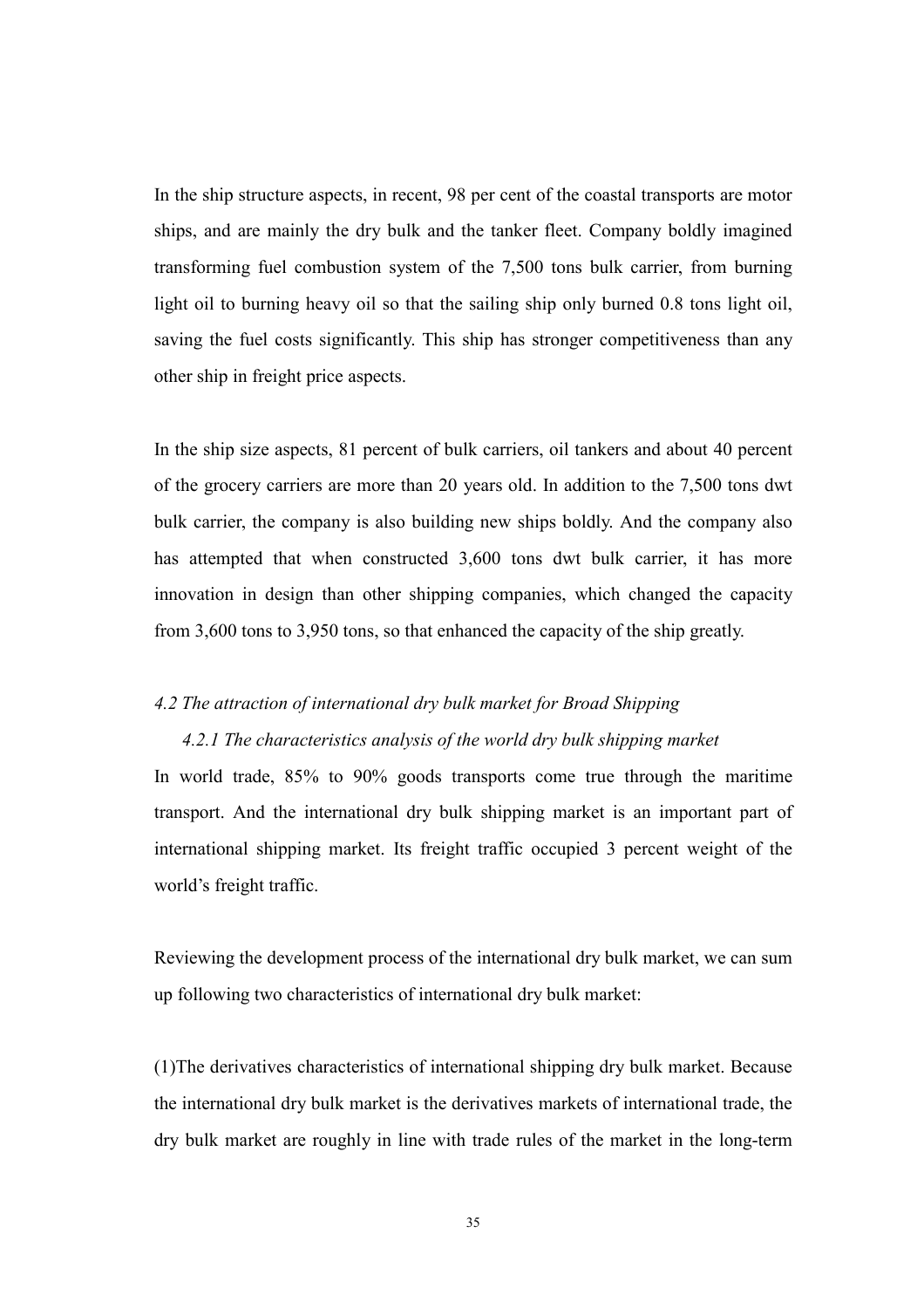In the ship structure aspects, in recent, 98 per cent of the coastal transports are motor ships, and are mainly the dry bulk and the tanker fleet. Company boldly imagined transforming fuel combustion system of the 7,500 tons bulk carrier, from burning light oil to burning heavy oil so that the sailing ship only burned 0.8 tons light oil, saving the fuel costs significantly. This ship has stronger competitiveness than any other ship in freight price aspects.

In the ship size aspects, 81 percent of bulk carriers, oil tankers and about 40 percent of the grocery carriers are more than 20 years old. In addition to the 7,500 tons dwt bulk carrier, the company is also building new ships boldly. And the company also has attempted that when constructed 3,600 tons dwt bulk carrier, it has more innovation in design than other shipping companies, which changed the capacity from 3,600 tons to 3,950 tons, so that enhanced the capacity of the ship greatly.

### *4.2 The attraction of international dry bulk market for Broad Shipping*

#### *4.2.1 The characteristics analysis of the world dry bulk shipping market*

In world trade, 85% to 90% goods transports come true through the maritime transport. And the international dry bulk shipping market is an important part of international shipping market. Its freight traffic occupied 3 percent weight of the world's freight traffic.

Reviewing the development process of the international dry bulk market, we can sum up following two characteristics of international dry bulk market:

(1)The derivatives characteristics of international shipping dry bulk market. Because the international dry bulk market is the derivatives markets of international trade, the dry bulk market are roughly in line with trade rules of the market in the long-term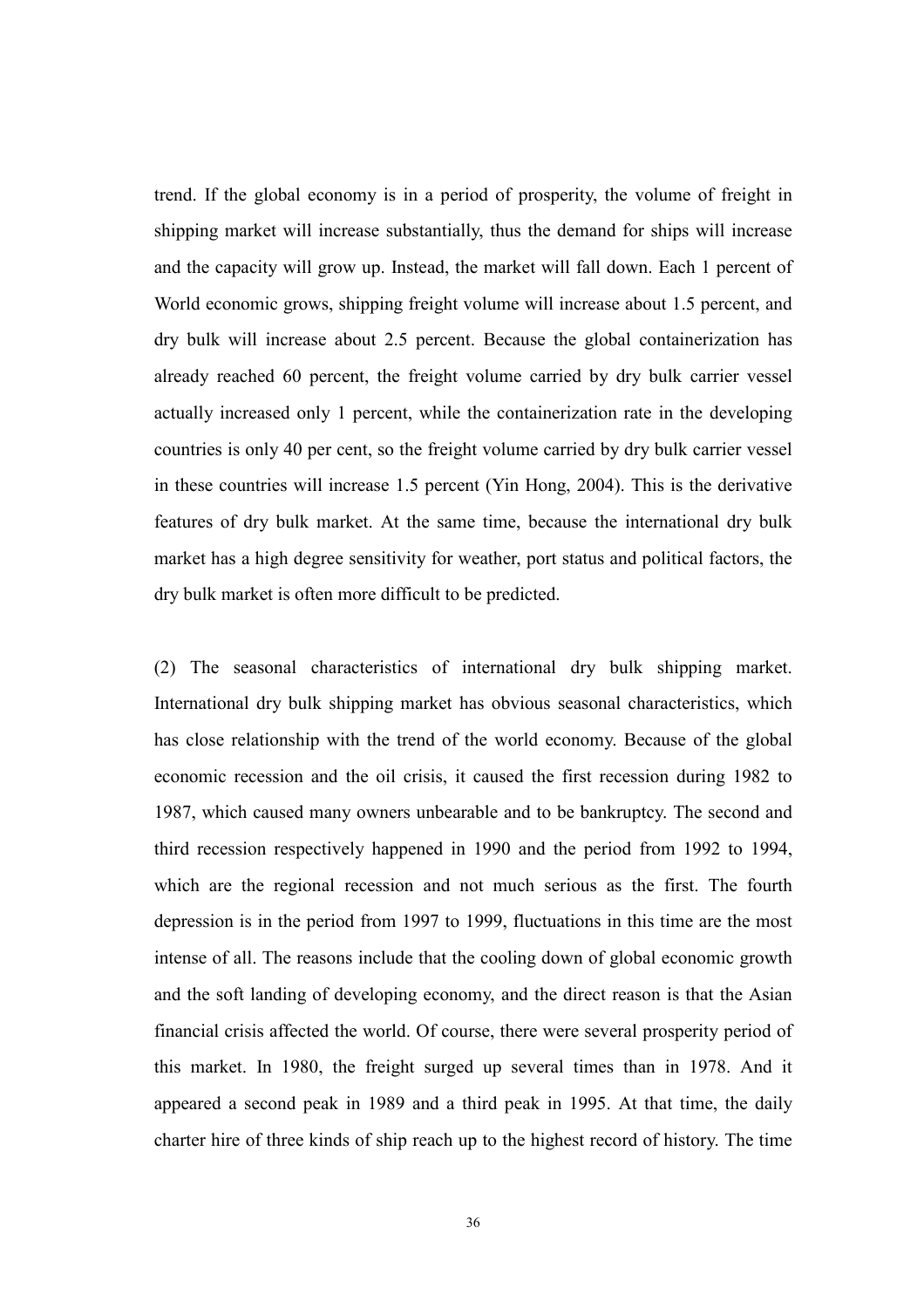trend. If the global economy is in a period of prosperity, the volume of freight in shipping market will increase substantially, thus the demand for ships will increase and the capacity will grow up. Instead, the market will fall down. Each 1 percent of World economic grows, shipping freight volume will increase about 1.5 percent, and dry bulk will increase about 2.5 percent. Because the global containerization has already reached 60 percent, the freight volume carried by dry bulk carrier vessel actually increased only 1 percent, while the containerization rate in the developing countries is only 40 per cent, so the freight volume carried by dry bulk carrier vessel in these countries will increase 1.5 percent (Yin Hong, 2004). This is the derivative features of dry bulk market. At the same time, because the international dry bulk market has a high degree sensitivity for weather, port status and political factors, the dry bulk market is often more difficult to be predicted.

(2) The seasonal characteristics of international dry bulk shipping market. International dry bulk shipping market has obvious seasonal characteristics, which has close relationship with the trend of the world economy. Because of the global economic recession and the oil crisis, it caused the first recession during 1982 to 1987, which caused many owners unbearable and to be bankruptcy. The second and third recession respectively happened in 1990 and the period from 1992 to 1994, which are the regional recession and not much serious as the first. The fourth depression is in the period from 1997 to 1999, fluctuations in this time are the most intense of all. The reasons include that the cooling down of global economic growth and the soft landing of developing economy, and the direct reason is that the Asian financial crisis affected the world. Of course, there were several prosperity period of this market. In 1980, the freight surged up several times than in 1978. And it appeared a second peak in 1989 and a third peak in 1995. At that time, the daily charter hire of three kinds of ship reach up to the highest record of history. The time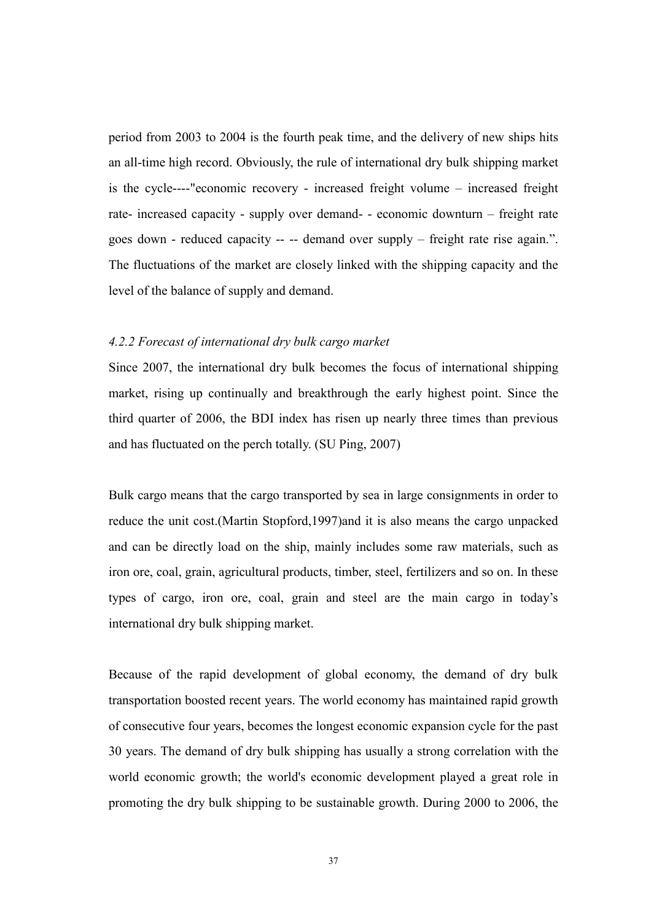period from 2003 to 2004 is the fourth peak time, and the delivery of new ships hits an all-time high record. Obviously, the rule of international dry bulk shipping market is the cycle----"economic recovery - increased freight volume – increased freight rate- increased capacity - supply over demand- - economic downturn – freight rate goes down - reduced capacity -- -- demand over supply – freight rate rise again.". The fluctuations of the market are closely linked with the shipping capacity and the level of the balance of supply and demand.

### *4.2.2 Forecast of international dry bulk cargo market*

Since 2007, the international dry bulk becomes the focus of international shipping market, rising up continually and breakthrough the early highest point. Since the third quarter of 2006, the BDI index has risen up nearly three times than previous and has fluctuated on the perch totally. (SU Ping, 2007)

Bulk cargo means that the cargo transported by sea in large consignments in order to reduce the unit cost.(Martin Stopford,1997)and it is also means the cargo unpacked and can be directly load on the ship, mainly includes some raw materials, such as iron ore, coal, grain, agricultural products, timber, steel, fertilizers and so on. In these types of cargo, iron ore, coal, grain and steel are the main cargo in today's international dry bulk shipping market.

Because of the rapid development of global economy, the demand of dry bulk transportation boosted recent years. The world economy has maintained rapid growth of consecutive four years, becomes the longest economic expansion cycle for the past 30 years. The demand of dry bulk shipping has usually a strong correlation with the world economic growth; the world's economic development played a great role in promoting the dry bulk shipping to be sustainable growth. During 2000 to 2006, the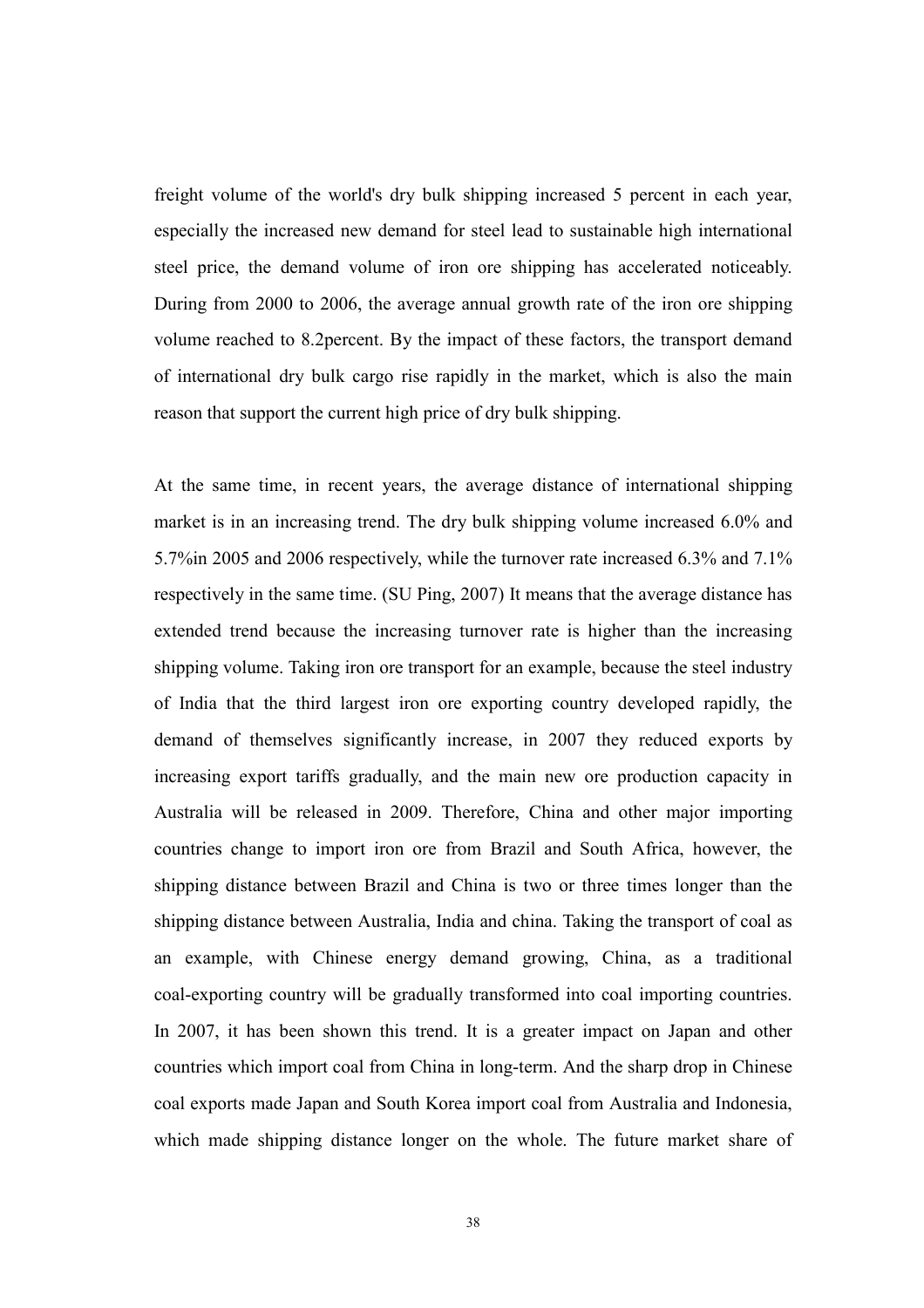freight volume of the world's dry bulk shipping increased 5 percent in each year, especially the increased new demand for steel lead to sustainable high international steel price, the demand volume of iron ore shipping has accelerated noticeably. During from 2000 to 2006, the average annual growth rate of the iron ore shipping volume reached to 8.2percent. By the impact of these factors, the transport demand of international dry bulk cargo rise rapidly in the market, which is also the main reason that support the current high price of dry bulk shipping.

At the same time, in recent years, the average distance of international shipping market is in an increasing trend. The dry bulk shipping volume increased 6.0% and 5.7%in 2005 and 2006 respectively, while the turnover rate increased 6.3% and 7.1% respectively in the same time. (SU Ping, 2007) It means that the average distance has extended trend because the increasing turnover rate is higher than the increasing shipping volume. Taking iron ore transport for an example, because the steel industry of India that the third largest iron ore exporting country developed rapidly, the demand of themselves significantly increase, in 2007 they reduced exports by increasing export tariffs gradually, and the main new ore production capacity in Australia will be released in 2009. Therefore, China and other major importing countries change to import iron ore from Brazil and South Africa, however, the shipping distance between Brazil and China is two or three times longer than the shipping distance between Australia, India and china. Taking the transport of coal as an example, with Chinese energy demand growing, China, as a traditional coal-exporting country will be gradually transformed into coal importing countries. In 2007, it has been shown this trend. It is a greater impact on Japan and other countries which import coal from China in long-term. And the sharp drop in Chinese coal exports made Japan and South Korea import coal from Australia and Indonesia, which made shipping distance longer on the whole. The future market share of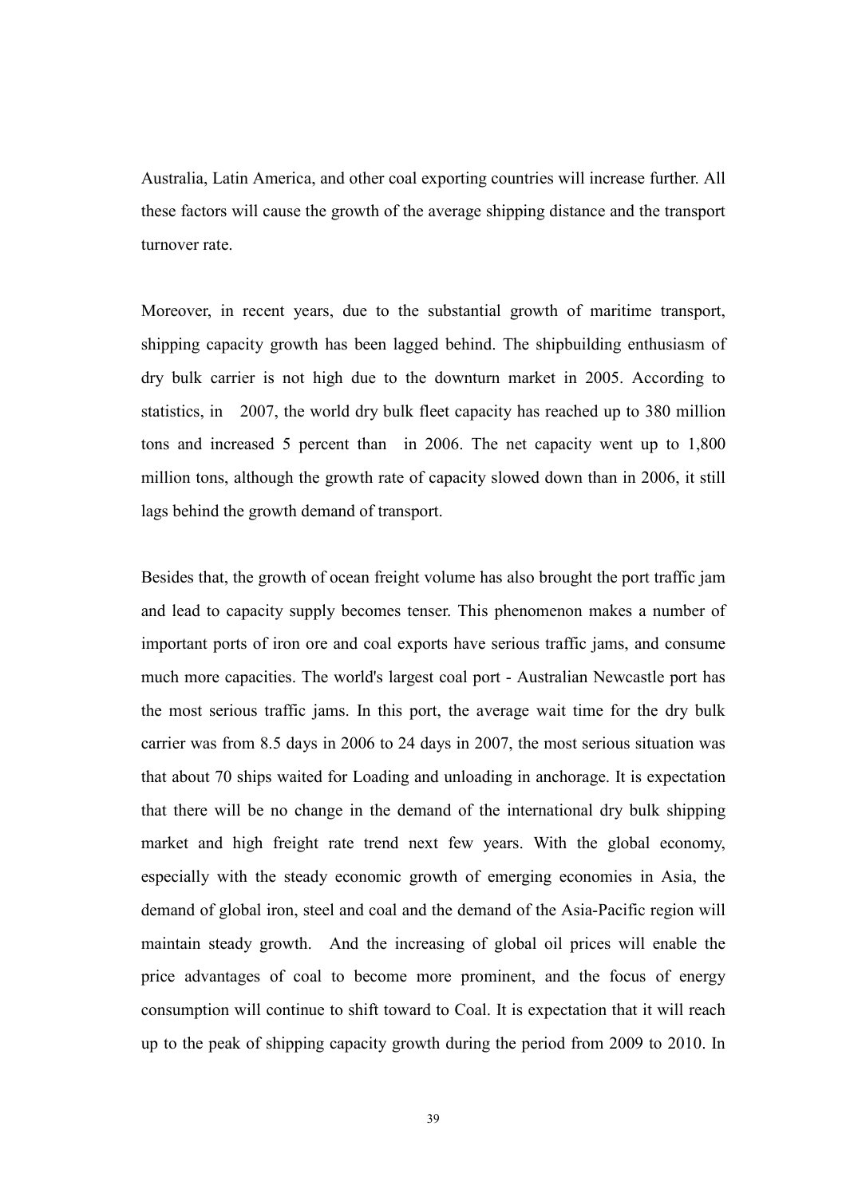Australia, Latin America, and other coal exporting countries will increase further. All these factors will cause the growth of the average shipping distance and the transport turnover rate.

Moreover, in recent years, due to the substantial growth of maritime transport, shipping capacity growth has been lagged behind. The shipbuilding enthusiasm of dry bulk carrier is not high due to the downturn market in 2005. According to statistics, in 2007, the world dry bulk fleet capacity has reached up to 380 million tons and increased 5 percent than in 2006. The net capacity went up to 1,800 million tons, although the growth rate of capacity slowed down than in 2006, it still lags behind the growth demand of transport.

Besides that, the growth of ocean freight volume has also brought the port traffic jam and lead to capacity supply becomes tenser. This phenomenon makes a number of important ports of iron ore and coal exports have serious traffic jams, and consume much more capacities. The world's largest coal port - Australian Newcastle port has the most serious traffic jams. In this port, the average wait time for the dry bulk carrier was from 8.5 days in 2006 to 24 days in 2007, the most serious situation was that about 70 ships waited for Loading and unloading in anchorage. It is expectation that there will be no change in the demand of the international dry bulk shipping market and high freight rate trend next few years. With the global economy, especially with the steady economic growth of emerging economies in Asia, the demand of global iron, steel and coal and the demand of the Asia-Pacific region will maintain steady growth. And the increasing of global oil prices will enable the price advantages of coal to become more prominent, and the focus of energy consumption will continue to shift toward to Coal. It is expectation that it will reach up to the peak of shipping capacity growth during the period from 2009 to 2010. In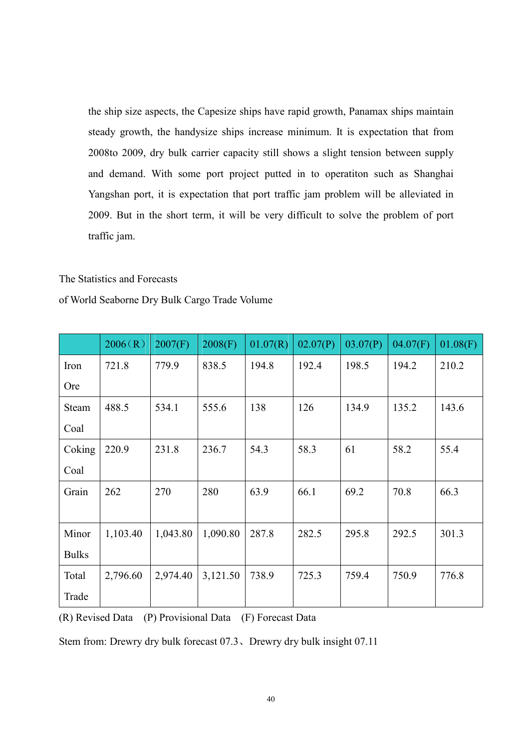the ship size aspects, the Capesize ships have rapid growth, Panamax ships maintain steady growth, the handysize ships increase minimum. It is expectation that from 2008to 2009, dry bulk carrier capacity still shows a slight tension between supply and demand. With some port project putted in to operatiton such as Shanghai Yangshan port, it is expectation that port traffic jam problem will be alleviated in 2009. But in the short term, it will be very difficult to solve the problem of port traffic jam.

The Statistics and Forecasts

of World Seaborne Dry Bulk Cargo Trade Volume

| | 2006（R） | 2007(F) | 2008(F) | 01.07(R) | 02.07(P) | 03.07(P) | 04.07(F) | 01.08(F) |
|---|---|---|---|---|---|---|---|---|
| Iron Ore | 721.8 | 779.9 | 838.5 | 194.8 | 192.4 | 198.5 | 194.2 | 210.2 |
| Steam Coal | 488.5 | 534.1 | 555.6 | 138 | 126 | 134.9 | 135.2 | 143.6 |
| Coking Coal | 220.9 | 231.8 | 236.7 | 54.3 | 58.3 | 61 | 58.2 | 55.4 |
| Grain | 262 | 270 | 280 | 63.9 | 66.1 | 69.2 | 70.8 | 66.3 |
| Minor Bulks | 1,103.40 | 1,043.80 | 1,090.80 | 287.8 | 282.5 | 295.8 | 292.5 | 301.3 |
| Total Trade | 2,796.60 | 2,974.40 | 3,121.50 | 738.9 | 725.3 | 759.4 | 750.9 | 776.8 |

(R) Revised Data (P) Provisional Data (F) Forecast Data

Stem from: Drewry dry bulk forecast 07.3、Drewry dry bulk insight 07.11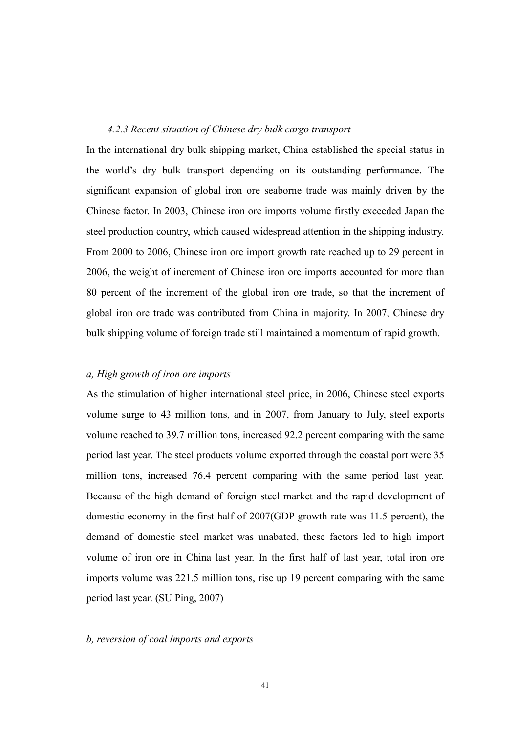#### *4.2.3 Recent situation of Chinese dry bulk cargo transport*

In the international dry bulk shipping market, China established the special status in the world's dry bulk transport depending on its outstanding performance. The significant expansion of global iron ore seaborne trade was mainly driven by the Chinese factor. In 2003, Chinese iron ore imports volume firstly exceeded Japan the steel production country, which caused widespread attention in the shipping industry. From 2000 to 2006, Chinese iron ore import growth rate reached up to 29 percent in 2006, the weight of increment of Chinese iron ore imports accounted for more than 80 percent of the increment of the global iron ore trade, so that the increment of global iron ore trade was contributed from China in majority. In 2007, Chinese dry bulk shipping volume of foreign trade still maintained a momentum of rapid growth.

*a, High growth of iron ore imports*

As the stimulation of higher international steel price, in 2006, Chinese steel exports volume surge to 43 million tons, and in 2007, from January to July, steel exports volume reached to 39.7 million tons, increased 92.2 percent comparing with the same period last year. The steel products volume exported through the coastal port were 35 million tons, increased 76.4 percent comparing with the same period last year. Because of the high demand of foreign steel market and the rapid development of domestic economy in the first half of 2007(GDP growth rate was 11.5 percent), the demand of domestic steel market was unabated, these factors led to high import volume of iron ore in China last year. In the first half of last year, total iron ore imports volume was 221.5 million tons, rise up 19 percent comparing with the same period last year. (SU Ping, 2007)

*b, reversion of coal imports and exports*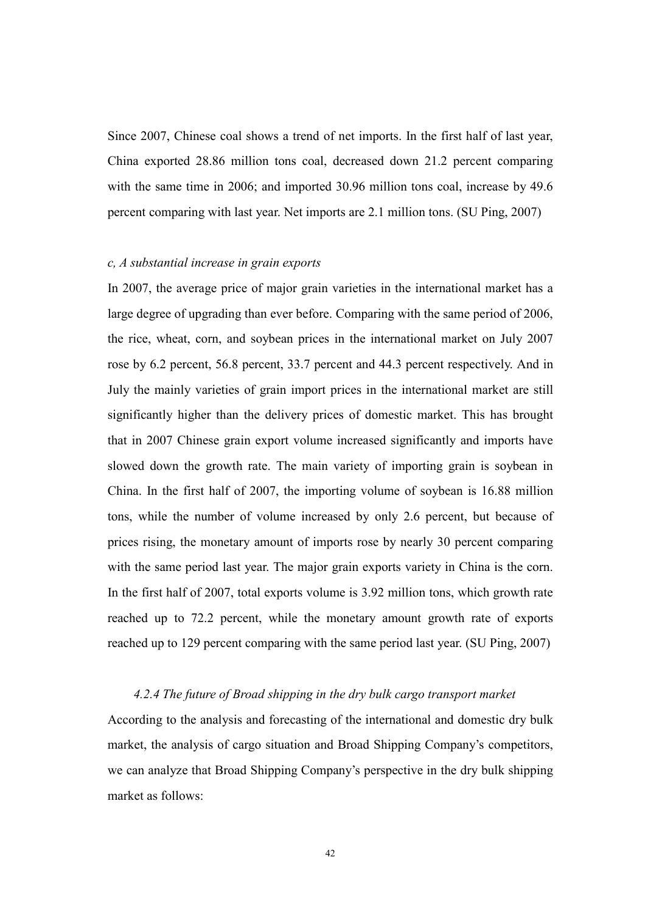Since 2007, Chinese coal shows a trend of net imports. In the first half of last year, China exported 28.86 million tons coal, decreased down 21.2 percent comparing with the same time in 2006; and imported 30.96 million tons coal, increase by 49.6 percent comparing with last year. Net imports are 2.1 million tons. (SU Ping, 2007)

*c, A substantial increase in grain exports*

In 2007, the average price of major grain varieties in the international market has a large degree of upgrading than ever before. Comparing with the same period of 2006, the rice, wheat, corn, and soybean prices in the international market on July 2007 rose by 6.2 percent, 56.8 percent, 33.7 percent and 44.3 percent respectively. And in July the mainly varieties of grain import prices in the international market are still significantly higher than the delivery prices of domestic market. This has brought that in 2007 Chinese grain export volume increased significantly and imports have slowed down the growth rate. The main variety of importing grain is soybean in China. In the first half of 2007, the importing volume of soybean is 16.88 million tons, while the number of volume increased by only 2.6 percent, but because of prices rising, the monetary amount of imports rose by nearly 30 percent comparing with the same period last year. The major grain exports variety in China is the corn. In the first half of 2007, total exports volume is 3.92 million tons, which growth rate reached up to 72.2 percent, while the monetary amount growth rate of exports reached up to 129 percent comparing with the same period last year. (SU Ping, 2007)

#### *4.2.4 The future of Broad shipping in the dry bulk cargo transport market*

According to the analysis and forecasting of the international and domestic dry bulk market, the analysis of cargo situation and Broad Shipping Company's competitors, we can analyze that Broad Shipping Company's perspective in the dry bulk shipping market as follows: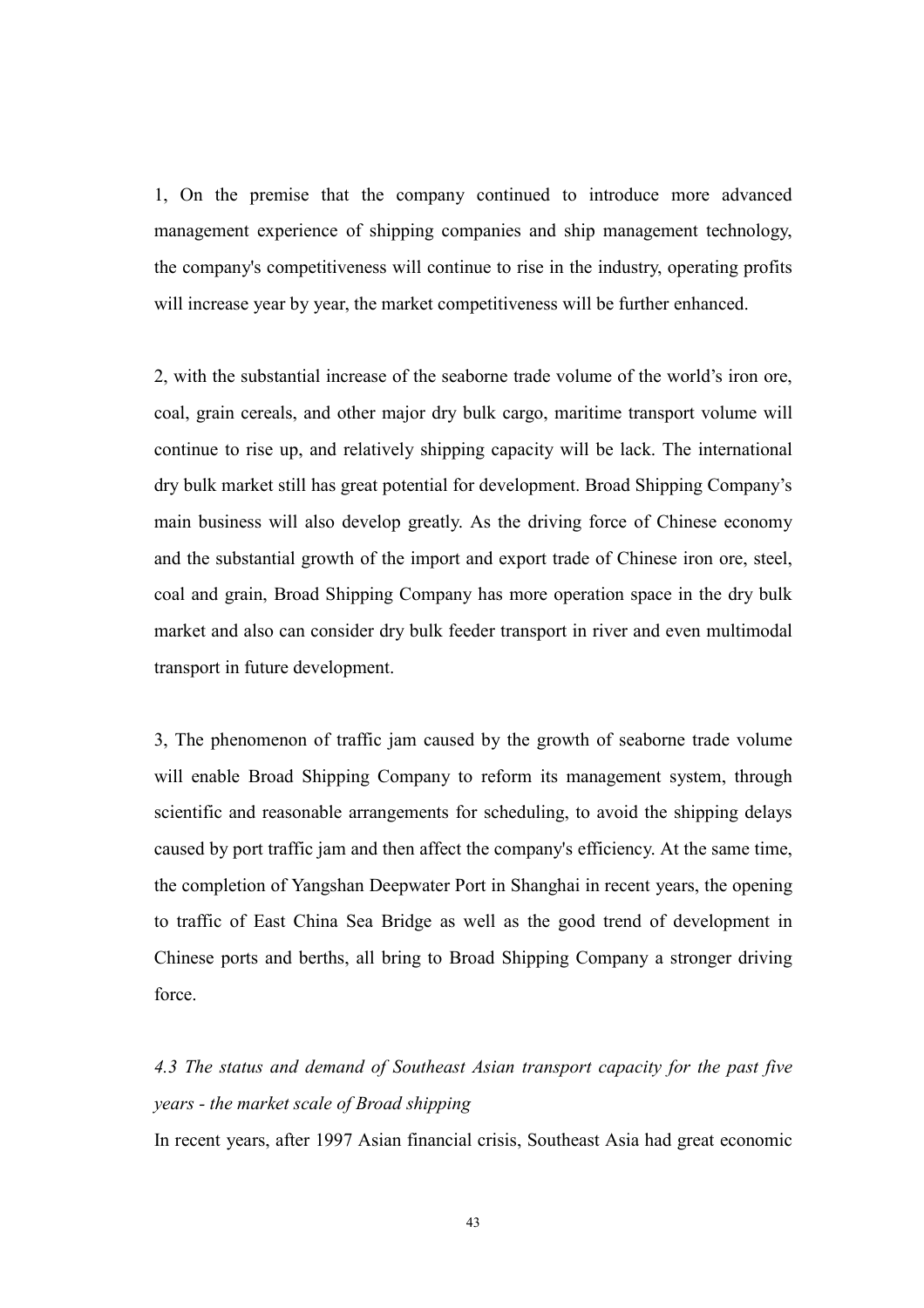1, On the premise that the company continued to introduce more advanced management experience of shipping companies and ship management technology, the company's competitiveness will continue to rise in the industry, operating profits will increase year by year, the market competitiveness will be further enhanced.

2, with the substantial increase of the seaborne trade volume of the world's iron ore, coal, grain cereals, and other major dry bulk cargo, maritime transport volume will continue to rise up, and relatively shipping capacity will be lack. The international dry bulk market still has great potential for development. Broad Shipping Company's main business will also develop greatly. As the driving force of Chinese economy and the substantial growth of the import and export trade of Chinese iron ore, steel, coal and grain, Broad Shipping Company has more operation space in the dry bulk market and also can consider dry bulk feeder transport in river and even multimodal transport in future development.

3, The phenomenon of traffic jam caused by the growth of seaborne trade volume will enable Broad Shipping Company to reform its management system, through scientific and reasonable arrangements for scheduling, to avoid the shipping delays caused by port traffic jam and then affect the company's efficiency. At the same time, the completion of Yangshan Deepwater Port in Shanghai in recent years, the opening to traffic of East China Sea Bridge as well as the good trend of development in Chinese ports and berths, all bring to Broad Shipping Company a stronger driving force.

### *4.3 The status and demand of Southeast Asian transport capacity for the past five years - the market scale of Broad shipping*

In recent years, after 1997 Asian financial crisis, Southeast Asia had great economic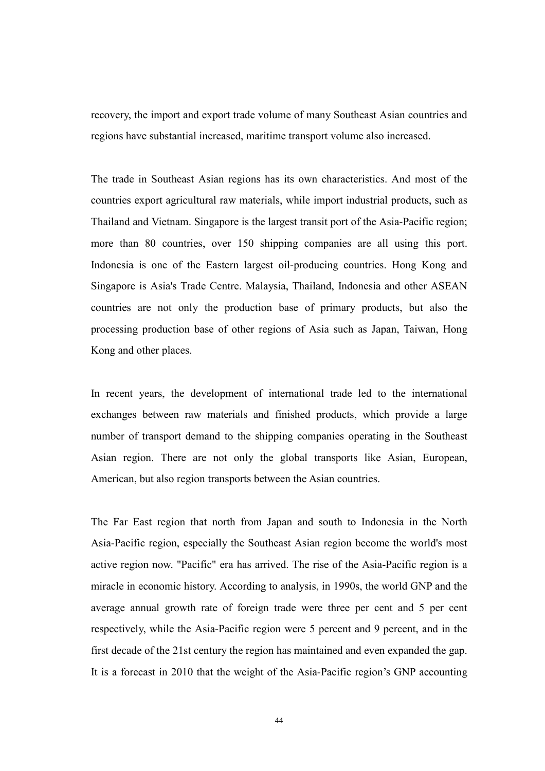recovery, the import and export trade volume of many Southeast Asian countries and regions have substantial increased, maritime transport volume also increased.

The trade in Southeast Asian regions has its own characteristics. And most of the countries export agricultural raw materials, while import industrial products, such as Thailand and Vietnam. Singapore is the largest transit port of the Asia-Pacific region; more than 80 countries, over 150 shipping companies are all using this port. Indonesia is one of the Eastern largest oil-producing countries. Hong Kong and Singapore is Asia's Trade Centre. Malaysia, Thailand, Indonesia and other ASEAN countries are not only the production base of primary products, but also the processing production base of other regions of Asia such as Japan, Taiwan, Hong Kong and other places.

In recent years, the development of international trade led to the international exchanges between raw materials and finished products, which provide a large number of transport demand to the shipping companies operating in the Southeast Asian region. There are not only the global transports like Asian, European, American, but also region transports between the Asian countries.

The Far East region that north from Japan and south to Indonesia in the North Asia-Pacific region, especially the Southeast Asian region become the world's most active region now. "Pacific" era has arrived. The rise of the Asia-Pacific region is a miracle in economic history. According to analysis, in 1990s, the world GNP and the average annual growth rate of foreign trade were three per cent and 5 per cent respectively, while the Asia-Pacific region were 5 percent and 9 percent, and in the first decade of the 21st century the region has maintained and even expanded the gap. It is a forecast in 2010 that the weight of the Asia-Pacific region's GNP accounting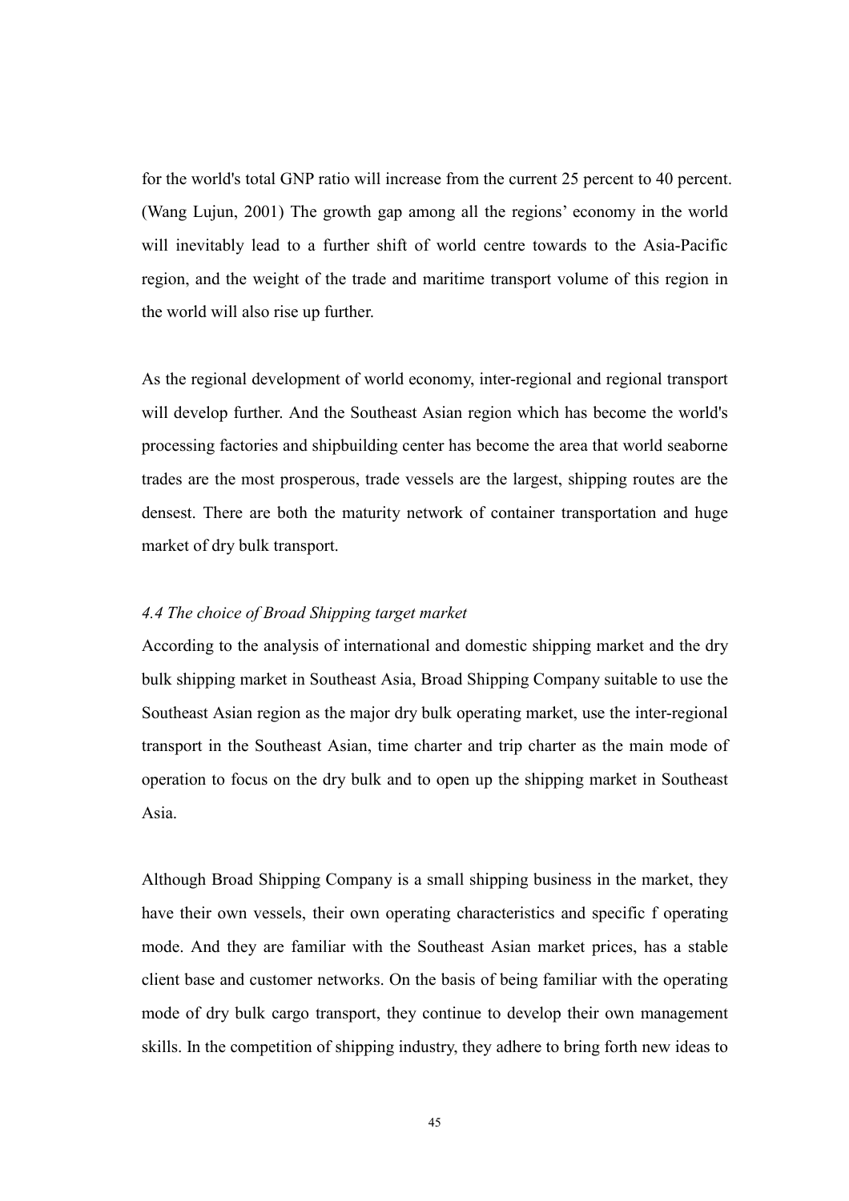for the world's total GNP ratio will increase from the current 25 percent to 40 percent. (Wang Lujun, 2001) The growth gap among all the regions' economy in the world will inevitably lead to a further shift of world centre towards to the Asia-Pacific region, and the weight of the trade and maritime transport volume of this region in the world will also rise up further.

As the regional development of world economy, inter-regional and regional transport will develop further. And the Southeast Asian region which has become the world's processing factories and shipbuilding center has become the area that world seaborne trades are the most prosperous, trade vessels are the largest, shipping routes are the densest. There are both the maturity network of container transportation and huge market of dry bulk transport.

### *4.4 The choice of Broad Shipping target market*

According to the analysis of international and domestic shipping market and the dry bulk shipping market in Southeast Asia, Broad Shipping Company suitable to use the Southeast Asian region as the major dry bulk operating market, use the inter-regional transport in the Southeast Asian, time charter and trip charter as the main mode of operation to focus on the dry bulk and to open up the shipping market in Southeast Asia.

Although Broad Shipping Company is a small shipping business in the market, they have their own vessels, their own operating characteristics and specific f operating mode. And they are familiar with the Southeast Asian market prices, has a stable client base and customer networks. On the basis of being familiar with the operating mode of dry bulk cargo transport, they continue to develop their own management skills. In the competition of shipping industry, they adhere to bring forth new ideas to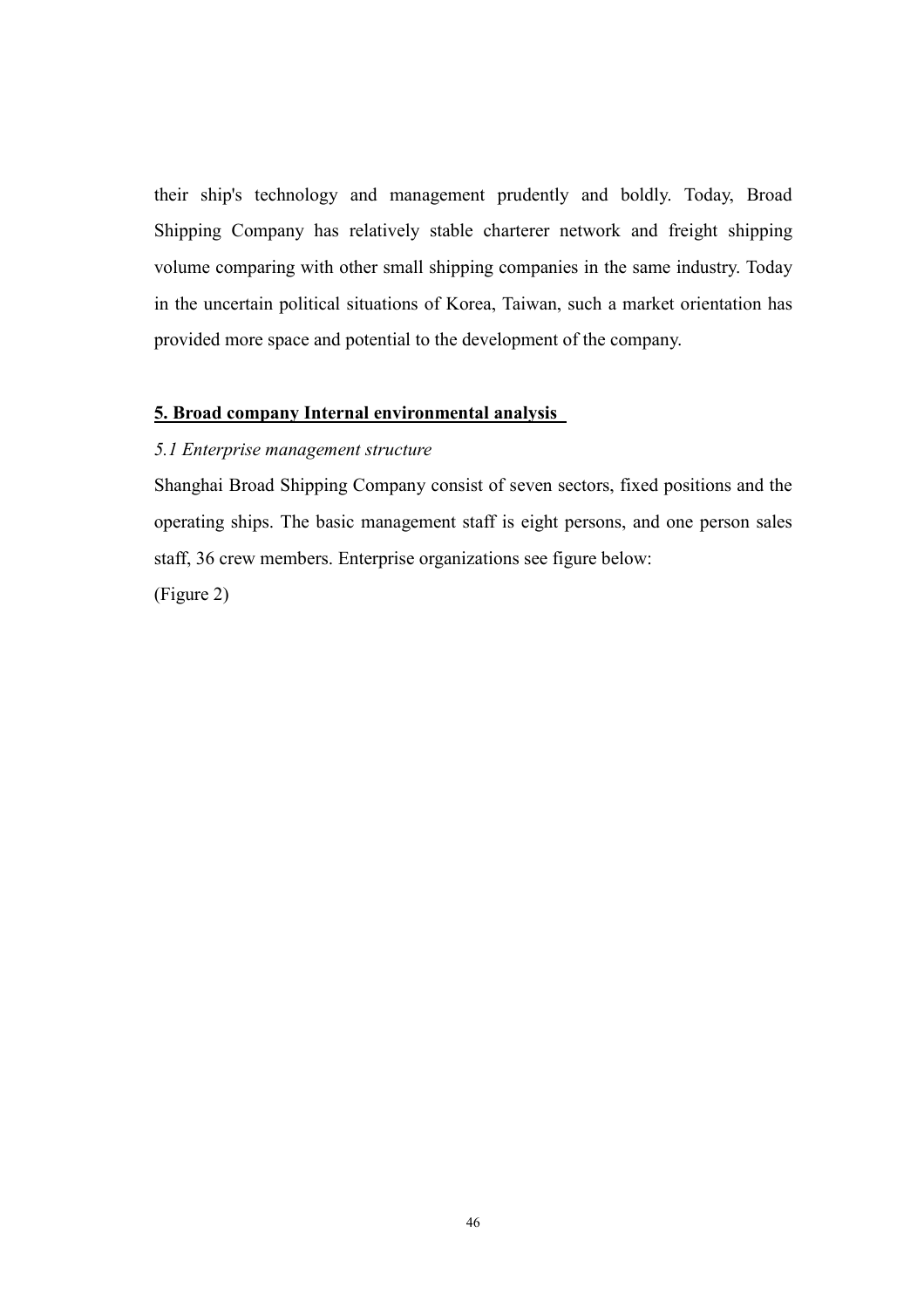their ship's technology and management prudently and boldly. Today, Broad Shipping Company has relatively stable charterer network and freight shipping volume comparing with other small shipping companies in the same industry. Today in the uncertain political situations of Korea, Taiwan, such a market orientation has provided more space and potential to the development of the company.

## **5. Broad company Internal environmental analysis**

### *5.1 Enterprise management structure*

Shanghai Broad Shipping Company consist of seven sectors, fixed positions and the operating ships. The basic management staff is eight persons, and one person sales staff, 36 crew members. Enterprise organizations see figure below:

(Figure 2)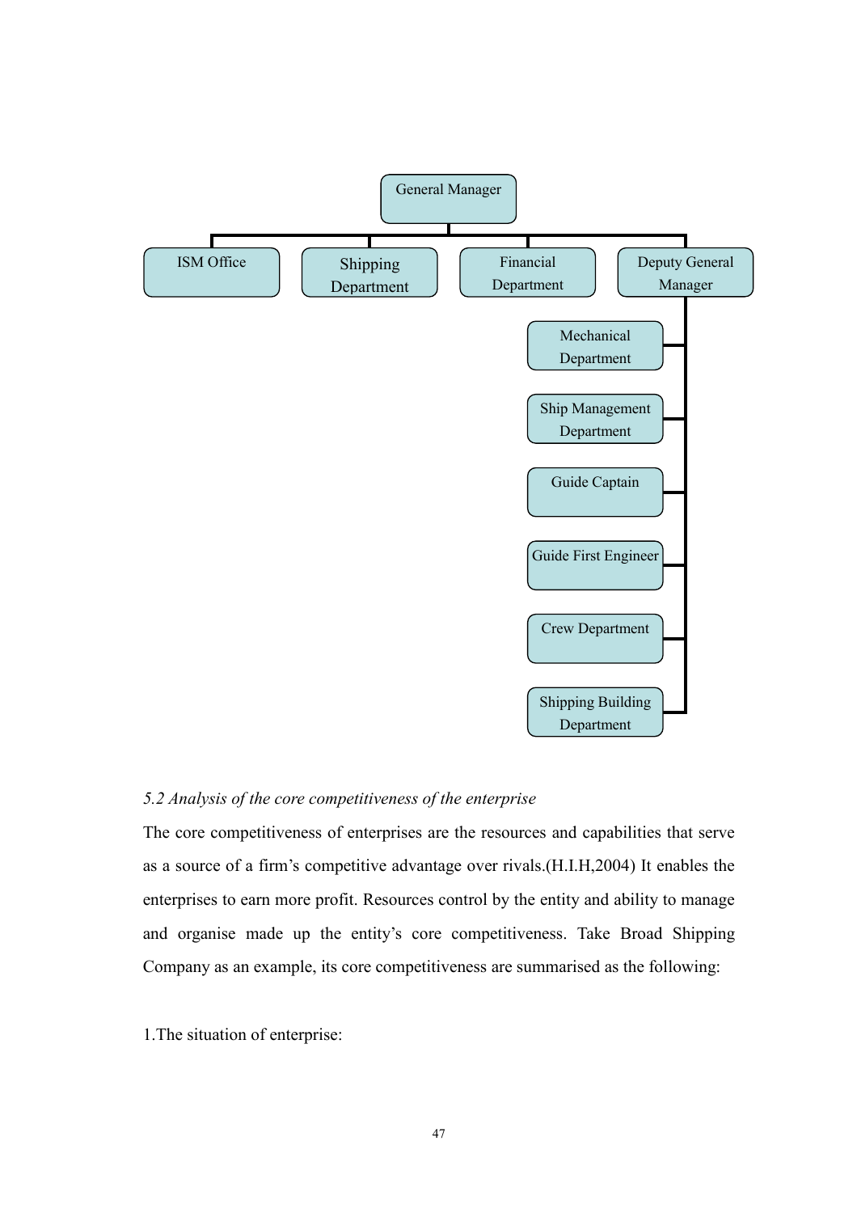General Manager

- ISM Office
- Shipping Department
- Financial Department
- Deputy General Manager
  - Mechanical Department
  - Ship Management Department
  - Guide Captain
  - Guide First Engineer
  - Crew Department
  - Shipping Building Department

*5.2 Analysis of the core competitiveness of the enterprise*

The core competitiveness of enterprises are the resources and capabilities that serve as a source of a firm's competitive advantage over rivals.(H.I.H,2004) It enables the enterprises to earn more profit. Resources control by the entity and ability to manage and organise made up the entity's core competitiveness. Take Broad Shipping Company as an example, its core competitiveness are summarised as the following:

1.The situation of enterprise: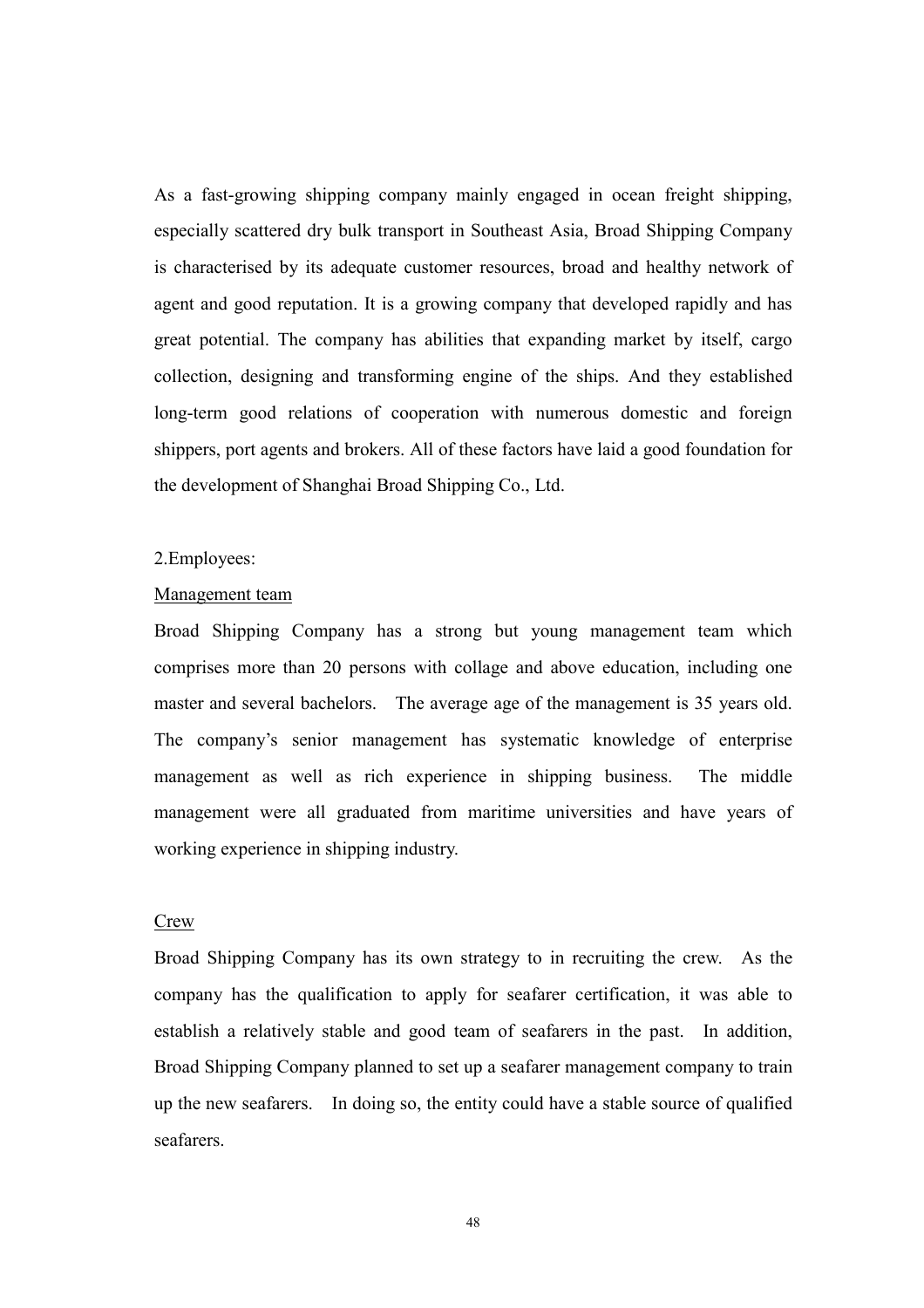As a fast-growing shipping company mainly engaged in ocean freight shipping, especially scattered dry bulk transport in Southeast Asia, Broad Shipping Company is characterised by its adequate customer resources, broad and healthy network of agent and good reputation. It is a growing company that developed rapidly and has great potential. The company has abilities that expanding market by itself, cargo collection, designing and transforming engine of the ships. And they established long-term good relations of cooperation with numerous domestic and foreign shippers, port agents and brokers. All of these factors have laid a good foundation for the development of Shanghai Broad Shipping Co., Ltd.

2.Employees:

Management team

Broad Shipping Company has a strong but young management team which comprises more than 20 persons with collage and above education, including one master and several bachelors. The average age of the management is 35 years old. The company's senior management has systematic knowledge of enterprise management as well as rich experience in shipping business. The middle management were all graduated from maritime universities and have years of working experience in shipping industry.

Crew

Broad Shipping Company has its own strategy to in recruiting the crew. As the company has the qualification to apply for seafarer certification, it was able to establish a relatively stable and good team of seafarers in the past. In addition, Broad Shipping Company planned to set up a seafarer management company to train up the new seafarers. In doing so, the entity could have a stable source of qualified seafarers.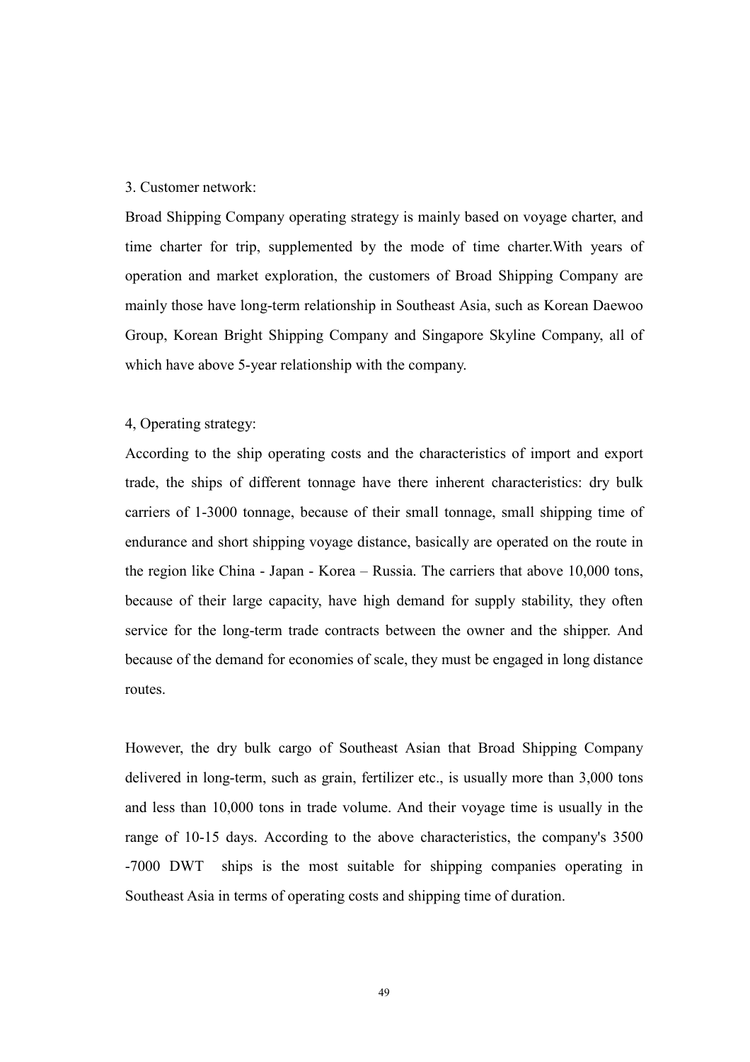3. Customer network:

Broad Shipping Company operating strategy is mainly based on voyage charter, and time charter for trip, supplemented by the mode of time charter.With years of operation and market exploration, the customers of Broad Shipping Company are mainly those have long-term relationship in Southeast Asia, such as Korean Daewoo Group, Korean Bright Shipping Company and Singapore Skyline Company, all of which have above 5-year relationship with the company.

4, Operating strategy:

According to the ship operating costs and the characteristics of import and export trade, the ships of different tonnage have there inherent characteristics: dry bulk carriers of 1-3000 tonnage, because of their small tonnage, small shipping time of endurance and short shipping voyage distance, basically are operated on the route in the region like China - Japan - Korea – Russia. The carriers that above 10,000 tons, because of their large capacity, have high demand for supply stability, they often service for the long-term trade contracts between the owner and the shipper. And because of the demand for economies of scale, they must be engaged in long distance routes.

However, the dry bulk cargo of Southeast Asian that Broad Shipping Company delivered in long-term, such as grain, fertilizer etc., is usually more than 3,000 tons and less than 10,000 tons in trade volume. And their voyage time is usually in the range of 10-15 days. According to the above characteristics, the company's 3500 -7000 DWT ships is the most suitable for shipping companies operating in Southeast Asia in terms of operating costs and shipping time of duration.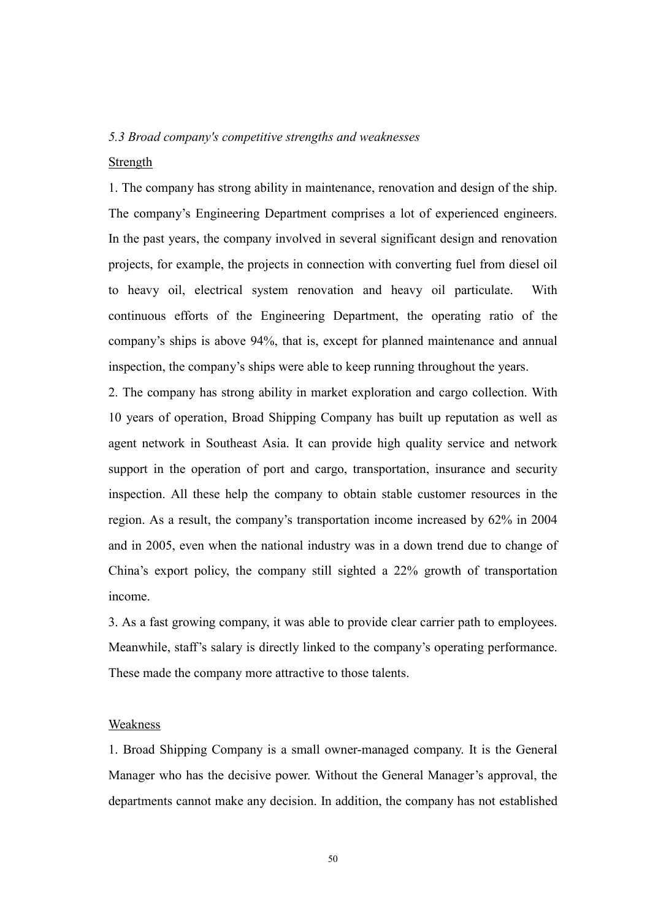### *5.3 Broad company's competitive strengths and weaknesses*

Strength

1. The company has strong ability in maintenance, renovation and design of the ship. The company's Engineering Department comprises a lot of experienced engineers. In the past years, the company involved in several significant design and renovation projects, for example, the projects in connection with converting fuel from diesel oil to heavy oil, electrical system renovation and heavy oil particulate. With continuous efforts of the Engineering Department, the operating ratio of the company's ships is above 94%, that is, except for planned maintenance and annual inspection, the company's ships were able to keep running throughout the years.

2. The company has strong ability in market exploration and cargo collection. With 10 years of operation, Broad Shipping Company has built up reputation as well as agent network in Southeast Asia. It can provide high quality service and network support in the operation of port and cargo, transportation, insurance and security inspection. All these help the company to obtain stable customer resources in the region. As a result, the company's transportation income increased by 62% in 2004 and in 2005, even when the national industry was in a down trend due to change of China's export policy, the company still sighted a 22% growth of transportation income.

3. As a fast growing company, it was able to provide clear carrier path to employees. Meanwhile, staff's salary is directly linked to the company's operating performance. These made the company more attractive to those talents.

Weakness

1. Broad Shipping Company is a small owner-managed company. It is the General Manager who has the decisive power. Without the General Manager's approval, the departments cannot make any decision. In addition, the company has not established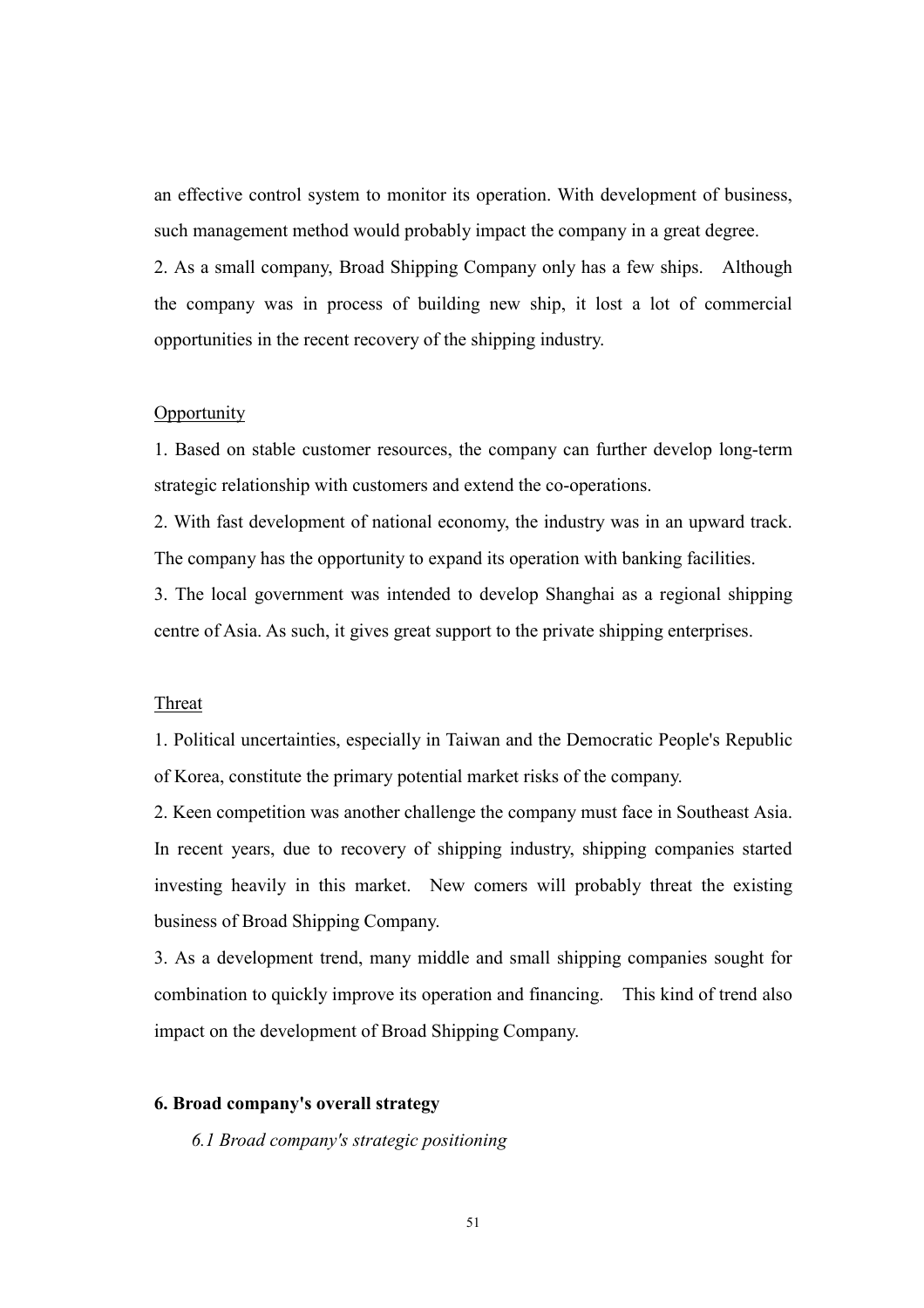an effective control system to monitor its operation. With development of business, such management method would probably impact the company in a great degree.

2. As a small company, Broad Shipping Company only has a few ships. Although the company was in process of building new ship, it lost a lot of commercial opportunities in the recent recovery of the shipping industry.

Opportunity

1. Based on stable customer resources, the company can further develop long-term strategic relationship with customers and extend the co-operations.

2. With fast development of national economy, the industry was in an upward track. The company has the opportunity to expand its operation with banking facilities.

3. The local government was intended to develop Shanghai as a regional shipping centre of Asia. As such, it gives great support to the private shipping enterprises.

Threat

1. Political uncertainties, especially in Taiwan and the Democratic People's Republic of Korea, constitute the primary potential market risks of the company.

2. Keen competition was another challenge the company must face in Southeast Asia. In recent years, due to recovery of shipping industry, shipping companies started investing heavily in this market. New comers will probably threat the existing business of Broad Shipping Company.

3. As a development trend, many middle and small shipping companies sought for combination to quickly improve its operation and financing. This kind of trend also impact on the development of Broad Shipping Company.

## 6. Broad company's overall strategy

### *6.1 Broad company's strategic positioning*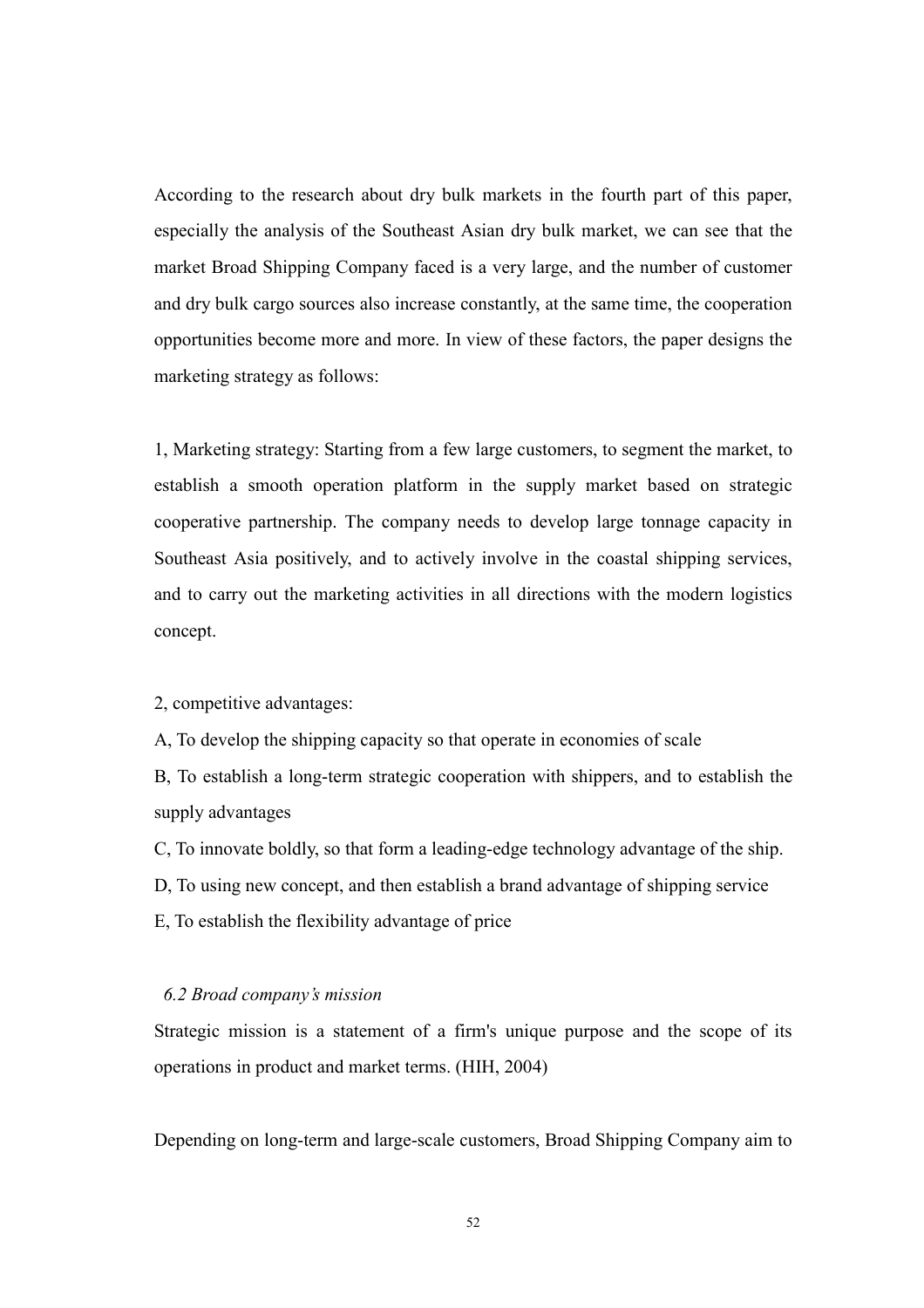According to the research about dry bulk markets in the fourth part of this paper, especially the analysis of the Southeast Asian dry bulk market, we can see that the market Broad Shipping Company faced is a very large, and the number of customer and dry bulk cargo sources also increase constantly, at the same time, the cooperation opportunities become more and more. In view of these factors, the paper designs the marketing strategy as follows:

1, Marketing strategy: Starting from a few large customers, to segment the market, to establish a smooth operation platform in the supply market based on strategic cooperative partnership. The company needs to develop large tonnage capacity in Southeast Asia positively, and to actively involve in the coastal shipping services, and to carry out the marketing activities in all directions with the modern logistics concept.

2, competitive advantages:

A, To develop the shipping capacity so that operate in economies of scale

B, To establish a long-term strategic cooperation with shippers, and to establish the supply advantages

C, To innovate boldly, so that form a leading-edge technology advantage of the ship.

D, To using new concept, and then establish a brand advantage of shipping service

E, To establish the flexibility advantage of price

### *6.2 Broad company's mission*

Strategic mission is a statement of a firm's unique purpose and the scope of its operations in product and market terms. (HIH, 2004)

Depending on long-term and large-scale customers, Broad Shipping Company aim to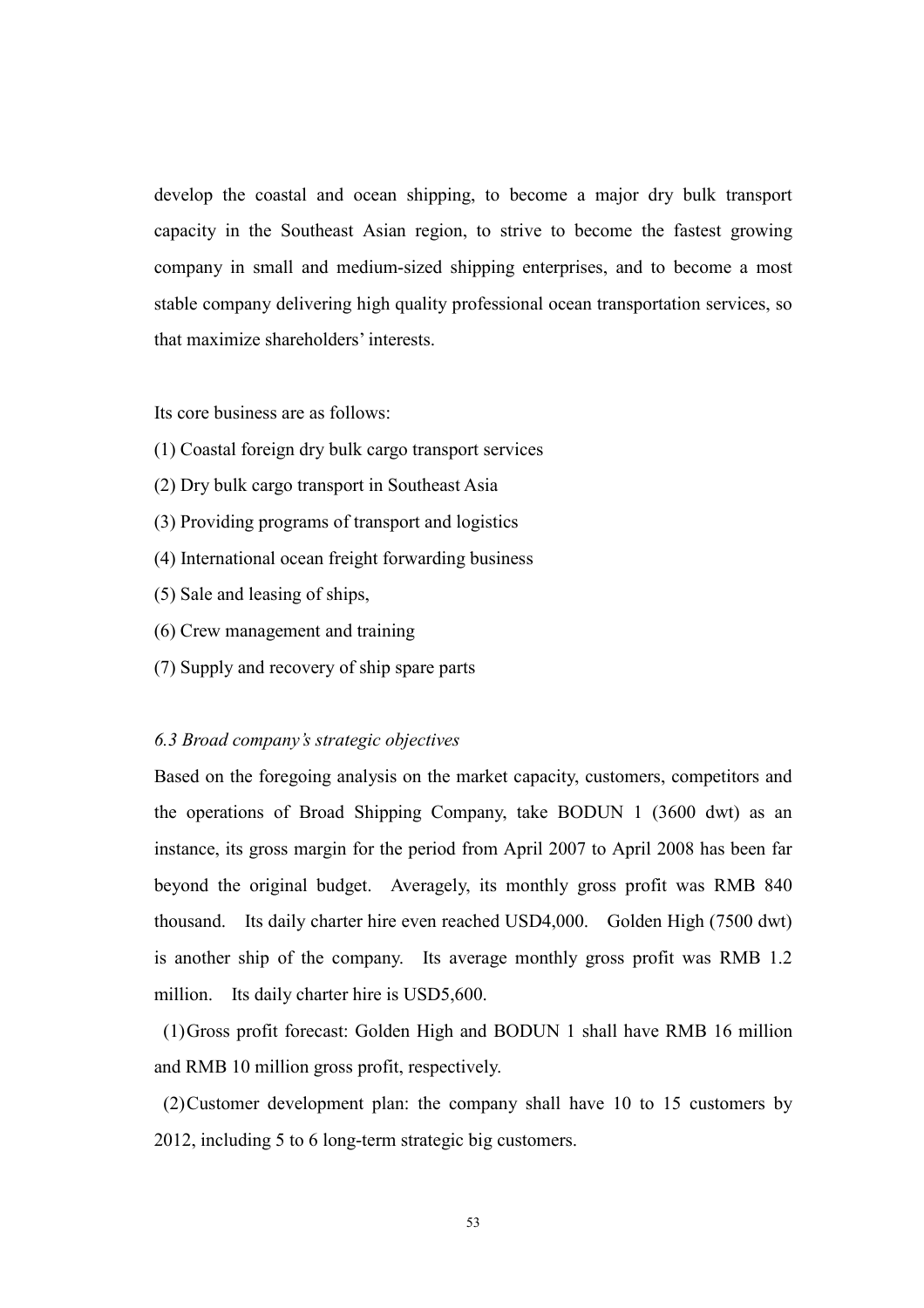develop the coastal and ocean shipping, to become a major dry bulk transport capacity in the Southeast Asian region, to strive to become the fastest growing company in small and medium-sized shipping enterprises, and to become a most stable company delivering high quality professional ocean transportation services, so that maximize shareholders' interests.

Its core business are as follows:

(1) Coastal foreign dry bulk cargo transport services

(2) Dry bulk cargo transport in Southeast Asia

(3) Providing programs of transport and logistics

(4) International ocean freight forwarding business

(5) Sale and leasing of ships,

(6) Crew management and training

(7) Supply and recovery of ship spare parts

### *6.3 Broad company's strategic objectives*

Based on the foregoing analysis on the market capacity, customers, competitors and the operations of Broad Shipping Company, take BODUN 1 (3600 dwt) as an instance, its gross margin for the period from April 2007 to April 2008 has been far beyond the original budget. Averagely, its monthly gross profit was RMB 840 thousand. Its daily charter hire even reached USD4,000. Golden High (7500 dwt) is another ship of the company. Its average monthly gross profit was RMB 1.2 million. Its daily charter hire is USD5,600.

(1) Gross profit forecast: Golden High and BODUN 1 shall have RMB 16 million and RMB 10 million gross profit, respectively.

(2) Customer development plan: the company shall have 10 to 15 customers by 2012, including 5 to 6 long-term strategic big customers.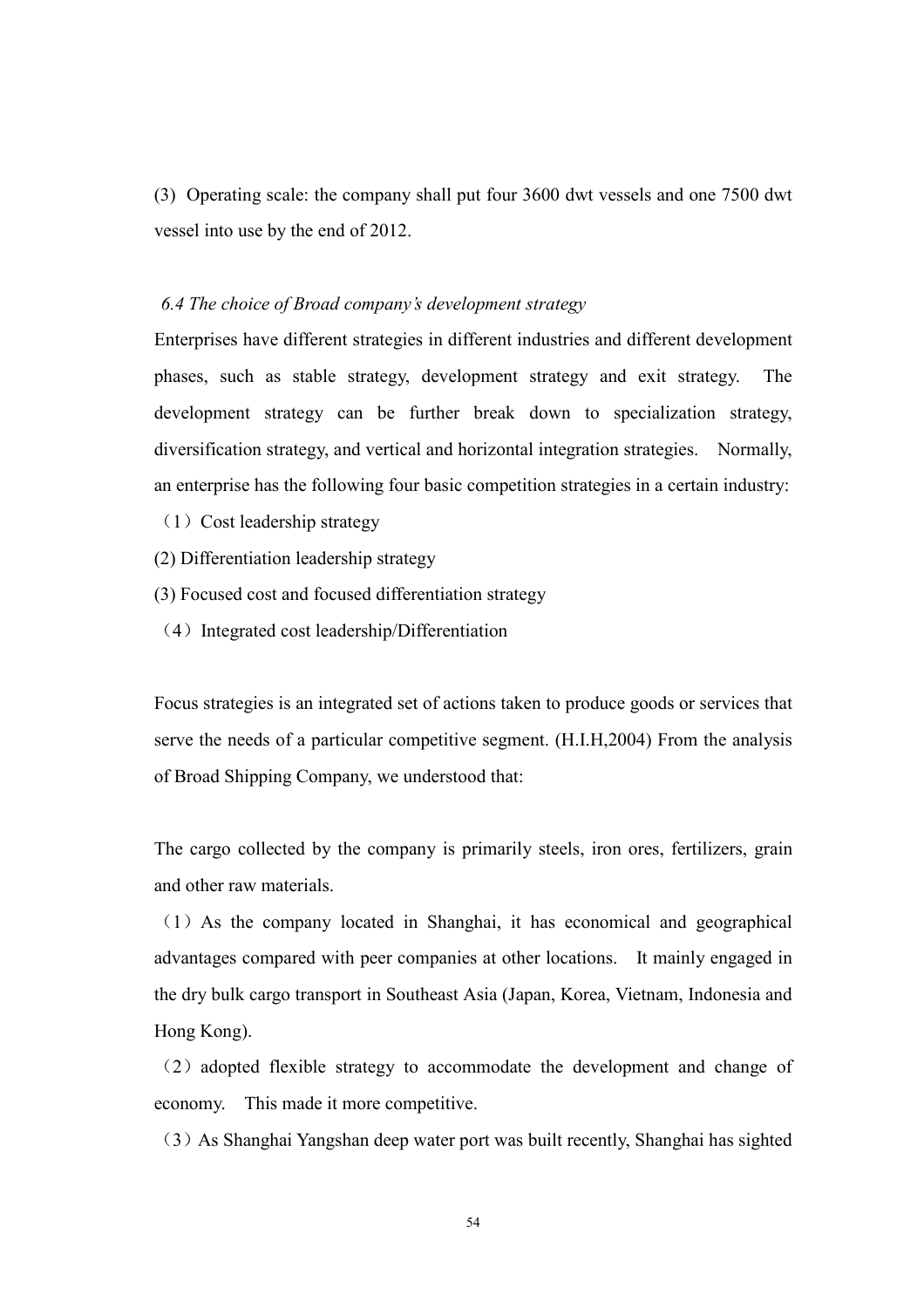(3) Operating scale: the company shall put four 3600 dwt vessels and one 7500 dwt vessel into use by the end of 2012.

### *6.4 The choice of Broad company's development strategy*

Enterprises have different strategies in different industries and different development phases, such as stable strategy, development strategy and exit strategy. The development strategy can be further break down to specialization strategy, diversification strategy, and vertical and horizontal integration strategies. Normally, an enterprise has the following four basic competition strategies in a certain industry:

（1）Cost leadership strategy

(2) Differentiation leadership strategy

(3) Focused cost and focused differentiation strategy

（4）Integrated cost leadership/Differentiation

Focus strategies is an integrated set of actions taken to produce goods or services that serve the needs of a particular competitive segment. (H.I.H,2004) From the analysis of Broad Shipping Company, we understood that:

The cargo collected by the company is primarily steels, iron ores, fertilizers, grain and other raw materials.

（1）As the company located in Shanghai, it has economical and geographical advantages compared with peer companies at other locations. It mainly engaged in the dry bulk cargo transport in Southeast Asia (Japan, Korea, Vietnam, Indonesia and Hong Kong).

（2）adopted flexible strategy to accommodate the development and change of economy. This made it more competitive.

（3）As Shanghai Yangshan deep water port was built recently, Shanghai has sighted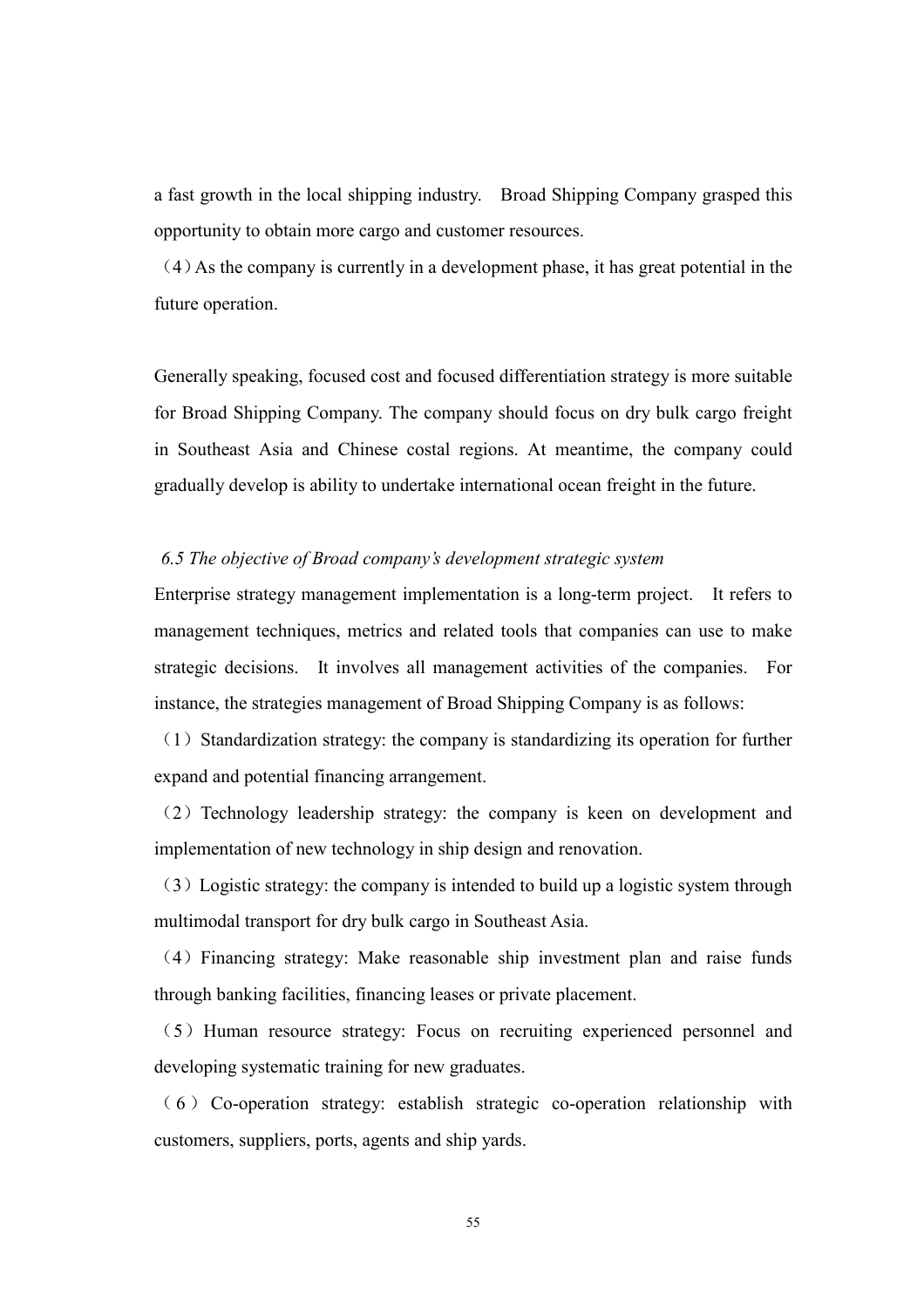a fast growth in the local shipping industry. Broad Shipping Company grasped this opportunity to obtain more cargo and customer resources.

（4）As the company is currently in a development phase, it has great potential in the future operation.

Generally speaking, focused cost and focused differentiation strategy is more suitable for Broad Shipping Company. The company should focus on dry bulk cargo freight in Southeast Asia and Chinese costal regions. At meantime, the company could gradually develop is ability to undertake international ocean freight in the future.

### *6.5 The objective of Broad company's development strategic system*

Enterprise strategy management implementation is a long-term project. It refers to management techniques, metrics and related tools that companies can use to make strategic decisions. It involves all management activities of the companies. For instance, the strategies management of Broad Shipping Company is as follows:

（1）Standardization strategy: the company is standardizing its operation for further expand and potential financing arrangement.

（2）Technology leadership strategy: the company is keen on development and implementation of new technology in ship design and renovation.

（3）Logistic strategy: the company is intended to build up a logistic system through multimodal transport for dry bulk cargo in Southeast Asia.

（4）Financing strategy: Make reasonable ship investment plan and raise funds through banking facilities, financing leases or private placement.

（5）Human resource strategy: Focus on recruiting experienced personnel and developing systematic training for new graduates.

（6）Co-operation strategy: establish strategic co-operation relationship with customers, suppliers, ports, agents and ship yards.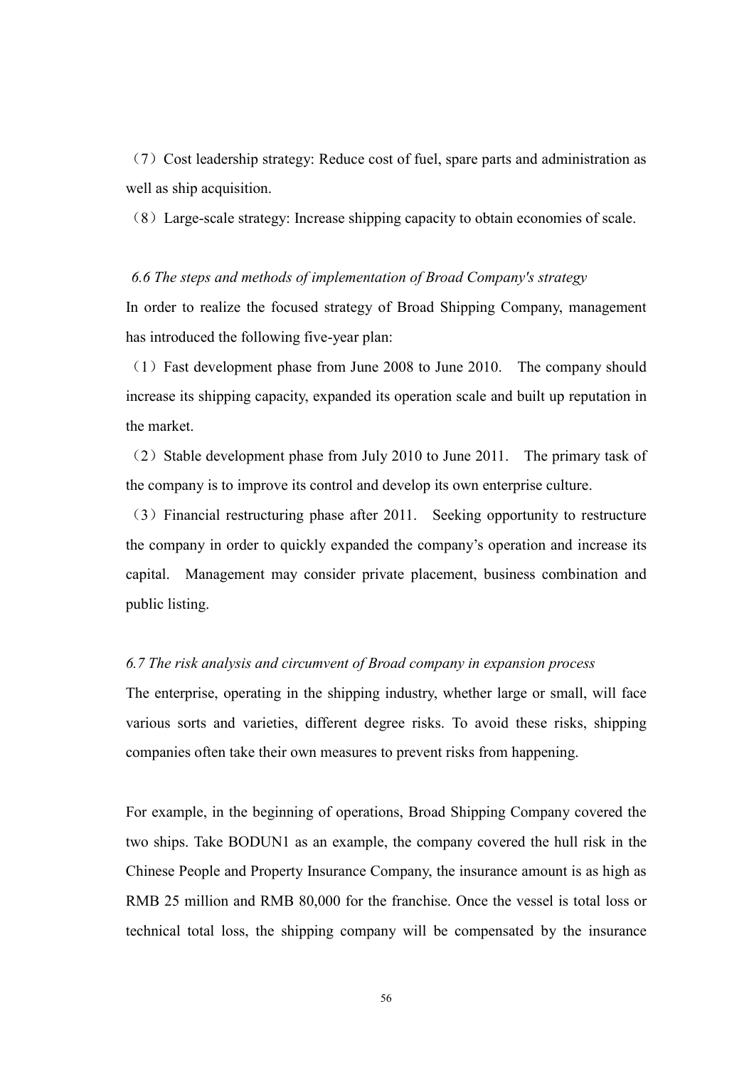（7）Cost leadership strategy: Reduce cost of fuel, spare parts and administration as well as ship acquisition.

（8）Large-scale strategy: Increase shipping capacity to obtain economies of scale.

### *6.6 The steps and methods of implementation of Broad Company's strategy*

In order to realize the focused strategy of Broad Shipping Company, management has introduced the following five-year plan:

（1）Fast development phase from June 2008 to June 2010. The company should increase its shipping capacity, expanded its operation scale and built up reputation in the market.

（2）Stable development phase from July 2010 to June 2011. The primary task of the company is to improve its control and develop its own enterprise culture.

（3）Financial restructuring phase after 2011. Seeking opportunity to restructure the company in order to quickly expanded the company's operation and increase its capital. Management may consider private placement, business combination and public listing.

### *6.7 The risk analysis and circumvent of Broad company in expansion process*

The enterprise, operating in the shipping industry, whether large or small, will face various sorts and varieties, different degree risks. To avoid these risks, shipping companies often take their own measures to prevent risks from happening.

For example, in the beginning of operations, Broad Shipping Company covered the two ships. Take BODUN1 as an example, the company covered the hull risk in the Chinese People and Property Insurance Company, the insurance amount is as high as RMB 25 million and RMB 80,000 for the franchise. Once the vessel is total loss or technical total loss, the shipping company will be compensated by the insurance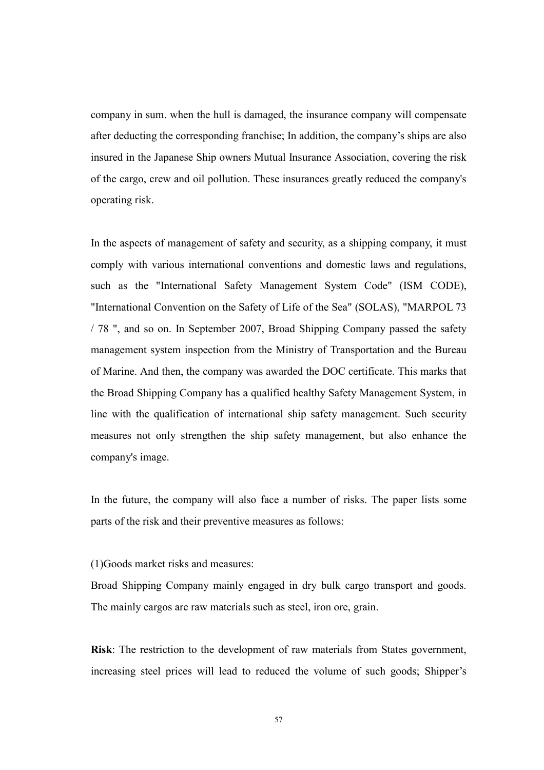company in sum. when the hull is damaged, the insurance company will compensate after deducting the corresponding franchise; In addition, the company's ships are also insured in the Japanese Ship owners Mutual Insurance Association, covering the risk of the cargo, crew and oil pollution. These insurances greatly reduced the company's operating risk.

In the aspects of management of safety and security, as a shipping company, it must comply with various international conventions and domestic laws and regulations, such as the "International Safety Management System Code" (ISM CODE), "International Convention on the Safety of Life of the Sea" (SOLAS), "MARPOL 73 / 78 ", and so on. In September 2007, Broad Shipping Company passed the safety management system inspection from the Ministry of Transportation and the Bureau of Marine. And then, the company was awarded the DOC certificate. This marks that the Broad Shipping Company has a qualified healthy Safety Management System, in line with the qualification of international ship safety management. Such security measures not only strengthen the ship safety management, but also enhance the company's image.

In the future, the company will also face a number of risks. The paper lists some parts of the risk and their preventive measures as follows:

(1)Goods market risks and measures:

Broad Shipping Company mainly engaged in dry bulk cargo transport and goods. The mainly cargos are raw materials such as steel, iron ore, grain.

**Risk**: The restriction to the development of raw materials from States government, increasing steel prices will lead to reduced the volume of such goods; Shipper's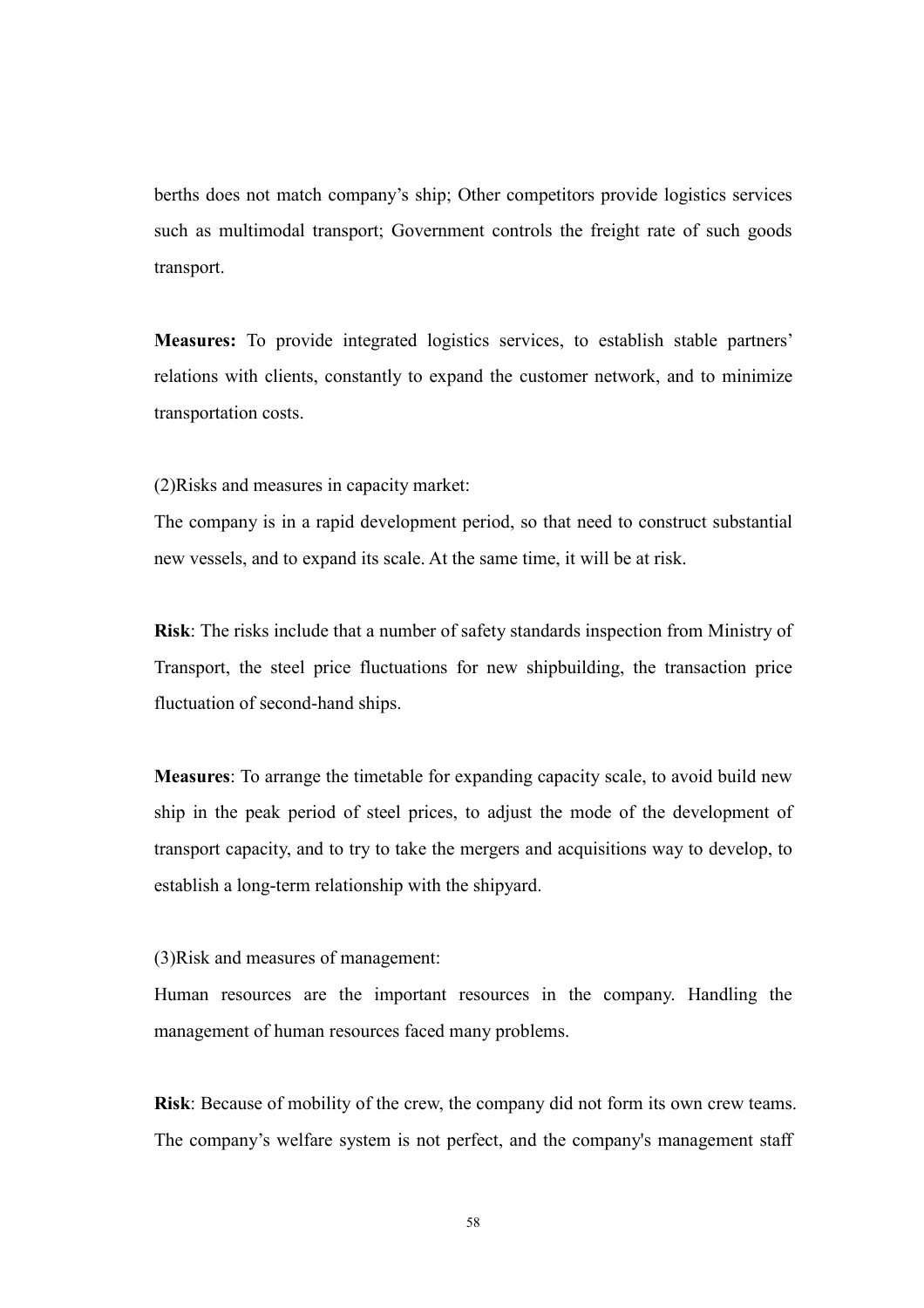berths does not match company's ship; Other competitors provide logistics services such as multimodal transport; Government controls the freight rate of such goods transport.

**Measures:** To provide integrated logistics services, to establish stable partners' relations with clients, constantly to expand the customer network, and to minimize transportation costs.

(2)Risks and measures in capacity market:

The company is in a rapid development period, so that need to construct substantial new vessels, and to expand its scale. At the same time, it will be at risk.

**Risk**: The risks include that a number of safety standards inspection from Ministry of Transport, the steel price fluctuations for new shipbuilding, the transaction price fluctuation of second-hand ships.

**Measures**: To arrange the timetable for expanding capacity scale, to avoid build new ship in the peak period of steel prices, to adjust the mode of the development of transport capacity, and to try to take the mergers and acquisitions way to develop, to establish a long-term relationship with the shipyard.

(3)Risk and measures of management:

Human resources are the important resources in the company. Handling the management of human resources faced many problems.

**Risk**: Because of mobility of the crew, the company did not form its own crew teams. The company's welfare system is not perfect, and the company's management staff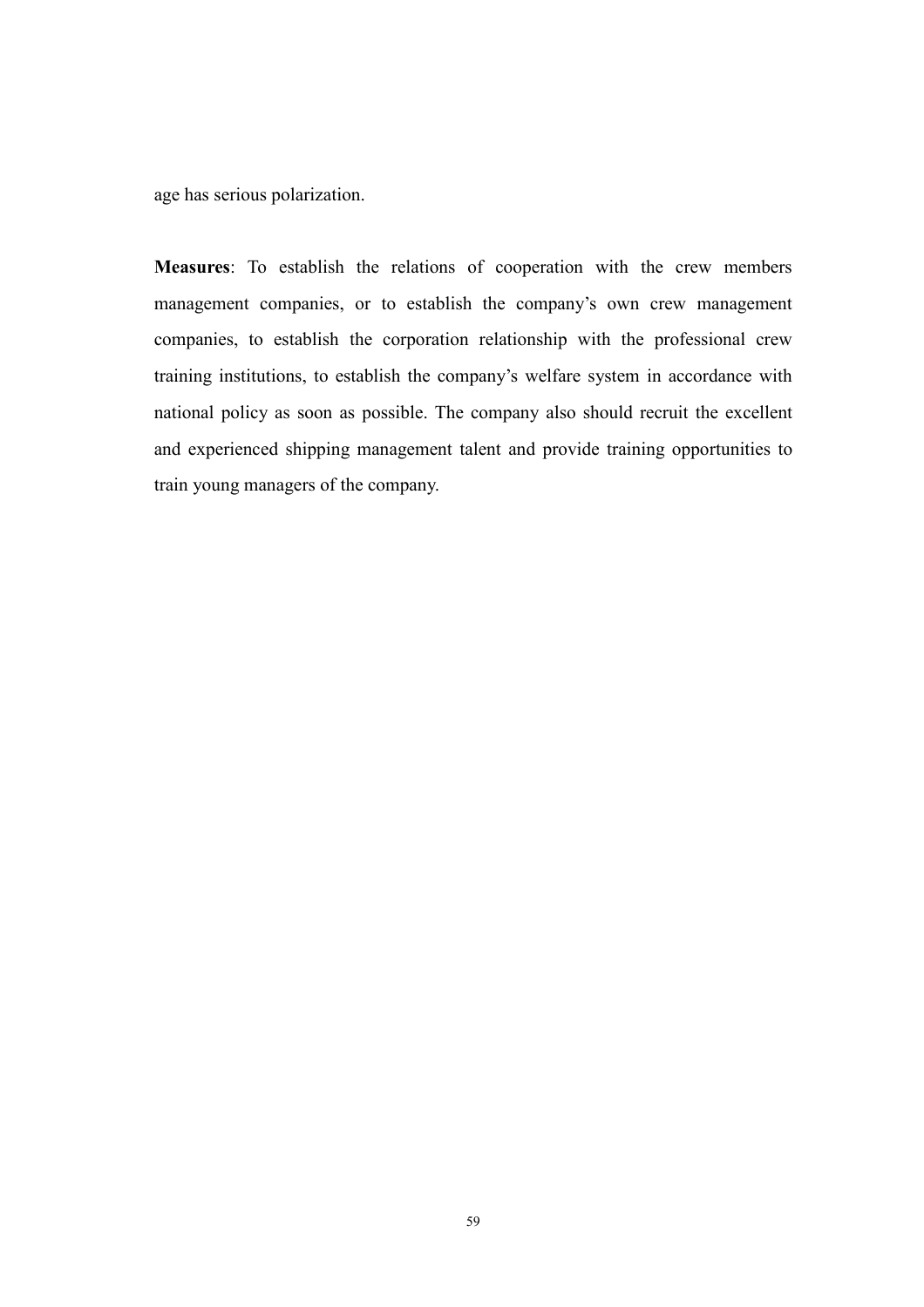age has serious polarization.

**Measures**: To establish the relations of cooperation with the crew members management companies, or to establish the company's own crew management companies, to establish the corporation relationship with the professional crew training institutions, to establish the company's welfare system in accordance with national policy as soon as possible. The company also should recruit the excellent and experienced shipping management talent and provide training opportunities to train young managers of the company.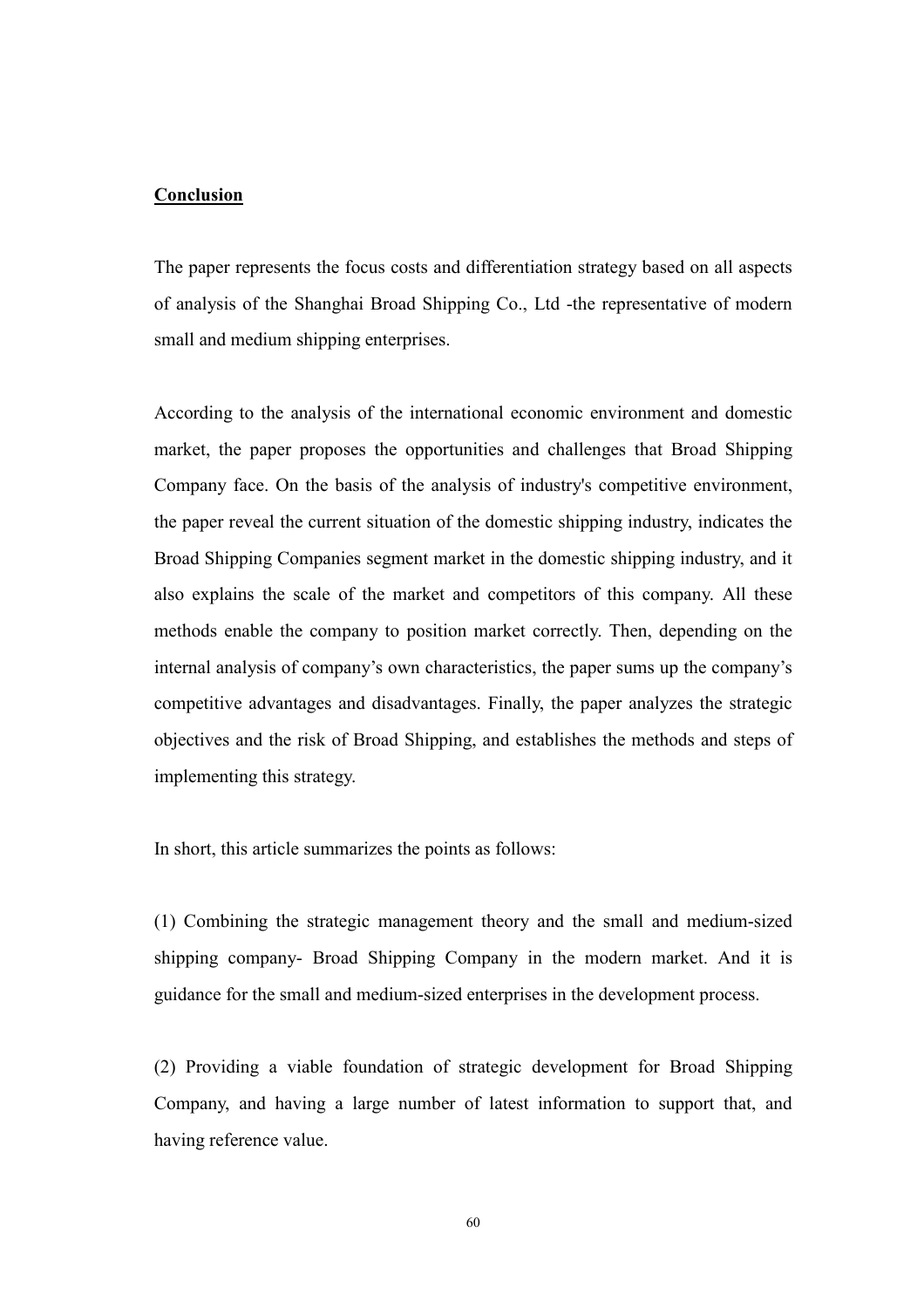## Conclusion

The paper represents the focus costs and differentiation strategy based on all aspects of analysis of the Shanghai Broad Shipping Co., Ltd -the representative of modern small and medium shipping enterprises.

According to the analysis of the international economic environment and domestic market, the paper proposes the opportunities and challenges that Broad Shipping Company face. On the basis of the analysis of industry's competitive environment, the paper reveal the current situation of the domestic shipping industry, indicates the Broad Shipping Companies segment market in the domestic shipping industry, and it also explains the scale of the market and competitors of this company. All these methods enable the company to position market correctly. Then, depending on the internal analysis of company's own characteristics, the paper sums up the company's competitive advantages and disadvantages. Finally, the paper analyzes the strategic objectives and the risk of Broad Shipping, and establishes the methods and steps of implementing this strategy.

In short, this article summarizes the points as follows:

(1) Combining the strategic management theory and the small and medium-sized shipping company- Broad Shipping Company in the modern market. And it is guidance for the small and medium-sized enterprises in the development process.

(2) Providing a viable foundation of strategic development for Broad Shipping Company, and having a large number of latest information to support that, and having reference value.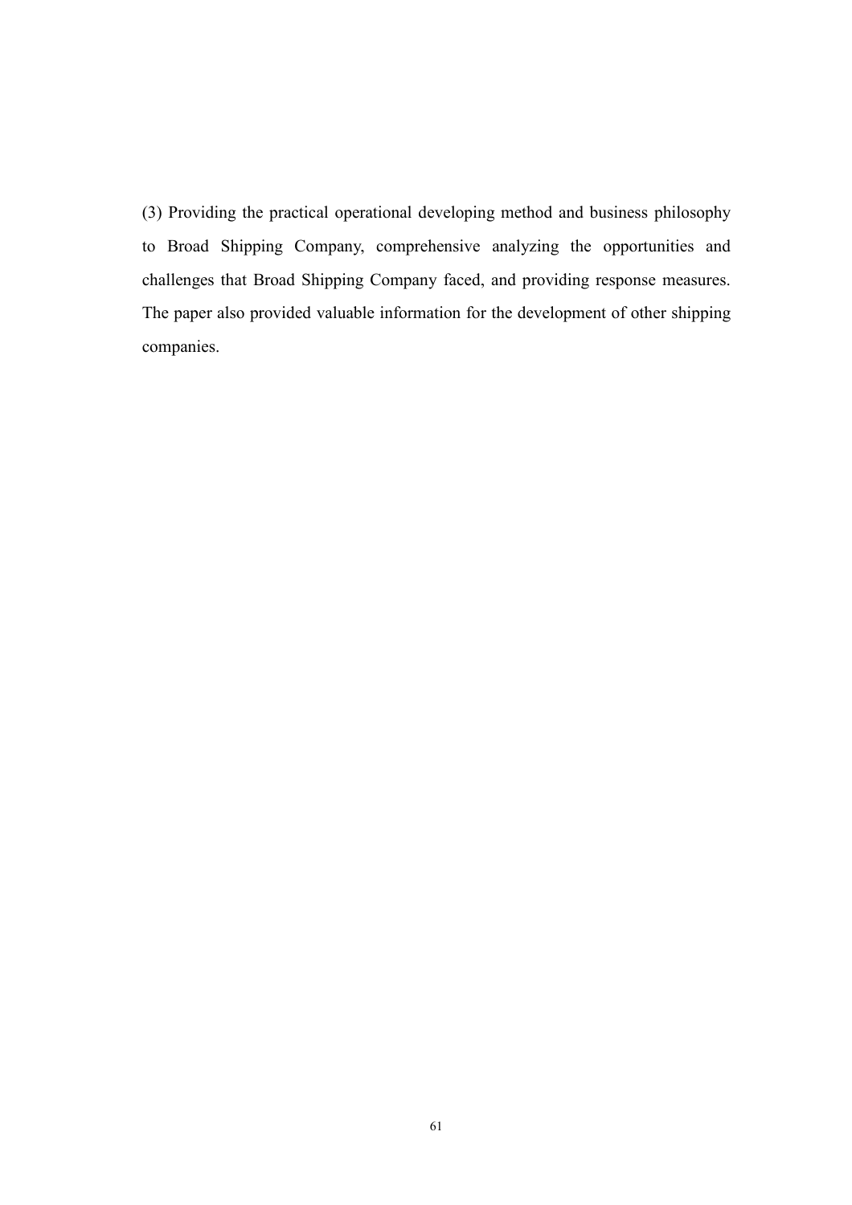(3) Providing the practical operational developing method and business philosophy to Broad Shipping Company, comprehensive analyzing the opportunities and challenges that Broad Shipping Company faced, and providing response measures. The paper also provided valuable information for the development of other shipping companies.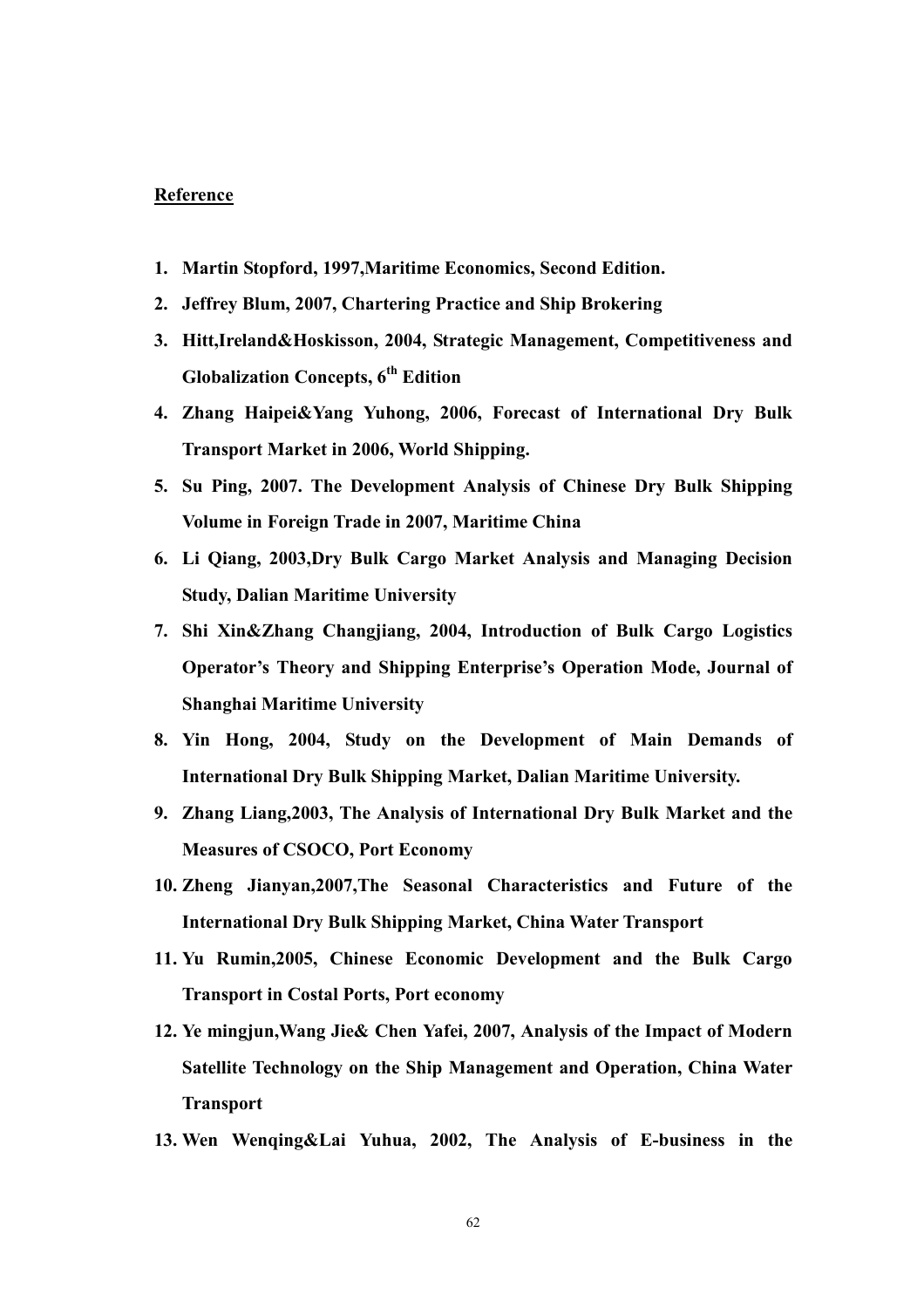**Reference**

1. **Martin Stopford, 1997,Maritime Economics, Second Edition.**
2. **Jeffrey Blum, 2007, Chartering Practice and Ship Brokering**
3. **Hitt,Ireland&Hoskisson, 2004, Strategic Management, Competitiveness and Globalization Concepts, 6th Edition**
4. **Zhang Haipei&Yang Yuhong, 2006, Forecast of International Dry Bulk Transport Market in 2006, World Shipping.**
5. **Su Ping, 2007. The Development Analysis of Chinese Dry Bulk Shipping Volume in Foreign Trade in 2007, Maritime China**
6. **Li Qiang, 2003,Dry Bulk Cargo Market Analysis and Managing Decision Study, Dalian Maritime University**
7. **Shi Xin&Zhang Changjiang, 2004, Introduction of Bulk Cargo Logistics Operator's Theory and Shipping Enterprise's Operation Mode, Journal of Shanghai Maritime University**
8. **Yin Hong, 2004, Study on the Development of Main Demands of International Dry Bulk Shipping Market, Dalian Maritime University.**
9. **Zhang Liang,2003, The Analysis of International Dry Bulk Market and the Measures of CSOCO, Port Economy**
10. **Zheng Jianyan,2007,The Seasonal Characteristics and Future of the International Dry Bulk Shipping Market, China Water Transport**
11. **Yu Rumin,2005, Chinese Economic Development and the Bulk Cargo Transport in Costal Ports, Port economy**
12. **Ye mingjun,Wang Jie& Chen Yafei, 2007, Analysis of the Impact of Modern Satellite Technology on the Ship Management and Operation, China Water Transport**
13. **Wen Wenqing&Lai Yuhua, 2002, The Analysis of E-business in the**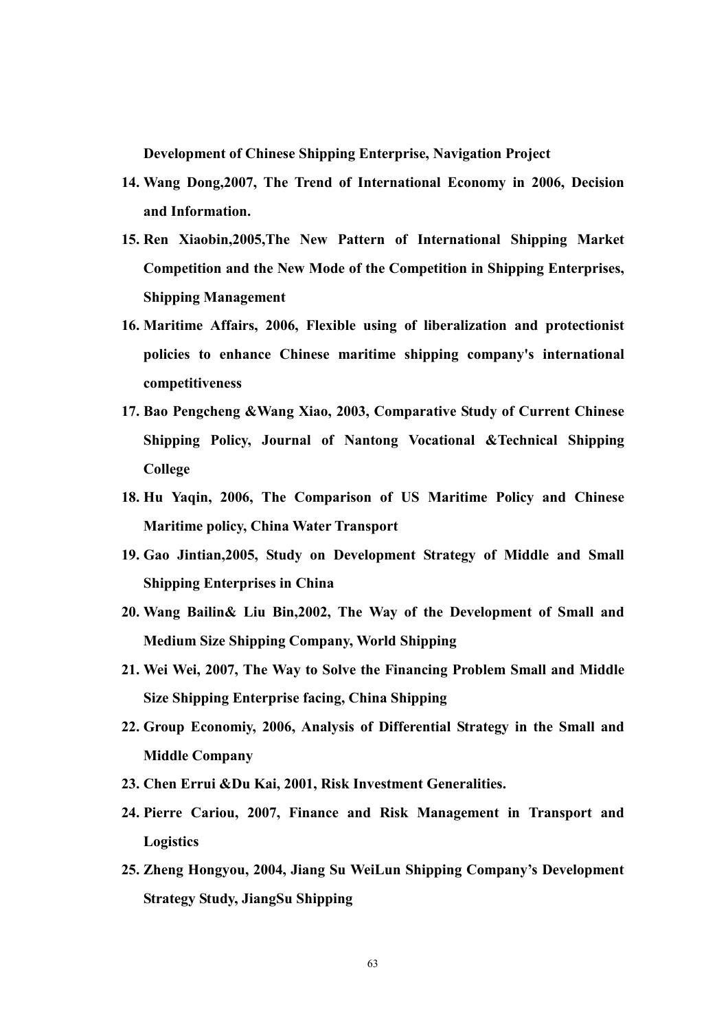**Development of Chinese Shipping Enterprise, Navigation Project**

14. **Wang Dong,2007, The Trend of International Economy in 2006, Decision and Information.**
15. **Ren Xiaobin,2005,The New Pattern of International Shipping Market Competition and the New Mode of the Competition in Shipping Enterprises, Shipping Management**
16. **Maritime Affairs, 2006, Flexible using of liberalization and protectionist policies to enhance Chinese maritime shipping company's international competitiveness**
17. **Bao Pengcheng &Wang Xiao, 2003, Comparative Study of Current Chinese Shipping Policy, Journal of Nantong Vocational &Technical Shipping College**
18. **Hu Yaqin, 2006, The Comparison of US Maritime Policy and Chinese Maritime policy, China Water Transport**
19. **Gao Jintian,2005, Study on Development Strategy of Middle and Small Shipping Enterprises in China**
20. **Wang Bailin& Liu Bin,2002, The Way of the Development of Small and Medium Size Shipping Company, World Shipping**
21. **Wei Wei, 2007, The Way to Solve the Financing Problem Small and Middle Size Shipping Enterprise facing, China Shipping**
22. **Group Economiy, 2006, Analysis of Differential Strategy in the Small and Middle Company**
23. **Chen Errui &Du Kai, 2001, Risk Investment Generalities.**
24. **Pierre Cariou, 2007, Finance and Risk Management in Transport and Logistics**
25. **Zheng Hongyou, 2004, Jiang Su WeiLun Shipping Company's Development Strategy Study, JiangSu Shipping**